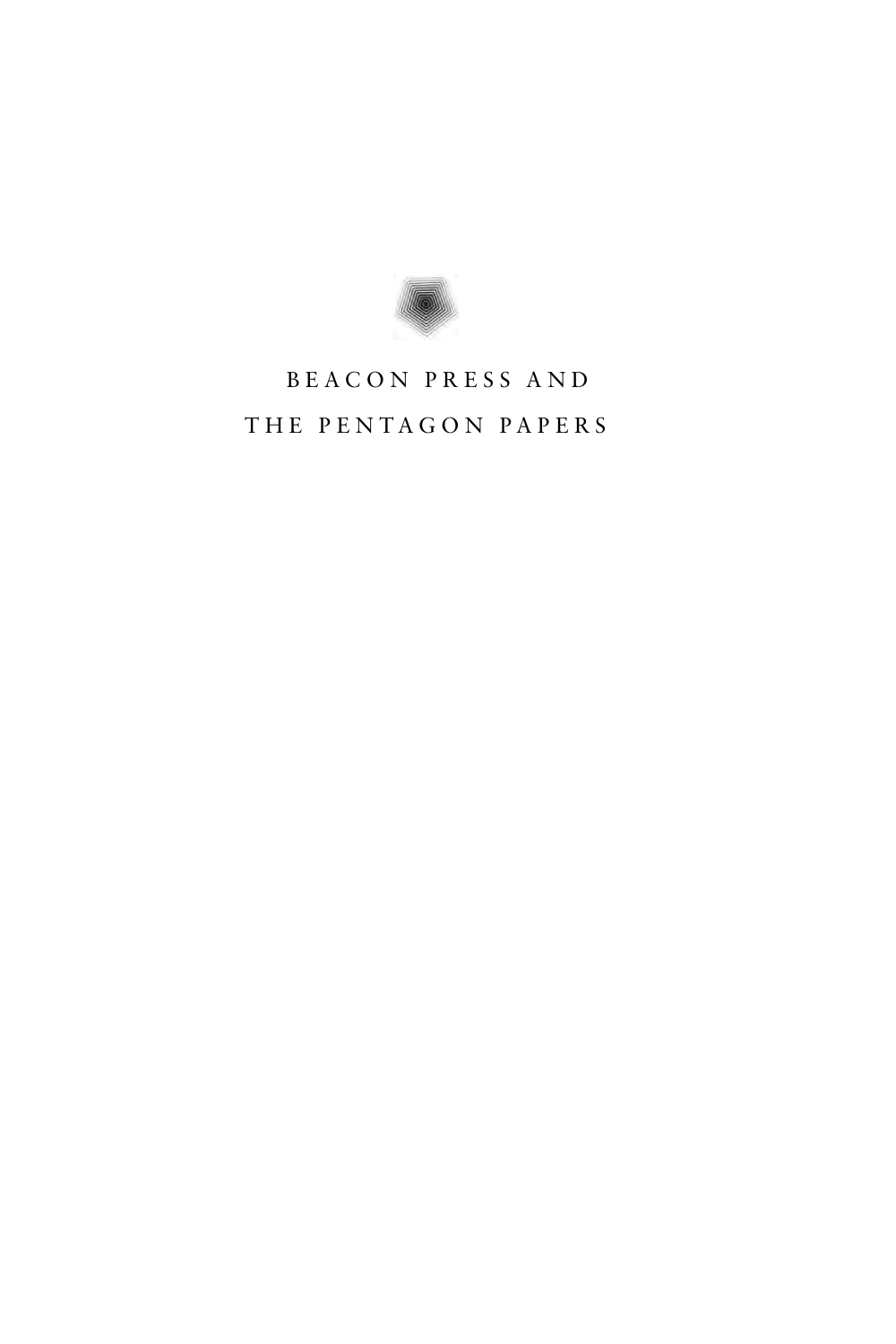# BEACON PRESS AND THE PENTAGON PAPERS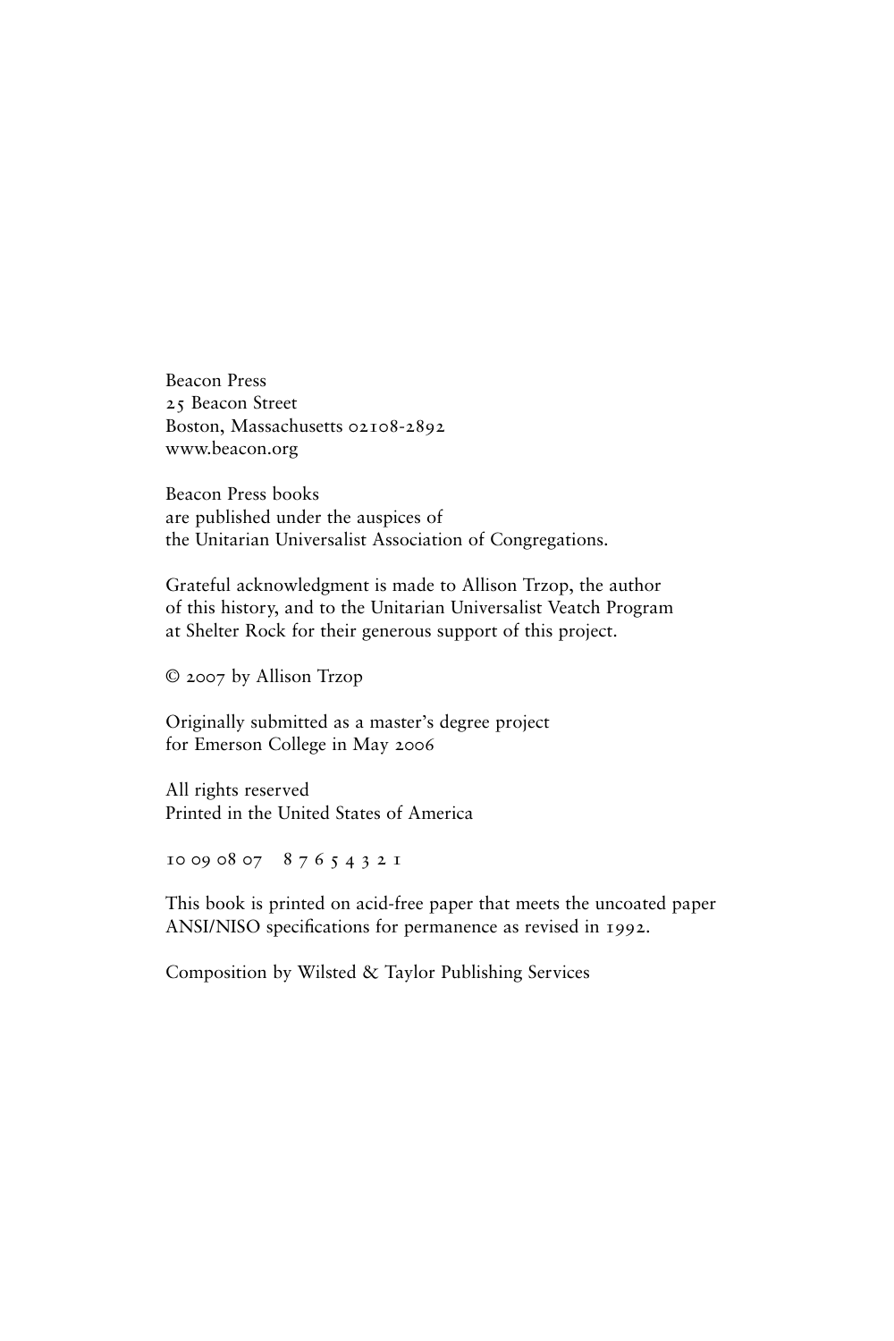Beacon Press
25 Beacon Street
Boston, Massachusetts 02108-2892
www.beacon.org

Beacon Press books
are published under the auspices of
the Unitarian Universalist Association of Congregations.

Grateful acknowledgment is made to Allison Trzop, the author
of this history, and to the Unitarian Universalist Veatch Program
at Shelter Rock for their generous support of this project.

© 2007 by Allison Trzop

Originally submitted as a master's degree project
for Emerson College in May 2006

All rights reserved
Printed in the United States of America

10 09 08 07    8 7 6 5 4 3 2 1

This book is printed on acid-free paper that meets the uncoated paper
ANSI/NISO specifications for permanence as revised in 1992.

Composition by Wilsted & Taylor Publishing Services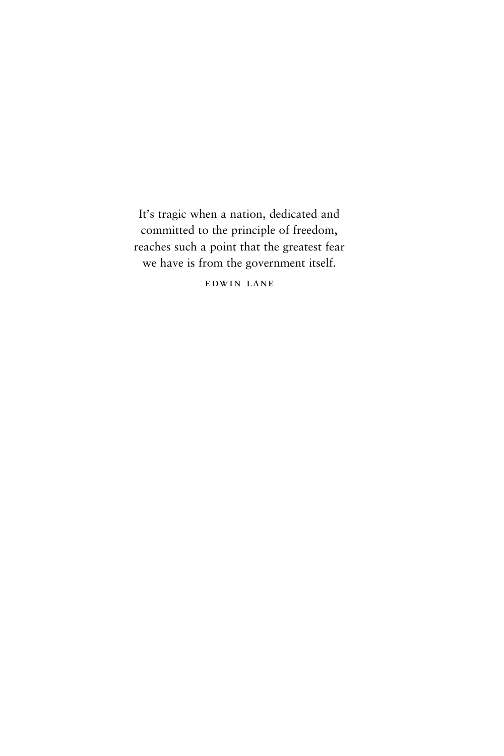It's tragic when a nation, dedicated and
committed to the principle of freedom,
reaches such a point that the greatest fear
we have is from the government itself.

EDWIN LANE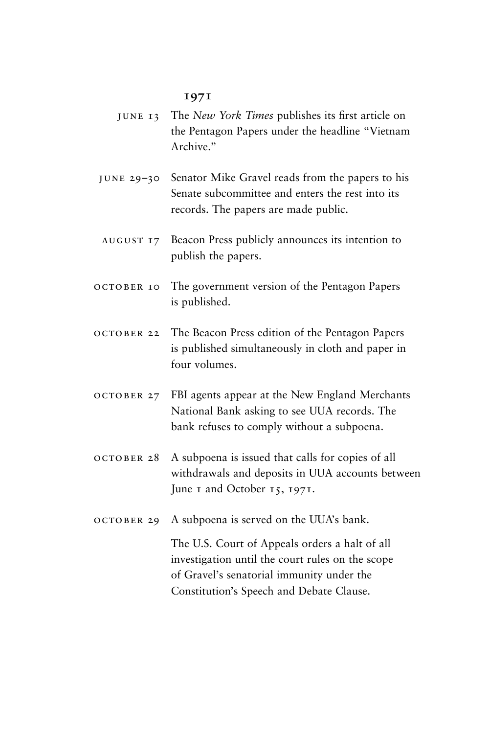## 1971

| | |
|---|---|
| JUNE 13 | The *New York Times* publishes its first article on the Pentagon Papers under the headline "Vietnam Archive." |
| JUNE 29–30 | Senator Mike Gravel reads from the papers to his Senate subcommittee and enters the rest into its records. The papers are made public. |
| AUGUST 17 | Beacon Press publicly announces its intention to publish the papers. |
| OCTOBER 10 | The government version of the Pentagon Papers is published. |
| OCTOBER 22 | The Beacon Press edition of the Pentagon Papers is published simultaneously in cloth and paper in four volumes. |
| OCTOBER 27 | FBI agents appear at the New England Merchants National Bank asking to see UUA records. The bank refuses to comply without a subpoena. |
| OCTOBER 28 | A subpoena is issued that calls for copies of all withdrawals and deposits in UUA accounts between June 1 and October 15, 1971. |
| OCTOBER 29 | A subpoena is served on the UUA's bank. |
| | The U.S. Court of Appeals orders a halt of all investigation until the court rules on the scope of Gravel's senatorial immunity under the Constitution's Speech and Debate Clause. |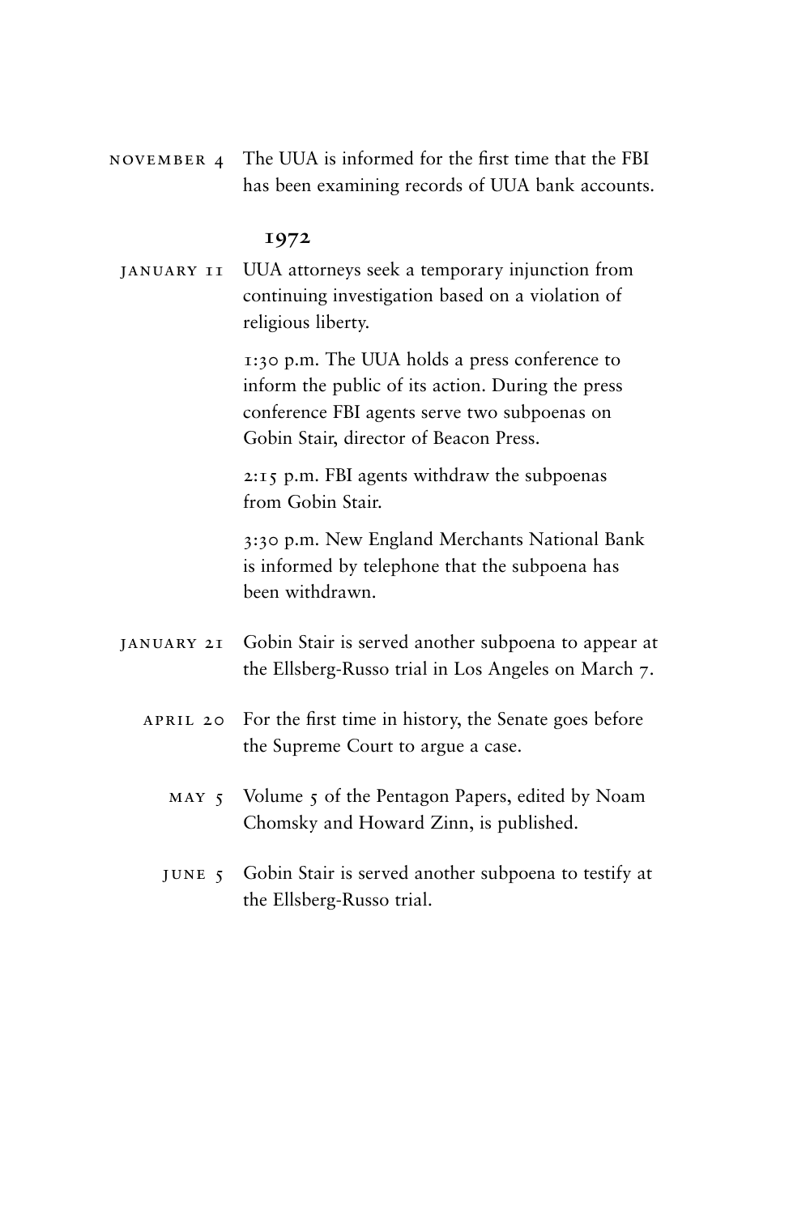NOVEMBER 4 The UUA is informed for the first time that the FBI has been examining records of UUA bank accounts.

**1972**

JANUARY 11 UUA attorneys seek a temporary injunction from continuing investigation based on a violation of religious liberty.

1:30 p.m. The UUA holds a press conference to inform the public of its action. During the press conference FBI agents serve two subpoenas on Gobin Stair, director of Beacon Press.

2:15 p.m. FBI agents withdraw the subpoenas from Gobin Stair.

3:30 p.m. New England Merchants National Bank is informed by telephone that the subpoena has been withdrawn.

JANUARY 21 Gobin Stair is served another subpoena to appear at the Ellsberg-Russo trial in Los Angeles on March 7.

APRIL 20 For the first time in history, the Senate goes before the Supreme Court to argue a case.

MAY 5 Volume 5 of the Pentagon Papers, edited by Noam Chomsky and Howard Zinn, is published.

JUNE 5 Gobin Stair is served another subpoena to testify at the Ellsberg-Russo trial.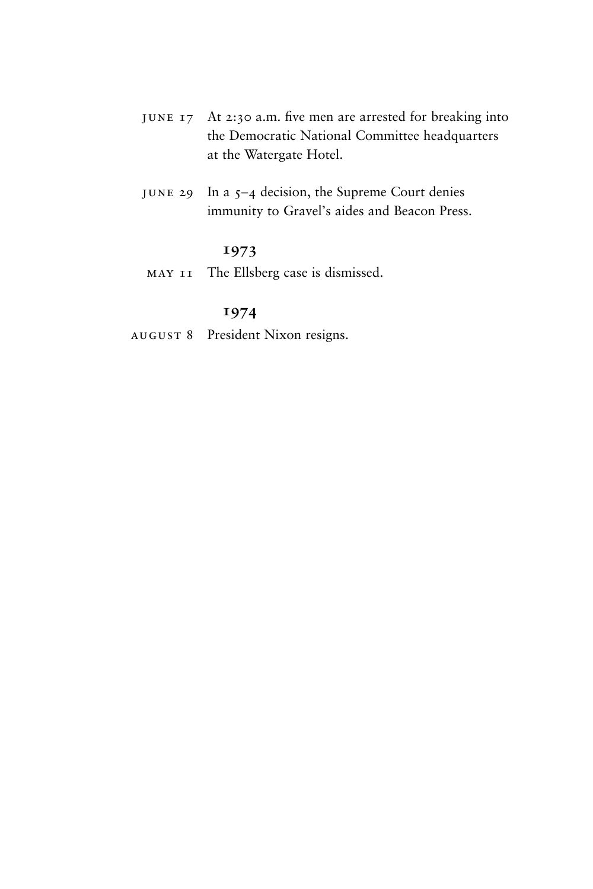JUNE 17 At 2:30 a.m. five men are arrested for breaking into the Democratic National Committee headquarters at the Watergate Hotel.

JUNE 29 In a 5–4 decision, the Supreme Court denies immunity to Gravel's aides and Beacon Press.

**1973**

MAY 11 The Ellsberg case is dismissed.

**1974**

AUGUST 8 President Nixon resigns.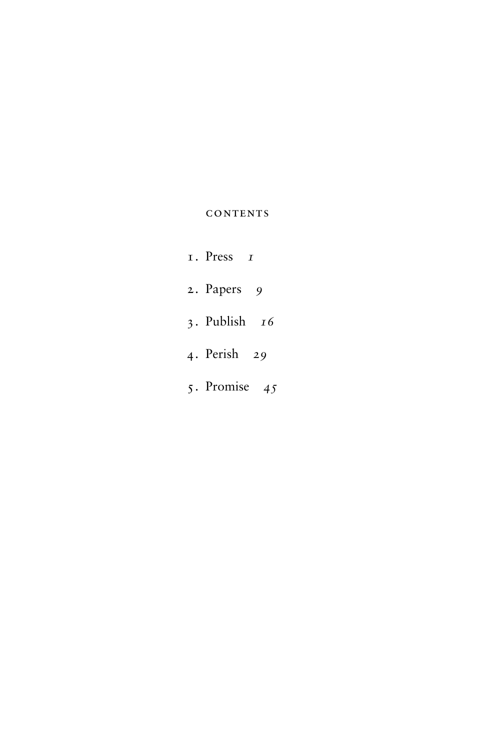# Contents

1. Press *1*
2. Papers *9*
3. Publish *16*
4. Perish *29*
5. Promise *45*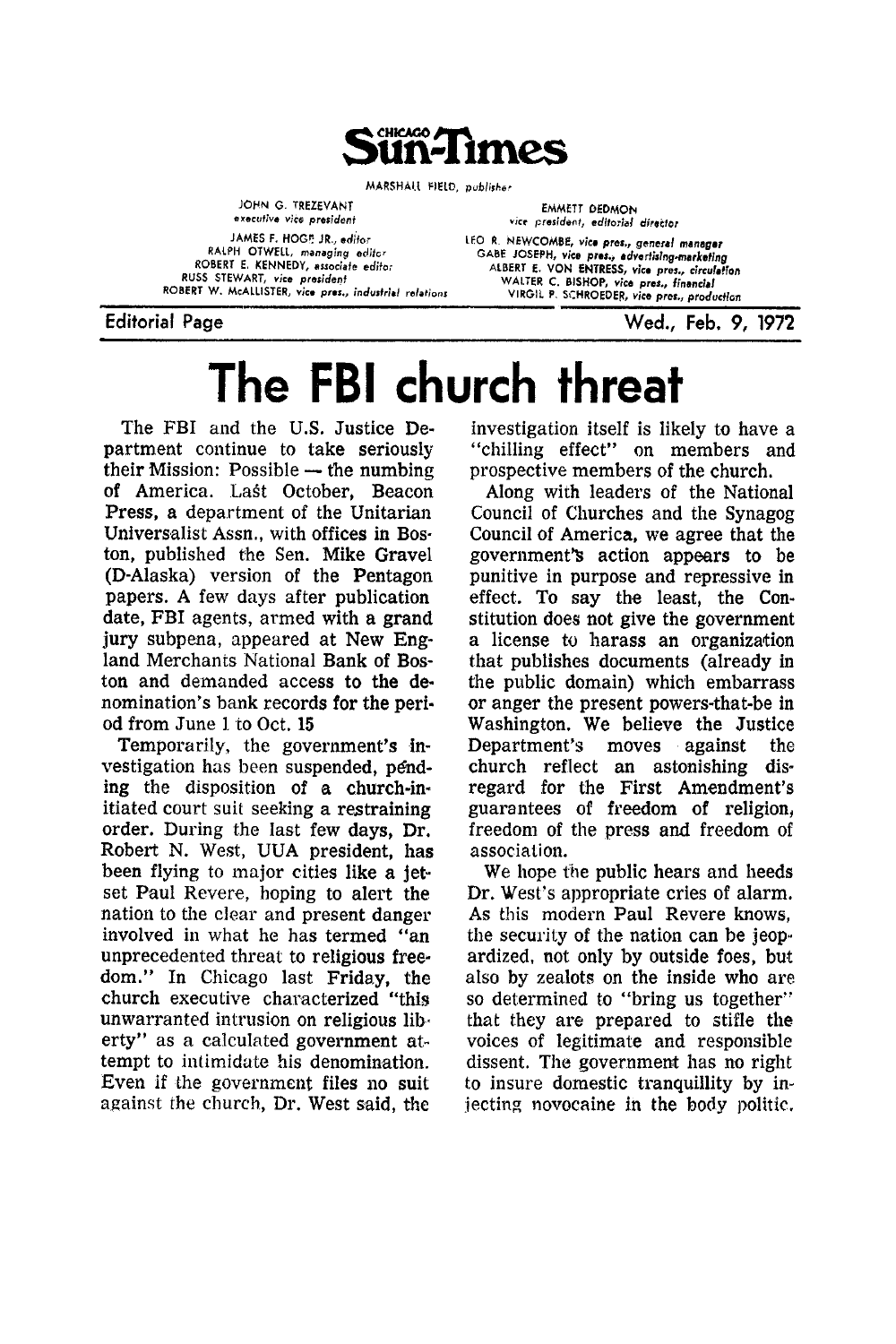# Chicago Sun-Times

MARSHALL FIELD, *publisher*

JOHN G. TREZEVANT, *executive vice president*
JAMES F. HOGE JR., *editor*
RALPH OTWELL, *managing editor*
ROBERT E. KENNEDY, *associate editor*
RUSS STEWART, *vice president*
ROBERT W. McALLISTER, *vice pres., industrial relations*

EMMETT DEDMON, *vice president, editorial director*
LEO R. NEWCOMBE, *vice pres., general manager*
GABE JOSEPH, *vice pres., advertising-marketing*
ALBERT E. VON ENTRESS, *vice pres., circulation*
WALTER C. BISHOP, *vice pres., financial*
VIRGIL P. SCHROEDER, *vice pres., production*

Editorial Page — Wed., Feb. 9, 1972

## The FBI church threat

The FBI and the U.S. Justice Department continue to take seriously their Mission: Possible — the numbing of America. Last October, Beacon Press, a department of the Unitarian Universalist Assn., with offices in Boston, published the Sen. Mike Gravel (D-Alaska) version of the Pentagon papers. A few days after publication date, FBI agents, armed with a grand jury subpena, appeared at New England Merchants National Bank of Boston and demanded access to the denomination's bank records for the period from June 1 to Oct. 15

Temporarily, the government's investigation has been suspended, pending the disposition of a church-initiated court suit seeking a restraining order. During the last few days, Dr. Robert N. West, UUA president, has been flying to major cities like a jet-set Paul Revere, hoping to alert the nation to the clear and present danger involved in what he has termed "an unprecedented threat to religious freedom." In Chicago last Friday, the church executive characterized "this unwarranted intrusion on religious liberty" as a calculated government attempt to intimidate his denomination. Even if the government files no suit against the church, Dr. West said, the investigation itself is likely to have a "chilling effect" on members and prospective members of the church.

Along with leaders of the National Council of Churches and the Synagog Council of America, we agree that the government's action appears to be punitive in purpose and repressive in effect. To say the least, the Constitution does not give the government a license to harass an organization that publishes documents (already in the public domain) which embarrass or anger the present powers-that-be in Washington. We believe the Justice Department's moves against the church reflect an astonishing disregard for the First Amendment's guarantees of freedom of religion, freedom of the press and freedom of association.

We hope the public hears and heeds Dr. West's appropriate cries of alarm. As this modern Paul Revere knows, the security of the nation can be jeopardized, not only by outside foes, but also by zealots on the inside who are so determined to "bring us together" that they are prepared to stifle the voices of legitimate and responsible dissent. The government has no right to insure domestic tranquillity by injecting novocaine in the body politic.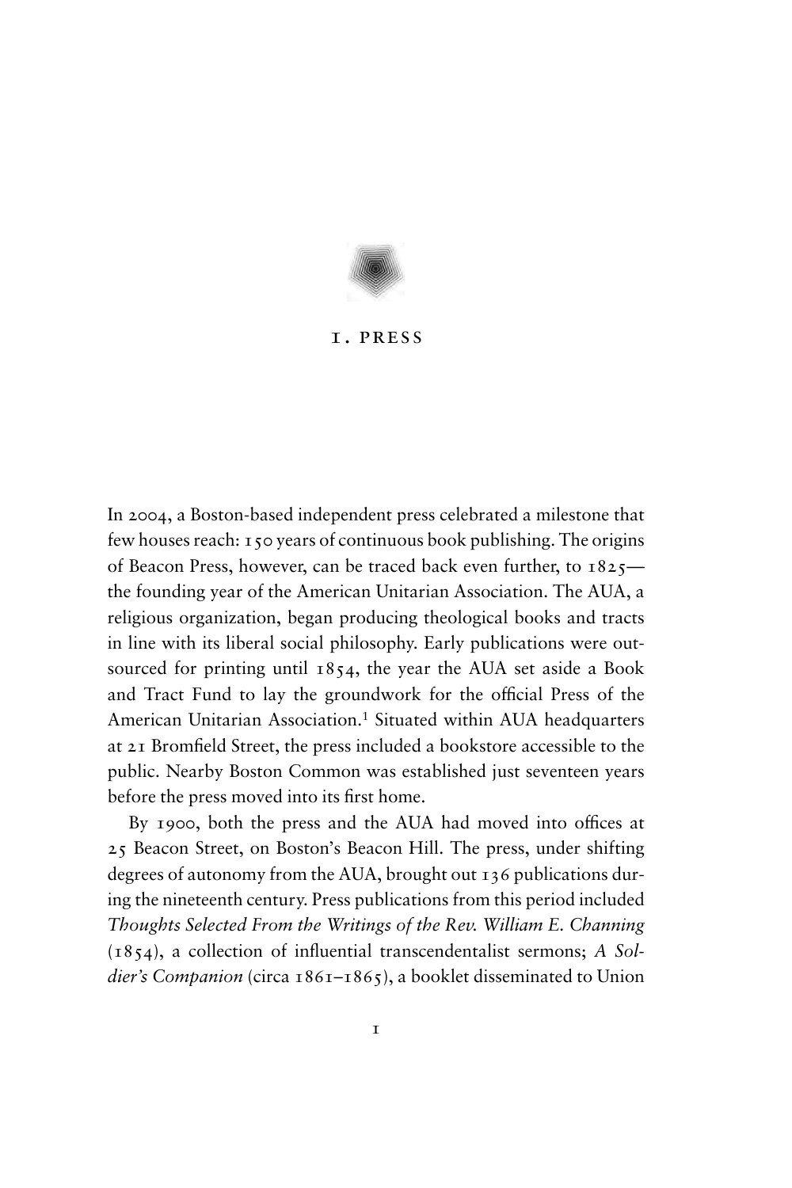# 1. PRESS

In 2004, a Boston-based independent press celebrated a milestone that few houses reach: 150 years of continuous book publishing. The origins of Beacon Press, however, can be traced back even further, to 1825—the founding year of the American Unitarian Association. The AUA, a religious organization, began producing theological books and tracts in line with its liberal social philosophy. Early publications were outsourced for printing until 1854, the year the AUA set aside a Book and Tract Fund to lay the groundwork for the official Press of the American Unitarian Association.[1] Situated within AUA headquarters at 21 Bromfield Street, the press included a bookstore accessible to the public. Nearby Boston Common was established just seventeen years before the press moved into its first home.

By 1900, both the press and the AUA had moved into offices at 25 Beacon Street, on Boston's Beacon Hill. The press, under shifting degrees of autonomy from the AUA, brought out 136 publications during the nineteenth century. Press publications from this period included *Thoughts Selected From the Writings of the Rev. William E. Channing* (1854), a collection of influential transcendentalist sermons; *A Soldier's Companion* (circa 1861–1865), a booklet disseminated to Union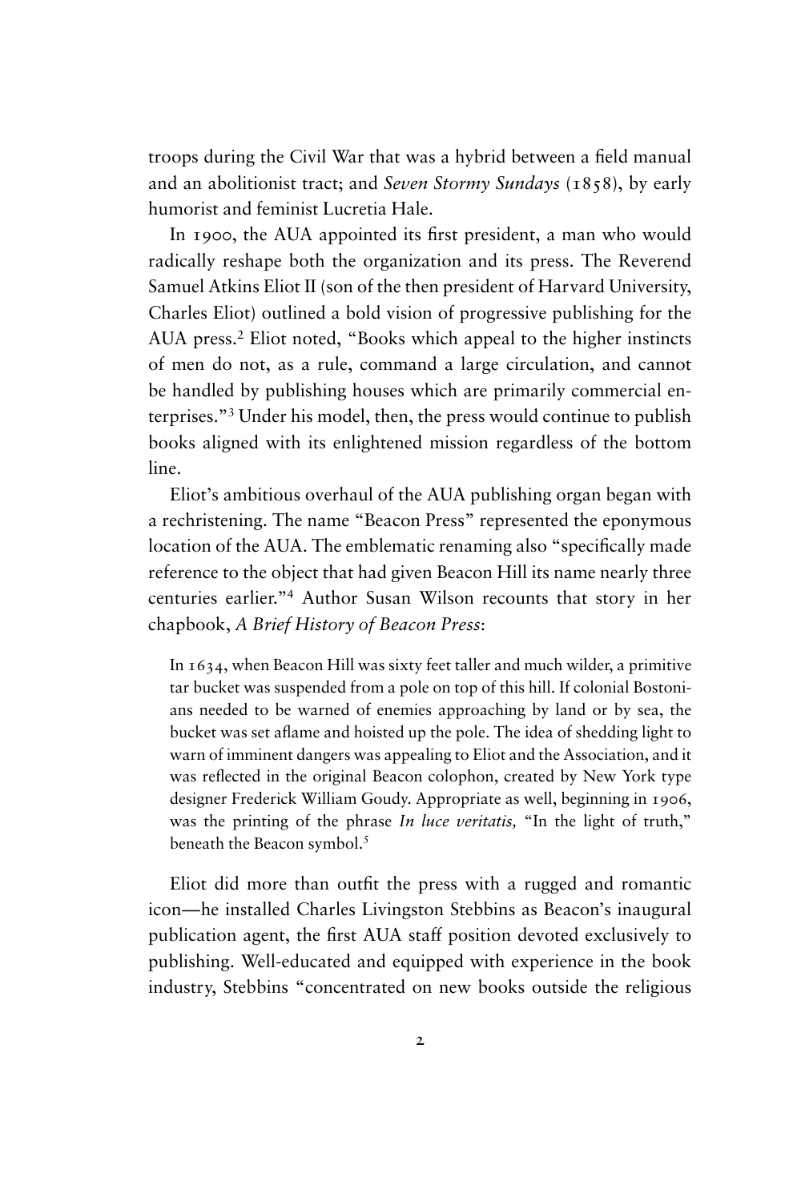troops during the Civil War that was a hybrid between a field manual and an abolitionist tract; and *Seven Stormy Sundays* (1858), by early humorist and feminist Lucretia Hale.

In 1900, the AUA appointed its first president, a man who would radically reshape both the organization and its press. The Reverend Samuel Atkins Eliot II (son of the then president of Harvard University, Charles Eliot) outlined a bold vision of progressive publishing for the AUA press.[2] Eliot noted, "Books which appeal to the higher instincts of men do not, as a rule, command a large circulation, and cannot be handled by publishing houses which are primarily commercial enterprises."[3] Under his model, then, the press would continue to publish books aligned with its enlightened mission regardless of the bottom line.

Eliot's ambitious overhaul of the AUA publishing organ began with a rechristening. The name "Beacon Press" represented the eponymous location of the AUA. The emblematic renaming also "specifically made reference to the object that had given Beacon Hill its name nearly three centuries earlier."[4] Author Susan Wilson recounts that story in her chapbook, *A Brief History of Beacon Press*:

> In 1634, when Beacon Hill was sixty feet taller and much wilder, a primitive tar bucket was suspended from a pole on top of this hill. If colonial Bostonians needed to be warned of enemies approaching by land or by sea, the bucket was set aflame and hoisted up the pole. The idea of shedding light to warn of imminent dangers was appealing to Eliot and the Association, and it was reflected in the original Beacon colophon, created by New York type designer Frederick William Goudy. Appropriate as well, beginning in 1906, was the printing of the phrase *In luce veritatis,* "In the light of truth," beneath the Beacon symbol.[5]

Eliot did more than outfit the press with a rugged and romantic icon—he installed Charles Livingston Stebbins as Beacon's inaugural publication agent, the first AUA staff position devoted exclusively to publishing. Well-educated and equipped with experience in the book industry, Stebbins "concentrated on new books outside the religious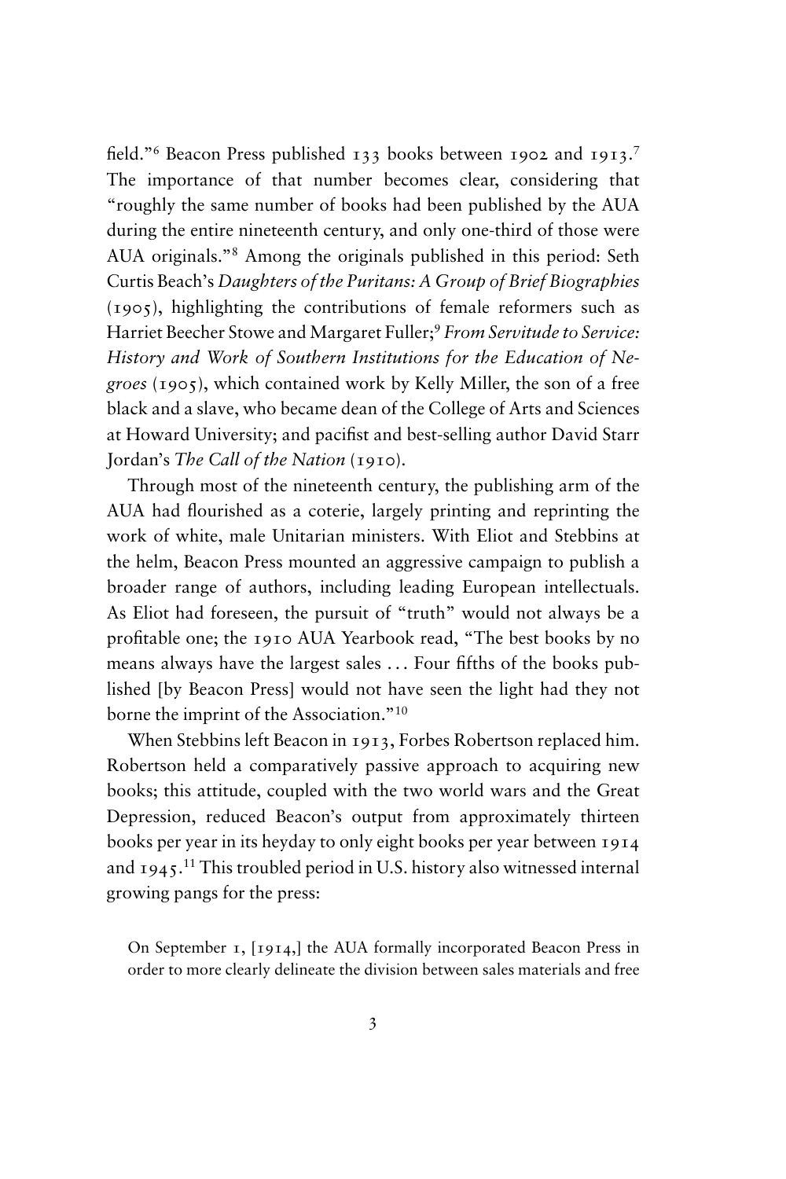field."[6] Beacon Press published 133 books between 1902 and 1913.[7] The importance of that number becomes clear, considering that "roughly the same number of books had been published by the AUA during the entire nineteenth century, and only one-third of those were AUA originals."[8] Among the originals published in this period: Seth Curtis Beach's *Daughters of the Puritans: A Group of Brief Biographies* (1905), highlighting the contributions of female reformers such as Harriet Beecher Stowe and Margaret Fuller;[9] *From Servitude to Service: History and Work of Southern Institutions for the Education of Negroes* (1905), which contained work by Kelly Miller, the son of a free black and a slave, who became dean of the College of Arts and Sciences at Howard University; and pacifist and best-selling author David Starr Jordan's *The Call of the Nation* (1910).

Through most of the nineteenth century, the publishing arm of the AUA had flourished as a coterie, largely printing and reprinting the work of white, male Unitarian ministers. With Eliot and Stebbins at the helm, Beacon Press mounted an aggressive campaign to publish a broader range of authors, including leading European intellectuals. As Eliot had foreseen, the pursuit of "truth" would not always be a profitable one; the 1910 AUA Yearbook read, "The best books by no means always have the largest sales . . . Four fifths of the books published [by Beacon Press] would not have seen the light had they not borne the imprint of the Association."[10]

When Stebbins left Beacon in 1913, Forbes Robertson replaced him. Robertson held a comparatively passive approach to acquiring new books; this attitude, coupled with the two world wars and the Great Depression, reduced Beacon's output from approximately thirteen books per year in its heyday to only eight books per year between 1914 and 1945.[11] This troubled period in U.S. history also witnessed internal growing pangs for the press:

> On September 1, [1914,] the AUA formally incorporated Beacon Press in order to more clearly delineate the division between sales materials and free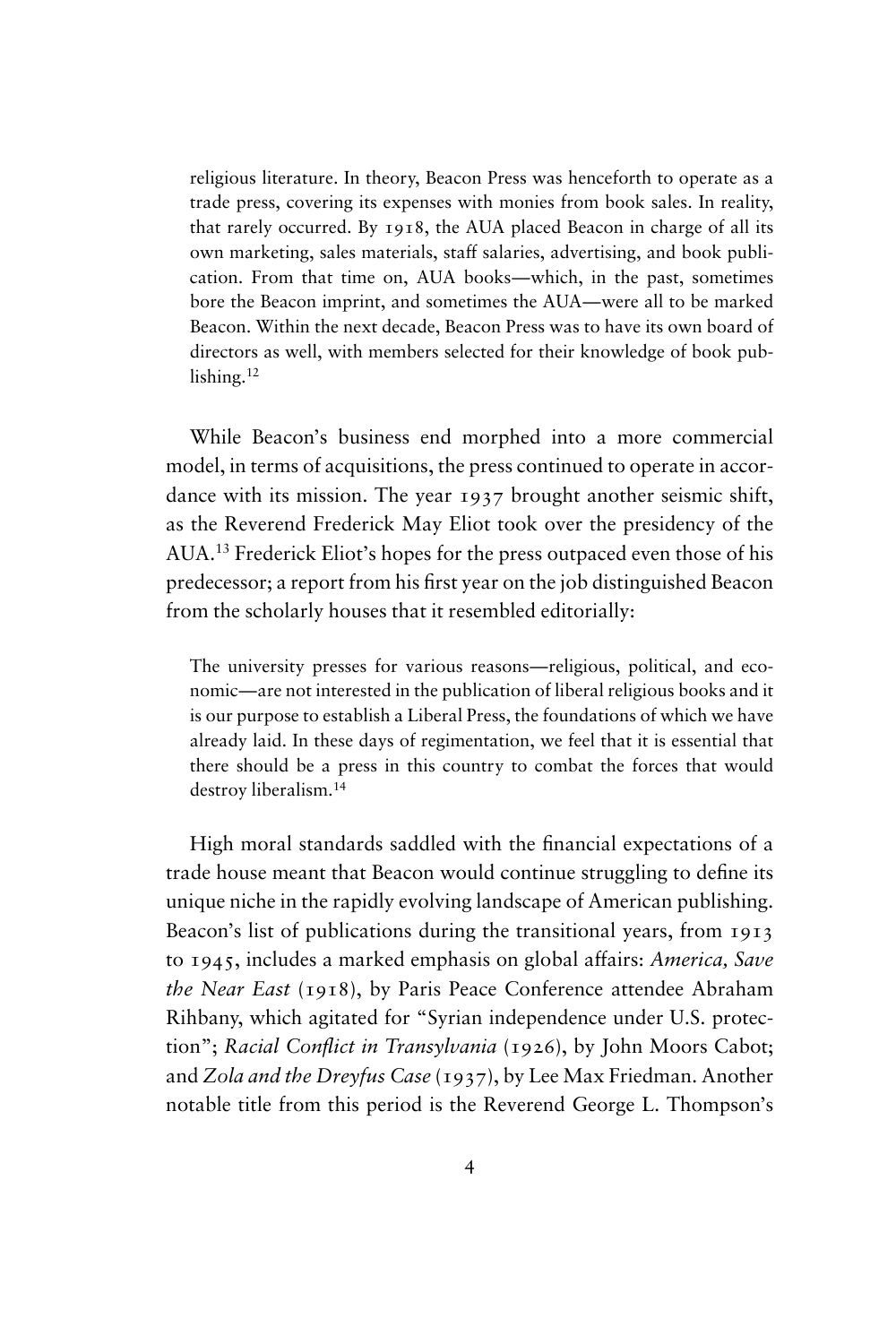religious literature. In theory, Beacon Press was henceforth to operate as a trade press, covering its expenses with monies from book sales. In reality, that rarely occurred. By 1918, the AUA placed Beacon in charge of all its own marketing, sales materials, staff salaries, advertising, and book publication. From that time on, AUA books—which, in the past, sometimes bore the Beacon imprint, and sometimes the AUA—were all to be marked Beacon. Within the next decade, Beacon Press was to have its own board of directors as well, with members selected for their knowledge of book publishing.[12]

While Beacon's business end morphed into a more commercial model, in terms of acquisitions, the press continued to operate in accordance with its mission. The year 1937 brought another seismic shift, as the Reverend Frederick May Eliot took over the presidency of the AUA.[13] Frederick Eliot's hopes for the press outpaced even those of his predecessor; a report from his first year on the job distinguished Beacon from the scholarly houses that it resembled editorially:

> The university presses for various reasons—religious, political, and economic—are not interested in the publication of liberal religious books and it is our purpose to establish a Liberal Press, the foundations of which we have already laid. In these days of regimentation, we feel that it is essential that there should be a press in this country to combat the forces that would destroy liberalism.[14]

High moral standards saddled with the financial expectations of a trade house meant that Beacon would continue struggling to define its unique niche in the rapidly evolving landscape of American publishing. Beacon's list of publications during the transitional years, from 1913 to 1945, includes a marked emphasis on global affairs: *America, Save the Near East* (1918), by Paris Peace Conference attendee Abraham Rihbany, which agitated for "Syrian independence under U.S. protection"; *Racial Conflict in Transylvania* (1926), by John Moors Cabot; and *Zola and the Dreyfus Case* (1937), by Lee Max Friedman. Another notable title from this period is the Reverend George L. Thompson's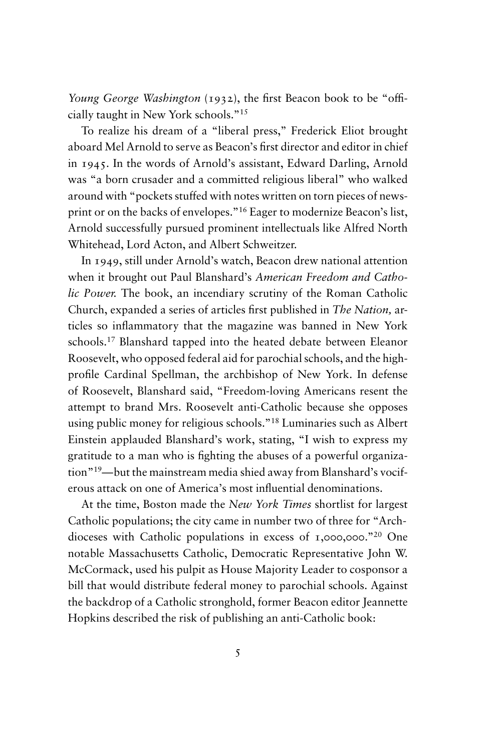*Young George Washington* (1932), the first Beacon book to be "officially taught in New York schools."[15]

To realize his dream of a "liberal press," Frederick Eliot brought aboard Mel Arnold to serve as Beacon's first director and editor in chief in 1945. In the words of Arnold's assistant, Edward Darling, Arnold was "a born crusader and a committed religious liberal" who walked around with "pockets stuffed with notes written on torn pieces of newsprint or on the backs of envelopes."[16] Eager to modernize Beacon's list, Arnold successfully pursued prominent intellectuals like Alfred North Whitehead, Lord Acton, and Albert Schweitzer.

In 1949, still under Arnold's watch, Beacon drew national attention when it brought out Paul Blanshard's *American Freedom and Catholic Power.* The book, an incendiary scrutiny of the Roman Catholic Church, expanded a series of articles first published in *The Nation,* articles so inflammatory that the magazine was banned in New York schools.[17] Blanshard tapped into the heated debate between Eleanor Roosevelt, who opposed federal aid for parochial schools, and the high-profile Cardinal Spellman, the archbishop of New York. In defense of Roosevelt, Blanshard said, "Freedom-loving Americans resent the attempt to brand Mrs. Roosevelt anti-Catholic because she opposes using public money for religious schools."[18] Luminaries such as Albert Einstein applauded Blanshard's work, stating, "I wish to express my gratitude to a man who is fighting the abuses of a powerful organization"[19]—but the mainstream media shied away from Blanshard's vociferous attack on one of America's most influential denominations.

At the time, Boston made the *New York Times* shortlist for largest Catholic populations; the city came in number two of three for "Archdioceses with Catholic populations in excess of 1,000,000."[20] One notable Massachusetts Catholic, Democratic Representative John W. McCormack, used his pulpit as House Majority Leader to cosponsor a bill that would distribute federal money to parochial schools. Against the backdrop of a Catholic stronghold, former Beacon editor Jeannette Hopkins described the risk of publishing an anti-Catholic book: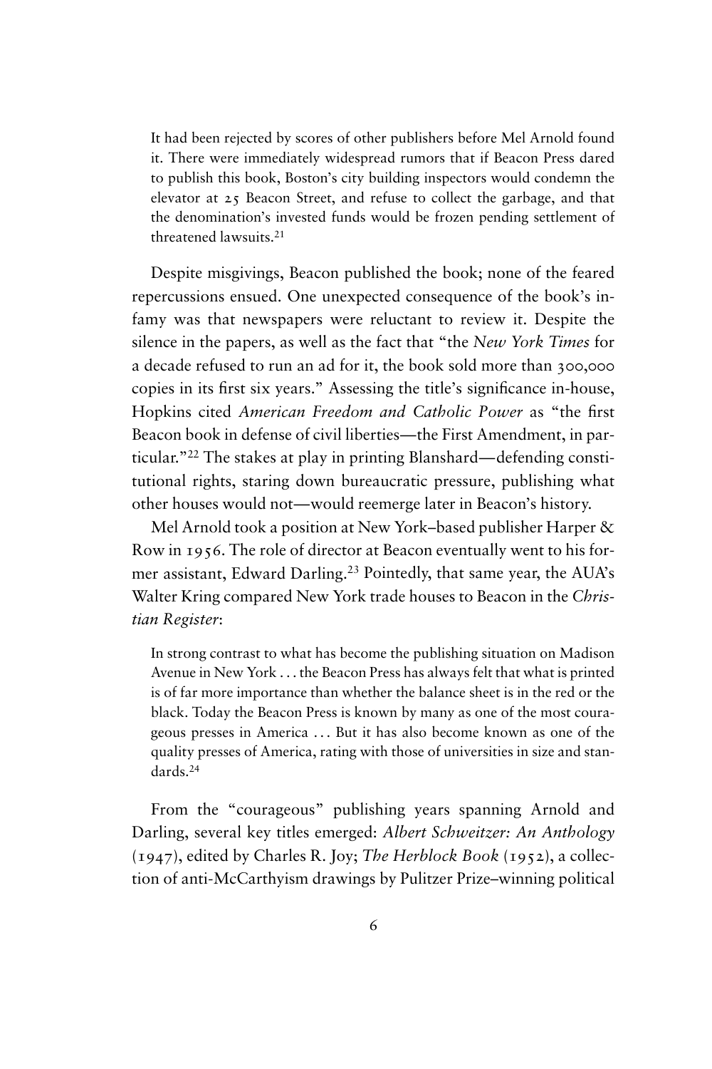> It had been rejected by scores of other publishers before Mel Arnold found it. There were immediately widespread rumors that if Beacon Press dared to publish this book, Boston's city building inspectors would condemn the elevator at 25 Beacon Street, and refuse to collect the garbage, and that the denomination's invested funds would be frozen pending settlement of threatened lawsuits.[21]

Despite misgivings, Beacon published the book; none of the feared repercussions ensued. One unexpected consequence of the book's infamy was that newspapers were reluctant to review it. Despite the silence in the papers, as well as the fact that "the *New York Times* for a decade refused to run an ad for it, the book sold more than 300,000 copies in its first six years." Assessing the title's significance in-house, Hopkins cited *American Freedom and Catholic Power* as "the first Beacon book in defense of civil liberties—the First Amendment, in particular."[22] The stakes at play in printing Blanshard—defending constitutional rights, staring down bureaucratic pressure, publishing what other houses would not—would reemerge later in Beacon's history.

Mel Arnold took a position at New York–based publisher Harper & Row in 1956. The role of director at Beacon eventually went to his former assistant, Edward Darling.[23] Pointedly, that same year, the AUA's Walter Kring compared New York trade houses to Beacon in the *Christian Register*:

> In strong contrast to what has become the publishing situation on Madison Avenue in New York . . . the Beacon Press has always felt that what is printed is of far more importance than whether the balance sheet is in the red or the black. Today the Beacon Press is known by many as one of the most courageous presses in America . . . But it has also become known as one of the quality presses of America, rating with those of universities in size and standards.[24]

From the "courageous" publishing years spanning Arnold and Darling, several key titles emerged: *Albert Schweitzer: An Anthology* (1947), edited by Charles R. Joy; *The Herblock Book* (1952), a collection of anti-McCarthyism drawings by Pulitzer Prize–winning political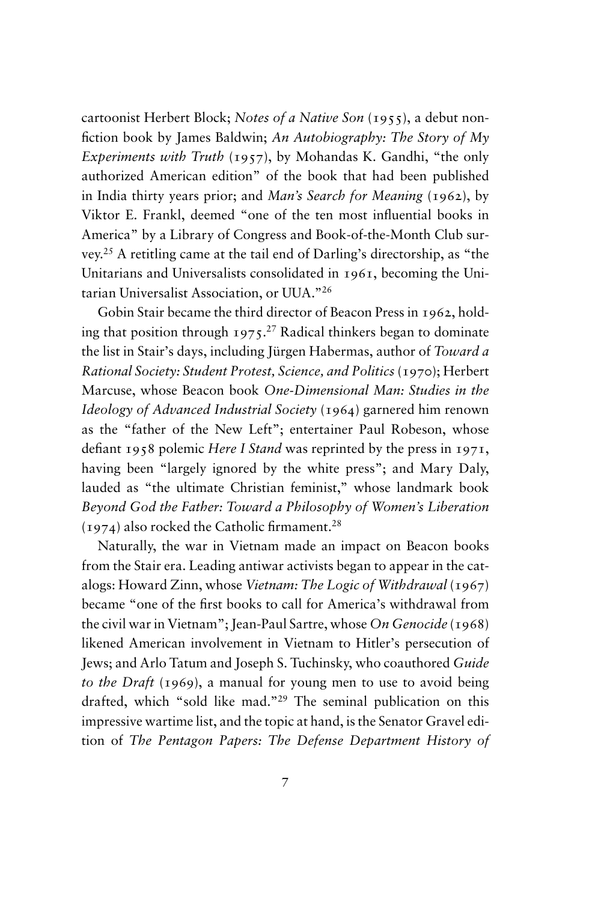cartoonist Herbert Block; *Notes of a Native Son* (1955), a debut nonfiction book by James Baldwin; *An Autobiography: The Story of My Experiments with Truth* (1957), by Mohandas K. Gandhi, "the only authorized American edition" of the book that had been published in India thirty years prior; and *Man's Search for Meaning* (1962), by Viktor E. Frankl, deemed "one of the ten most influential books in America" by a Library of Congress and Book-of-the-Month Club survey.[25] A retitling came at the tail end of Darling's directorship, as "the Unitarians and Universalists consolidated in 1961, becoming the Unitarian Universalist Association, or UUA."[26]

Gobin Stair became the third director of Beacon Press in 1962, holding that position through 1975.[27] Radical thinkers began to dominate the list in Stair's days, including Jürgen Habermas, author of *Toward a Rational Society: Student Protest, Science, and Politics* (1970); Herbert Marcuse, whose Beacon book *One-Dimensional Man: Studies in the Ideology of Advanced Industrial Society* (1964) garnered him renown as the "father of the New Left"; entertainer Paul Robeson, whose defiant 1958 polemic *Here I Stand* was reprinted by the press in 1971, having been "largely ignored by the white press"; and Mary Daly, lauded as "the ultimate Christian feminist," whose landmark book *Beyond God the Father: Toward a Philosophy of Women's Liberation* (1974) also rocked the Catholic firmament.[28]

Naturally, the war in Vietnam made an impact on Beacon books from the Stair era. Leading antiwar activists began to appear in the catalogs: Howard Zinn, whose *Vietnam: The Logic of Withdrawal* (1967) became "one of the first books to call for America's withdrawal from the civil war in Vietnam"; Jean-Paul Sartre, whose *On Genocide* (1968) likened American involvement in Vietnam to Hitler's persecution of Jews; and Arlo Tatum and Joseph S. Tuchinsky, who coauthored *Guide to the Draft* (1969), a manual for young men to use to avoid being drafted, which "sold like mad."[29] The seminal publication on this impressive wartime list, and the topic at hand, is the Senator Gravel edition of *The Pentagon Papers: The Defense Department History of*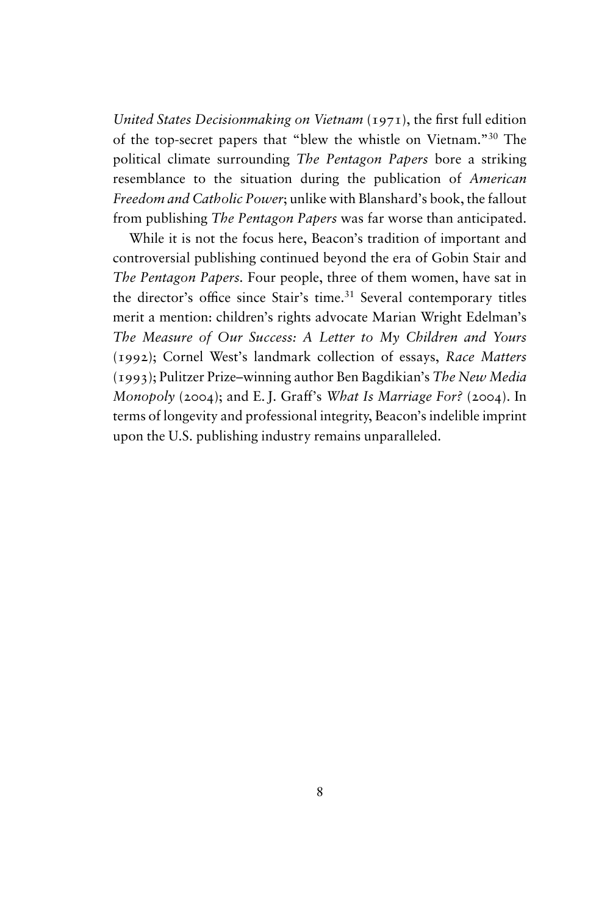*United States Decisionmaking on Vietnam* (1971), the first full edition of the top-secret papers that "blew the whistle on Vietnam."[30] The political climate surrounding *The Pentagon Papers* bore a striking resemblance to the situation during the publication of *American Freedom and Catholic Power*; unlike with Blanshard's book, the fallout from publishing *The Pentagon Papers* was far worse than anticipated.

While it is not the focus here, Beacon's tradition of important and controversial publishing continued beyond the era of Gobin Stair and *The Pentagon Papers*. Four people, three of them women, have sat in the director's office since Stair's time.[31] Several contemporary titles merit a mention: children's rights advocate Marian Wright Edelman's *The Measure of Our Success: A Letter to My Children and Yours* (1992); Cornel West's landmark collection of essays, *Race Matters* (1993); Pulitzer Prize–winning author Ben Bagdikian's *The New Media Monopoly* (2004); and E. J. Graff's *What Is Marriage For?* (2004). In terms of longevity and professional integrity, Beacon's indelible imprint upon the U.S. publishing industry remains unparalleled.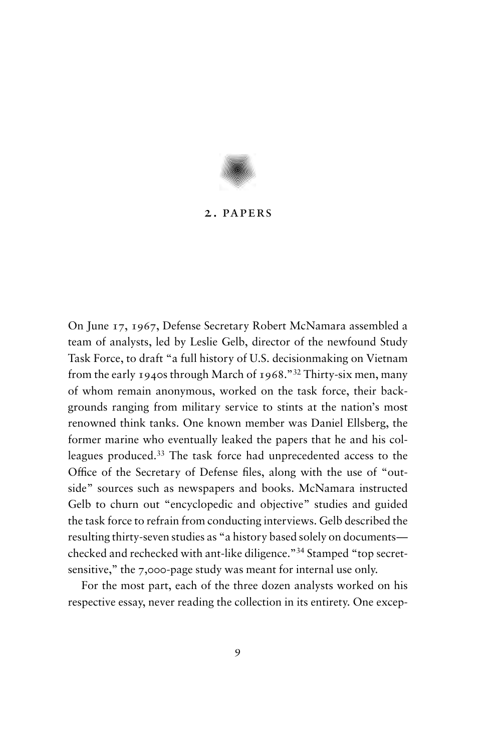## 2. PAPERS

On June 17, 1967, Defense Secretary Robert McNamara assembled a team of analysts, led by Leslie Gelb, director of the newfound Study Task Force, to draft "a full history of U.S. decisionmaking on Vietnam from the early 1940s through March of 1968."[32] Thirty-six men, many of whom remain anonymous, worked on the task force, their backgrounds ranging from military service to stints at the nation's most renowned think tanks. One known member was Daniel Ellsberg, the former marine who eventually leaked the papers that he and his colleagues produced.[33] The task force had unprecedented access to the Office of the Secretary of Defense files, along with the use of "outside" sources such as newspapers and books. McNamara instructed Gelb to churn out "encyclopedic and objective" studies and guided the task force to refrain from conducting interviews. Gelb described the resulting thirty-seven studies as "a history based solely on documents—checked and rechecked with ant-like diligence."[34] Stamped "top secret-sensitive," the 7,000-page study was meant for internal use only.

For the most part, each of the three dozen analysts worked on his respective essay, never reading the collection in its entirety. One excep-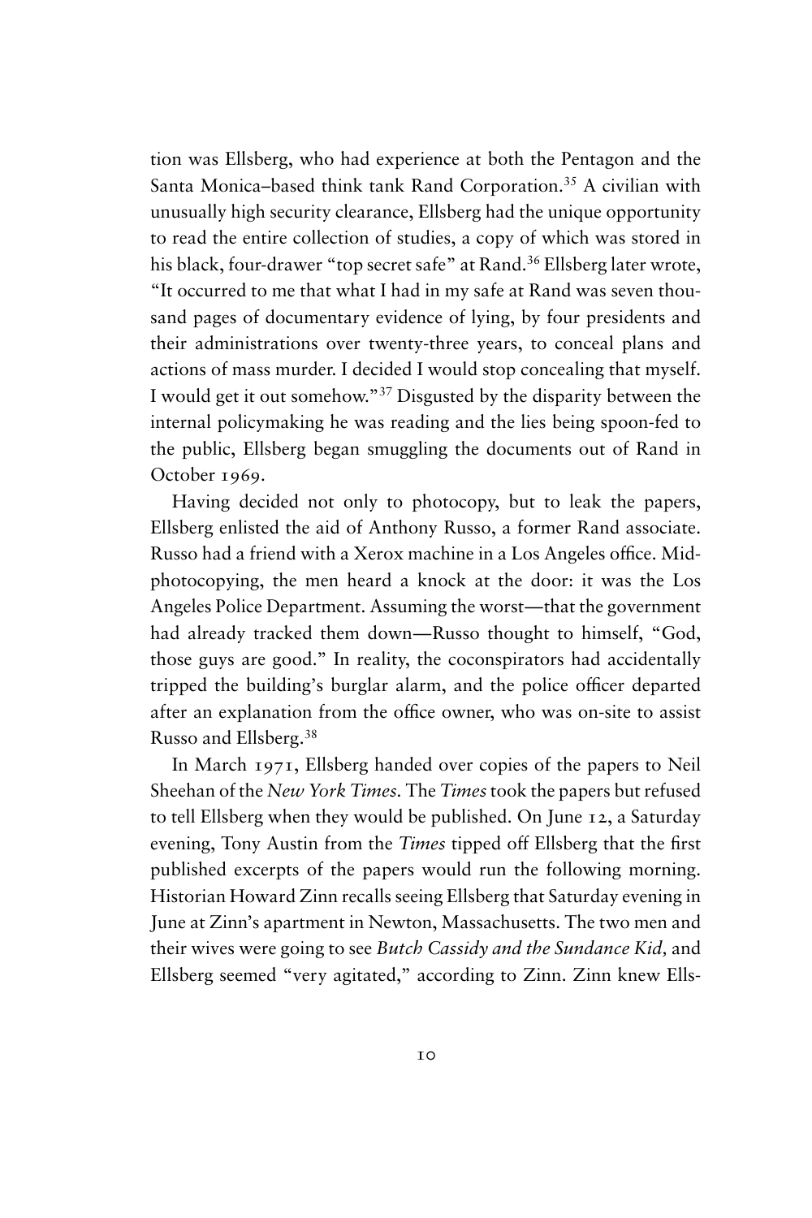tion was Ellsberg, who had experience at both the Pentagon and the Santa Monica–based think tank Rand Corporation.[35] A civilian with unusually high security clearance, Ellsberg had the unique opportunity to read the entire collection of studies, a copy of which was stored in his black, four-drawer "top secret safe" at Rand.[36] Ellsberg later wrote, "It occurred to me that what I had in my safe at Rand was seven thousand pages of documentary evidence of lying, by four presidents and their administrations over twenty-three years, to conceal plans and actions of mass murder. I decided I would stop concealing that myself. I would get it out somehow."[37] Disgusted by the disparity between the internal policymaking he was reading and the lies being spoon-fed to the public, Ellsberg began smuggling the documents out of Rand in October 1969.

Having decided not only to photocopy, but to leak the papers, Ellsberg enlisted the aid of Anthony Russo, a former Rand associate. Russo had a friend with a Xerox machine in a Los Angeles office. Mid-photocopying, the men heard a knock at the door: it was the Los Angeles Police Department. Assuming the worst—that the government had already tracked them down—Russo thought to himself, "God, those guys are good." In reality, the coconspirators had accidentally tripped the building's burglar alarm, and the police officer departed after an explanation from the office owner, who was on-site to assist Russo and Ellsberg.[38]

In March 1971, Ellsberg handed over copies of the papers to Neil Sheehan of the *New York Times*. The *Times* took the papers but refused to tell Ellsberg when they would be published. On June 12, a Saturday evening, Tony Austin from the *Times* tipped off Ellsberg that the first published excerpts of the papers would run the following morning. Historian Howard Zinn recalls seeing Ellsberg that Saturday evening in June at Zinn's apartment in Newton, Massachusetts. The two men and their wives were going to see *Butch Cassidy and the Sundance Kid,* and Ellsberg seemed "very agitated," according to Zinn. Zinn knew Ells-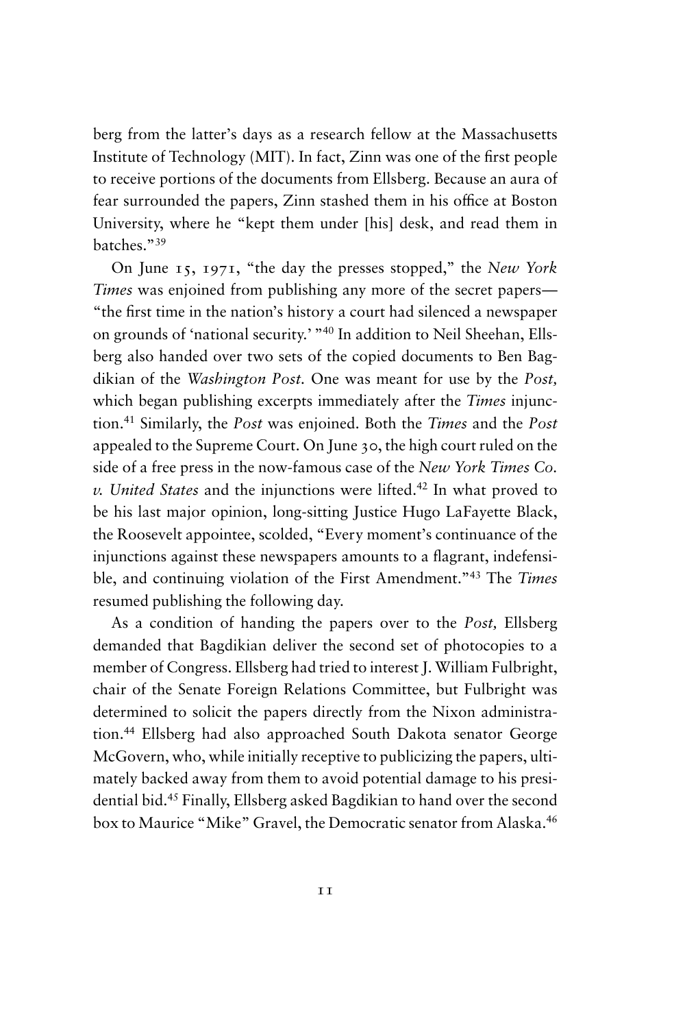berg from the latter's days as a research fellow at the Massachusetts Institute of Technology (MIT). In fact, Zinn was one of the first people to receive portions of the documents from Ellsberg. Because an aura of fear surrounded the papers, Zinn stashed them in his office at Boston University, where he "kept them under [his] desk, and read them in batches."[39]

On June 15, 1971, "the day the presses stopped," the *New York Times* was enjoined from publishing any more of the secret papers—"the first time in the nation's history a court had silenced a newspaper on grounds of 'national security.' "[40] In addition to Neil Sheehan, Ellsberg also handed over two sets of the copied documents to Ben Bagdikian of the *Washington Post.* One was meant for use by the *Post,* which began publishing excerpts immediately after the *Times* injunction.[41] Similarly, the *Post* was enjoined. Both the *Times* and the *Post* appealed to the Supreme Court. On June 30, the high court ruled on the side of a free press in the now-famous case of the *New York Times Co. v. United States* and the injunctions were lifted.[42] In what proved to be his last major opinion, long-sitting Justice Hugo LaFayette Black, the Roosevelt appointee, scolded, "Every moment's continuance of the injunctions against these newspapers amounts to a flagrant, indefensible, and continuing violation of the First Amendment."[43] The *Times* resumed publishing the following day.

As a condition of handing the papers over to the *Post,* Ellsberg demanded that Bagdikian deliver the second set of photocopies to a member of Congress. Ellsberg had tried to interest J. William Fulbright, chair of the Senate Foreign Relations Committee, but Fulbright was determined to solicit the papers directly from the Nixon administration.[44] Ellsberg had also approached South Dakota senator George McGovern, who, while initially receptive to publicizing the papers, ultimately backed away from them to avoid potential damage to his presidential bid.[45] Finally, Ellsberg asked Bagdikian to hand over the second box to Maurice "Mike" Gravel, the Democratic senator from Alaska.[46]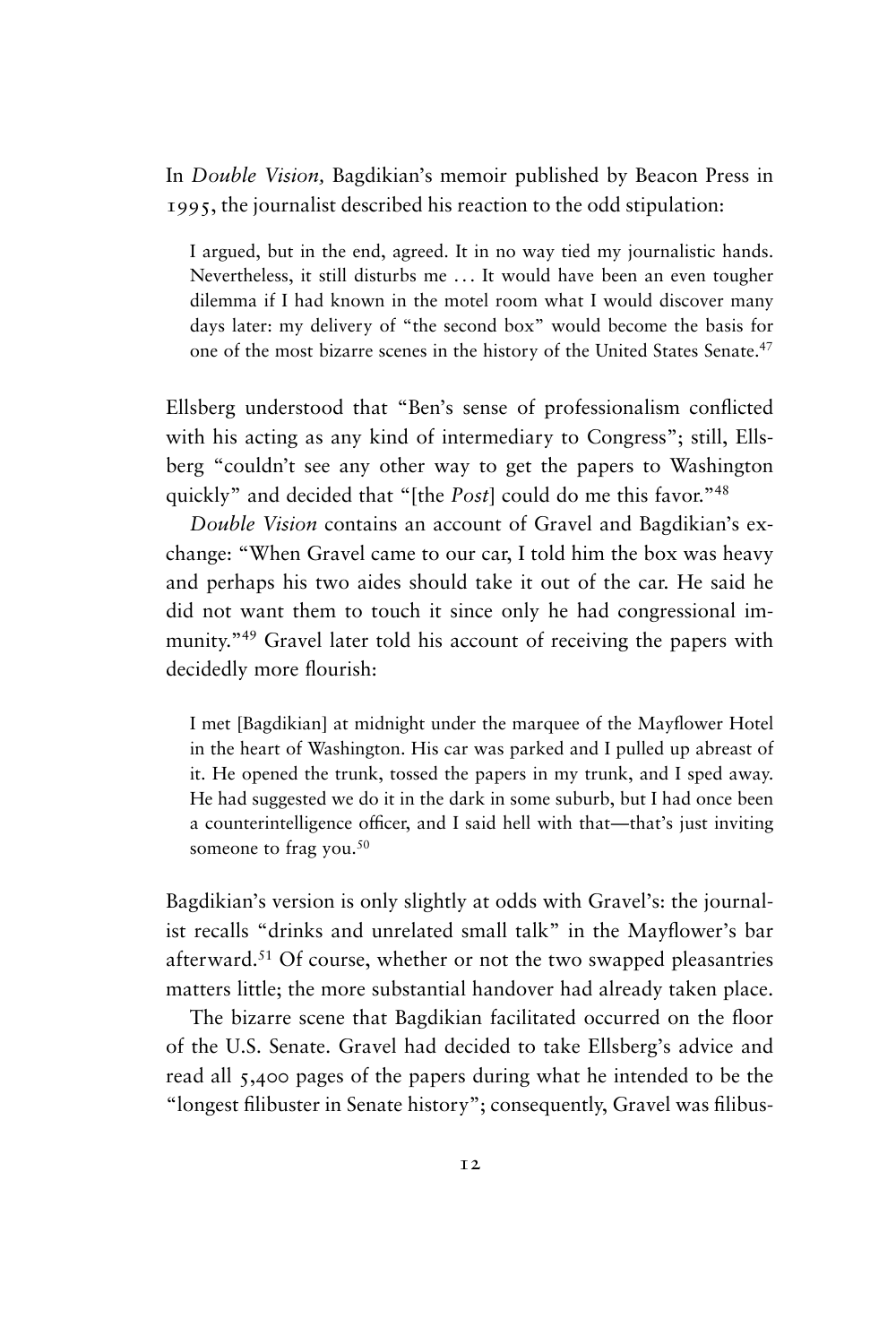In *Double Vision,* Bagdikian's memoir published by Beacon Press in 1995, the journalist described his reaction to the odd stipulation:

> I argued, but in the end, agreed. It in no way tied my journalistic hands. Nevertheless, it still disturbs me . . . It would have been an even tougher dilemma if I had known in the motel room what I would discover many days later: my delivery of "the second box" would become the basis for one of the most bizarre scenes in the history of the United States Senate.[47]

Ellsberg understood that "Ben's sense of professionalism conflicted with his acting as any kind of intermediary to Congress"; still, Ellsberg "couldn't see any other way to get the papers to Washington quickly" and decided that "[the *Post*] could do me this favor."[48]

*Double Vision* contains an account of Gravel and Bagdikian's exchange: "When Gravel came to our car, I told him the box was heavy and perhaps his two aides should take it out of the car. He said he did not want them to touch it since only he had congressional immunity."[49] Gravel later told his account of receiving the papers with decidedly more flourish:

> I met [Bagdikian] at midnight under the marquee of the Mayflower Hotel in the heart of Washington. His car was parked and I pulled up abreast of it. He opened the trunk, tossed the papers in my trunk, and I sped away. He had suggested we do it in the dark in some suburb, but I had once been a counterintelligence officer, and I said hell with that—that's just inviting someone to frag you.[50]

Bagdikian's version is only slightly at odds with Gravel's: the journalist recalls "drinks and unrelated small talk" in the Mayflower's bar afterward.[51] Of course, whether or not the two swapped pleasantries matters little; the more substantial handover had already taken place.

The bizarre scene that Bagdikian facilitated occurred on the floor of the U.S. Senate. Gravel had decided to take Ellsberg's advice and read all 5,400 pages of the papers during what he intended to be the "longest filibuster in Senate history"; consequently, Gravel was filibus-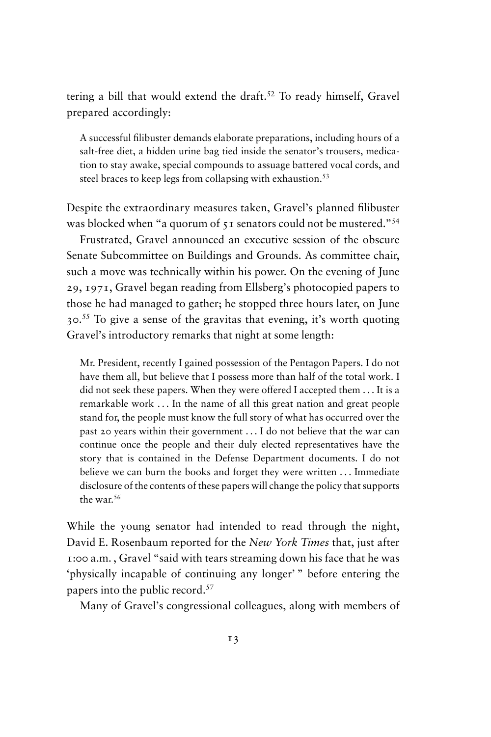tering a bill that would extend the draft.[52] To ready himself, Gravel prepared accordingly:

> A successful filibuster demands elaborate preparations, including hours of a salt-free diet, a hidden urine bag tied inside the senator's trousers, medication to stay awake, special compounds to assuage battered vocal cords, and steel braces to keep legs from collapsing with exhaustion.[53]

Despite the extraordinary measures taken, Gravel's planned filibuster was blocked when "a quorum of 51 senators could not be mustered."[54]

Frustrated, Gravel announced an executive session of the obscure Senate Subcommittee on Buildings and Grounds. As committee chair, such a move was technically within his power. On the evening of June 29, 1971, Gravel began reading from Ellsberg's photocopied papers to those he had managed to gather; he stopped three hours later, on June 30.[55] To give a sense of the gravitas that evening, it's worth quoting Gravel's introductory remarks that night at some length:

> Mr. President, recently I gained possession of the Pentagon Papers. I do not have them all, but believe that I possess more than half of the total work. I did not seek these papers. When they were offered I accepted them . . . It is a remarkable work . . . In the name of all this great nation and great people stand for, the people must know the full story of what has occurred over the past 20 years within their government . . . I do not believe that the war can continue once the people and their duly elected representatives have the story that is contained in the Defense Department documents. I do not believe we can burn the books and forget they were written . . . Immediate disclosure of the contents of these papers will change the policy that supports the war.[56]

While the young senator had intended to read through the night, David E. Rosenbaum reported for the *New York Times* that, just after 1:00 a.m., Gravel "said with tears streaming down his face that he was 'physically incapable of continuing any longer' " before entering the papers into the public record.[57]

Many of Gravel's congressional colleagues, along with members of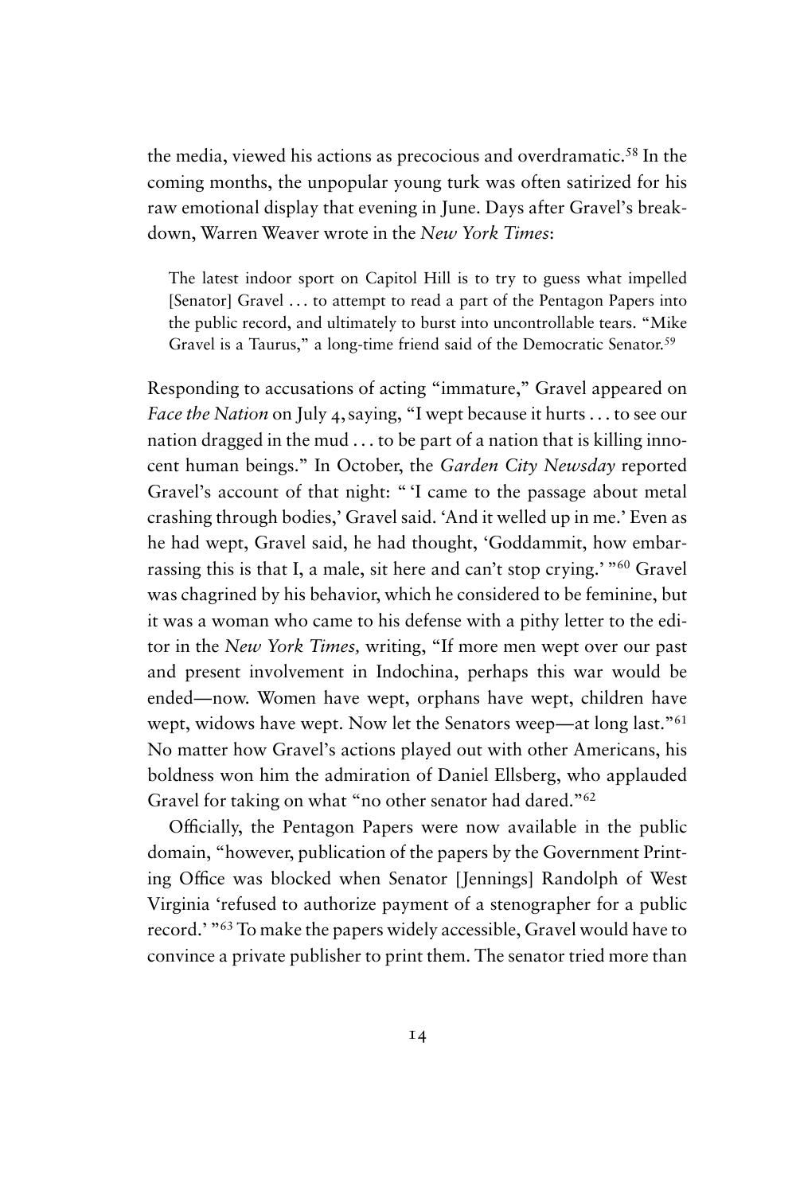the media, viewed his actions as precocious and overdramatic.[58] In the coming months, the unpopular young turk was often satirized for his raw emotional display that evening in June. Days after Gravel's breakdown, Warren Weaver wrote in the *New York Times*:

> The latest indoor sport on Capitol Hill is to try to guess what impelled [Senator] Gravel . . . to attempt to read a part of the Pentagon Papers into the public record, and ultimately to burst into uncontrollable tears. "Mike Gravel is a Taurus," a long-time friend said of the Democratic Senator.[59]

Responding to accusations of acting "immature," Gravel appeared on *Face the Nation* on July 4, saying, "I wept because it hurts . . . to see our nation dragged in the mud . . . to be part of a nation that is killing innocent human beings." In October, the *Garden City Newsday* reported Gravel's account of that night: " 'I came to the passage about metal crashing through bodies,' Gravel said. 'And it welled up in me.' Even as he had wept, Gravel said, he had thought, 'Goddammit, how embarrassing this is that I, a male, sit here and can't stop crying.' "[60] Gravel was chagrined by his behavior, which he considered to be feminine, but it was a woman who came to his defense with a pithy letter to the editor in the *New York Times,* writing, "If more men wept over our past and present involvement in Indochina, perhaps this war would be ended—now. Women have wept, orphans have wept, children have wept, widows have wept. Now let the Senators weep—at long last."[61] No matter how Gravel's actions played out with other Americans, his boldness won him the admiration of Daniel Ellsberg, who applauded Gravel for taking on what "no other senator had dared."[62]

Officially, the Pentagon Papers were now available in the public domain, "however, publication of the papers by the Government Printing Office was blocked when Senator [Jennings] Randolph of West Virginia 'refused to authorize payment of a stenographer for a public record.' "[63] To make the papers widely accessible, Gravel would have to convince a private publisher to print them. The senator tried more than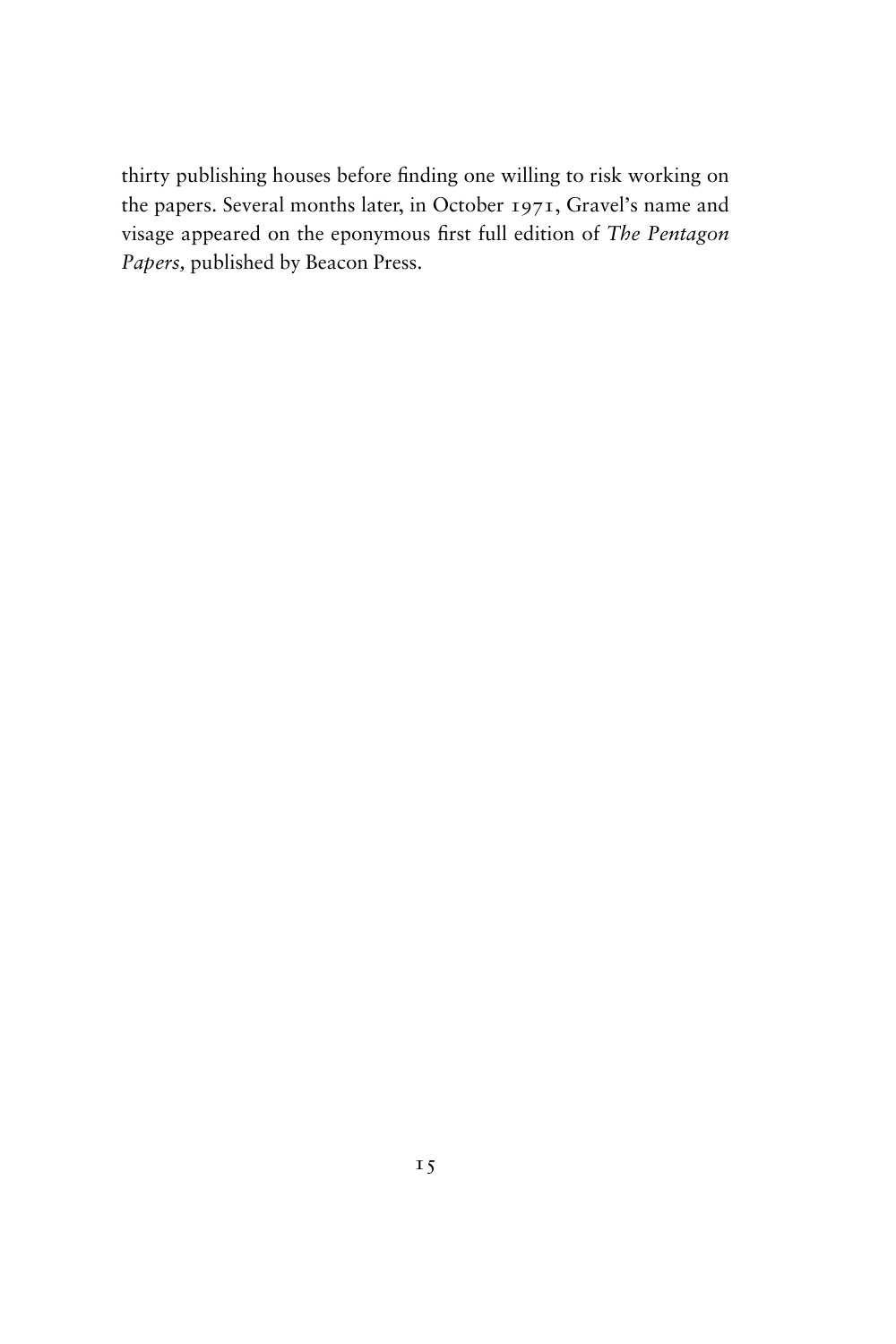thirty publishing houses before finding one willing to risk working on the papers. Several months later, in October 1971, Gravel's name and visage appeared on the eponymous first full edition of *The Pentagon Papers,* published by Beacon Press.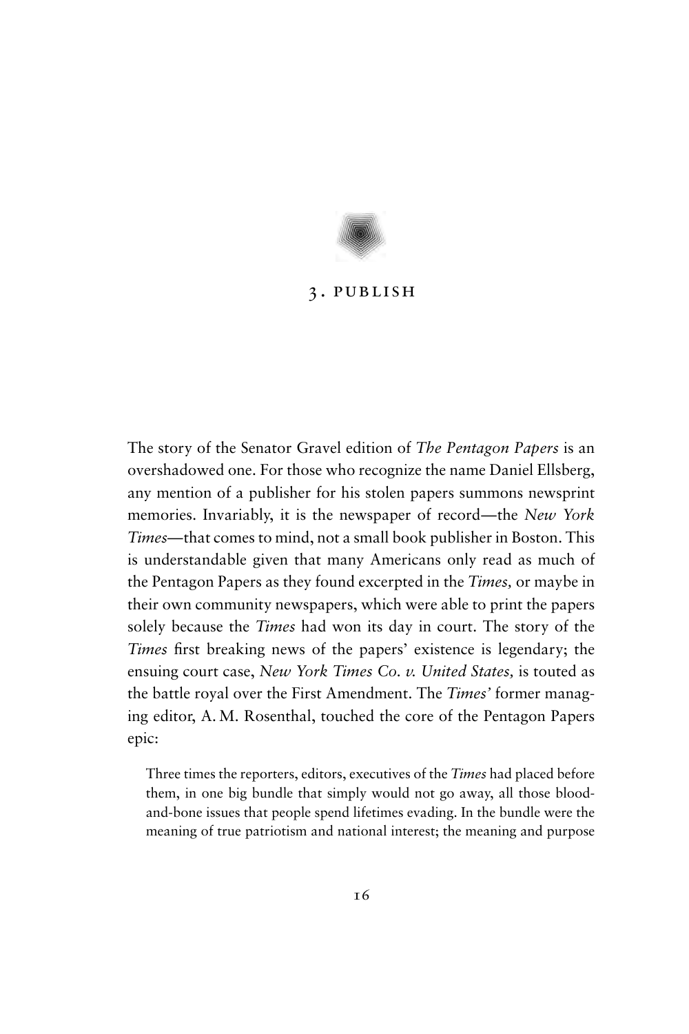# 3. PUBLISH

The story of the Senator Gravel edition of *The Pentagon Papers* is an overshadowed one. For those who recognize the name Daniel Ellsberg, any mention of a publisher for his stolen papers summons newsprint memories. Invariably, it is the newspaper of record—the *New York Times*—that comes to mind, not a small book publisher in Boston. This is understandable given that many Americans only read as much of the Pentagon Papers as they found excerpted in the *Times,* or maybe in their own community newspapers, which were able to print the papers solely because the *Times* had won its day in court. The story of the *Times* first breaking news of the papers' existence is legendary; the ensuing court case, *New York Times Co. v. United States,* is touted as the battle royal over the First Amendment. The *Times'* former managing editor, A. M. Rosenthal, touched the core of the Pentagon Papers epic:

> Three times the reporters, editors, executives of the *Times* had placed before them, in one big bundle that simply would not go away, all those blood-and-bone issues that people spend lifetimes evading. In the bundle were the meaning of true patriotism and national interest; the meaning and purpose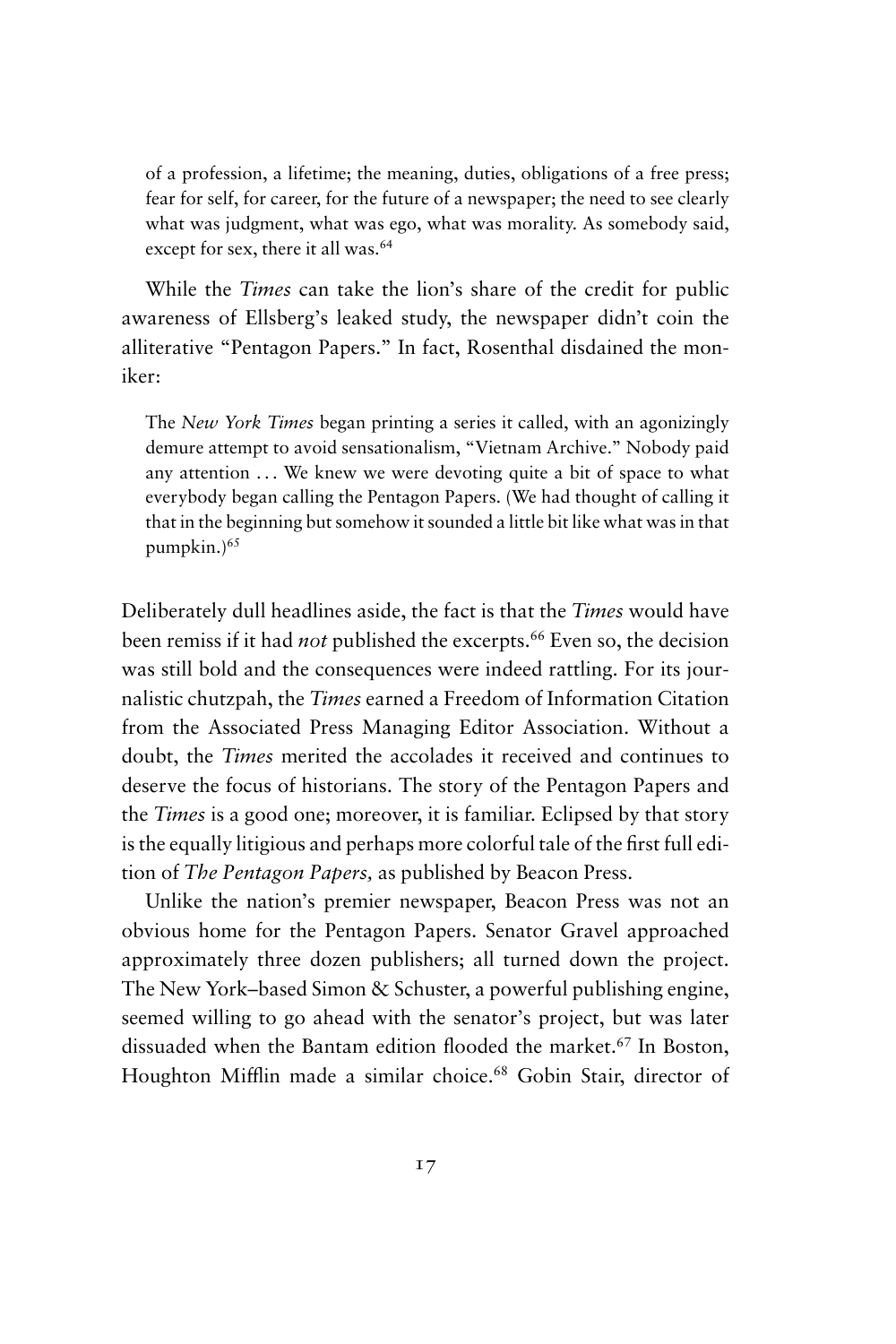of a profession, a lifetime; the meaning, duties, obligations of a free press; fear for self, for career, for the future of a newspaper; the need to see clearly what was judgment, what was ego, what was morality. As somebody said, except for sex, there it all was.[64]

While the *Times* can take the lion's share of the credit for public awareness of Ellsberg's leaked study, the newspaper didn't coin the alliterative "Pentagon Papers." In fact, Rosenthal disdained the moniker:

> The *New York Times* began printing a series it called, with an agonizingly demure attempt to avoid sensationalism, "Vietnam Archive." Nobody paid any attention . . . We knew we were devoting quite a bit of space to what everybody began calling the Pentagon Papers. (We had thought of calling it that in the beginning but somehow it sounded a little bit like what was in that pumpkin.)[65]

Deliberately dull headlines aside, the fact is that the *Times* would have been remiss if it had *not* published the excerpts.[66] Even so, the decision was still bold and the consequences were indeed rattling. For its journalistic chutzpah, the *Times* earned a Freedom of Information Citation from the Associated Press Managing Editor Association. Without a doubt, the *Times* merited the accolades it received and continues to deserve the focus of historians. The story of the Pentagon Papers and the *Times* is a good one; moreover, it is familiar. Eclipsed by that story is the equally litigious and perhaps more colorful tale of the first full edition of *The Pentagon Papers,* as published by Beacon Press.

Unlike the nation's premier newspaper, Beacon Press was not an obvious home for the Pentagon Papers. Senator Gravel approached approximately three dozen publishers; all turned down the project. The New York–based Simon & Schuster, a powerful publishing engine, seemed willing to go ahead with the senator's project, but was later dissuaded when the Bantam edition flooded the market.[67] In Boston, Houghton Mifflin made a similar choice.[68] Gobin Stair, director of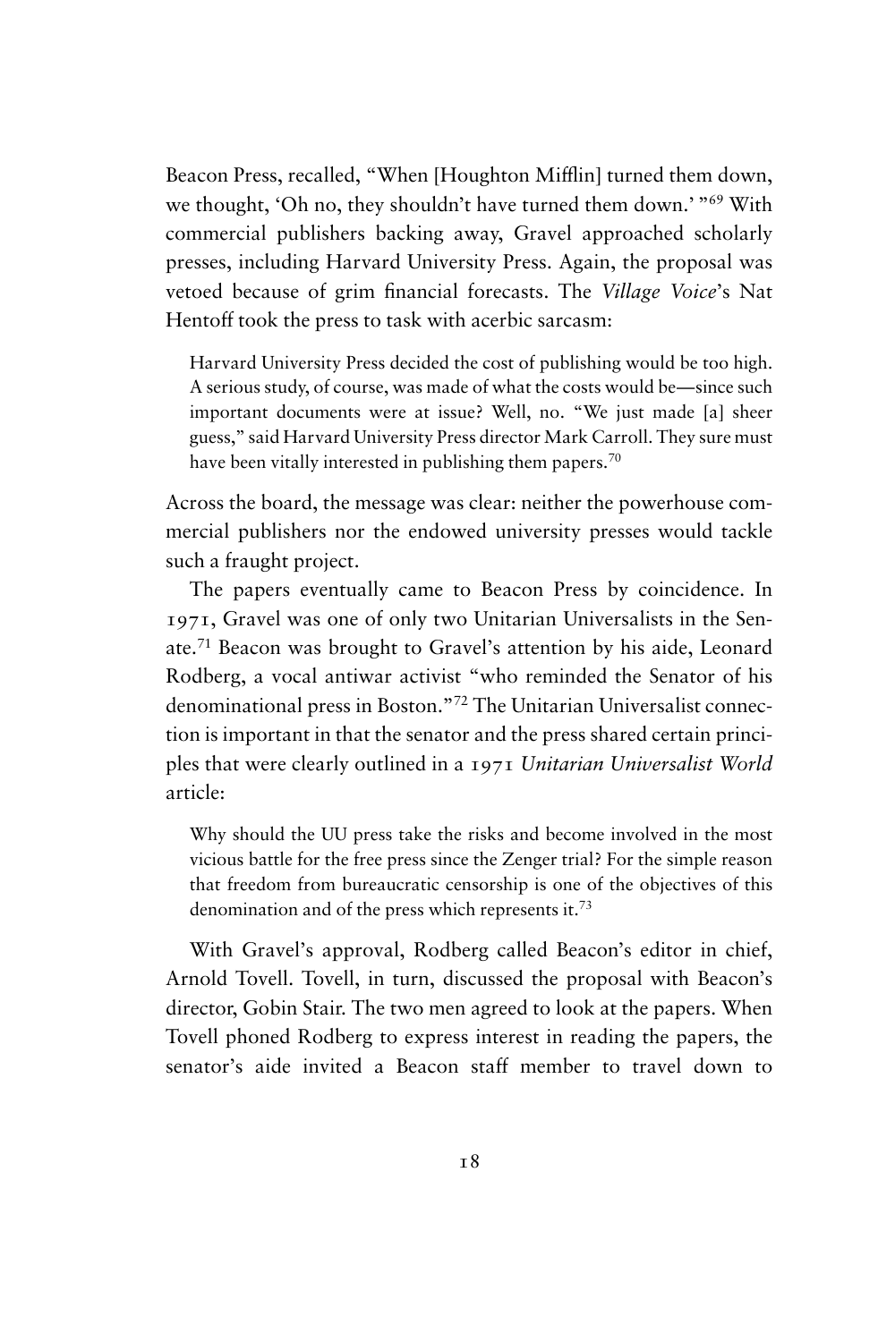Beacon Press, recalled, "When [Houghton Mifflin] turned them down, we thought, 'Oh no, they shouldn't have turned them down.' "[69] With commercial publishers backing away, Gravel approached scholarly presses, including Harvard University Press. Again, the proposal was vetoed because of grim financial forecasts. The *Village Voice*'s Nat Hentoff took the press to task with acerbic sarcasm:

> Harvard University Press decided the cost of publishing would be too high. A serious study, of course, was made of what the costs would be—since such important documents were at issue? Well, no. "We just made [a] sheer guess," said Harvard University Press director Mark Carroll. They sure must have been vitally interested in publishing them papers.[70]

Across the board, the message was clear: neither the powerhouse commercial publishers nor the endowed university presses would tackle such a fraught project.

The papers eventually came to Beacon Press by coincidence. In 1971, Gravel was one of only two Unitarian Universalists in the Senate.[71] Beacon was brought to Gravel's attention by his aide, Leonard Rodberg, a vocal antiwar activist "who reminded the Senator of his denominational press in Boston."[72] The Unitarian Universalist connection is important in that the senator and the press shared certain principles that were clearly outlined in a 1971 *Unitarian Universalist World* article:

> Why should the UU press take the risks and become involved in the most vicious battle for the free press since the Zenger trial? For the simple reason that freedom from bureaucratic censorship is one of the objectives of this denomination and of the press which represents it.[73]

With Gravel's approval, Rodberg called Beacon's editor in chief, Arnold Tovell. Tovell, in turn, discussed the proposal with Beacon's director, Gobin Stair. The two men agreed to look at the papers. When Tovell phoned Rodberg to express interest in reading the papers, the senator's aide invited a Beacon staff member to travel down to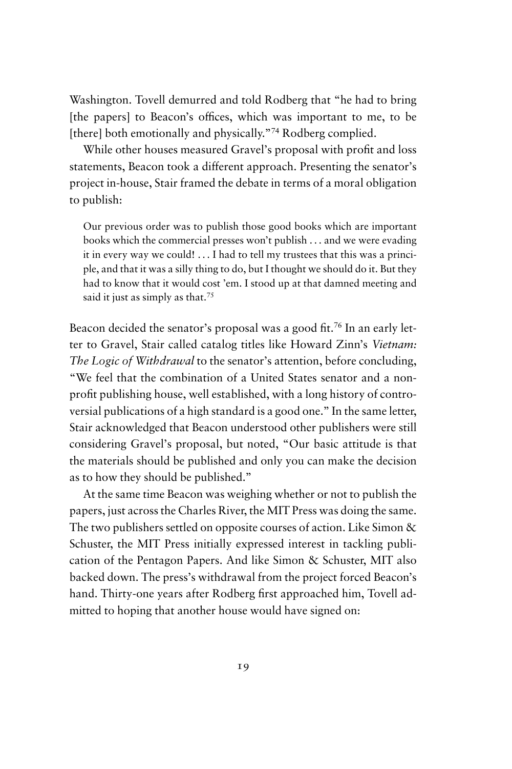Washington. Tovell demurred and told Rodberg that "he had to bring [the papers] to Beacon's offices, which was important to me, to be [there] both emotionally and physically."[74] Rodberg complied.

While other houses measured Gravel's proposal with profit and loss statements, Beacon took a different approach. Presenting the senator's project in-house, Stair framed the debate in terms of a moral obligation to publish:

> Our previous order was to publish those good books which are important books which the commercial presses won't publish . . . and we were evading it in every way we could! . . . I had to tell my trustees that this was a principle, and that it was a silly thing to do, but I thought we should do it. But they had to know that it would cost 'em. I stood up at that damned meeting and said it just as simply as that.[75]

Beacon decided the senator's proposal was a good fit.[76] In an early letter to Gravel, Stair called catalog titles like Howard Zinn's *Vietnam: The Logic of Withdrawal* to the senator's attention, before concluding, "We feel that the combination of a United States senator and a non-profit publishing house, well established, with a long history of controversial publications of a high standard is a good one." In the same letter, Stair acknowledged that Beacon understood other publishers were still considering Gravel's proposal, but noted, "Our basic attitude is that the materials should be published and only you can make the decision as to how they should be published."

At the same time Beacon was weighing whether or not to publish the papers, just across the Charles River, the MIT Press was doing the same. The two publishers settled on opposite courses of action. Like Simon & Schuster, the MIT Press initially expressed interest in tackling publication of the Pentagon Papers. And like Simon & Schuster, MIT also backed down. The press's withdrawal from the project forced Beacon's hand. Thirty-one years after Rodberg first approached him, Tovell admitted to hoping that another house would have signed on: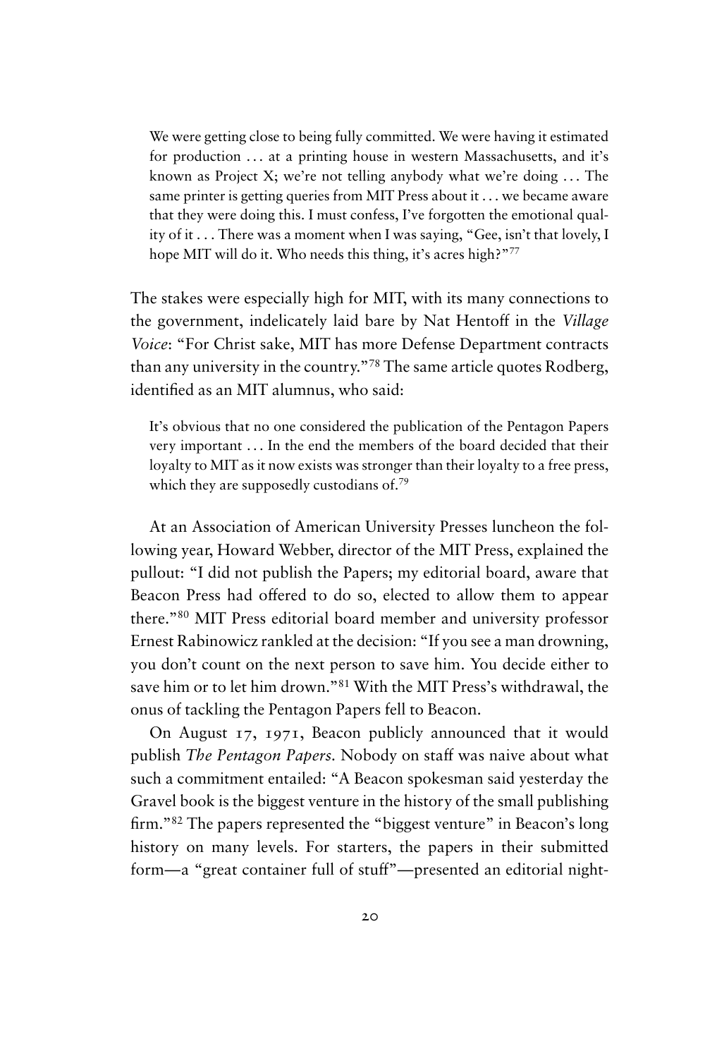> We were getting close to being fully committed. We were having it estimated for production . . . at a printing house in western Massachusetts, and it's known as Project X; we're not telling anybody what we're doing . . . The same printer is getting queries from MIT Press about it . . . we became aware that they were doing this. I must confess, I've forgotten the emotional quality of it . . . There was a moment when I was saying, "Gee, isn't that lovely, I hope MIT will do it. Who needs this thing, it's acres high?"[77]

The stakes were especially high for MIT, with its many connections to the government, indelicately laid bare by Nat Hentoff in the *Village Voice*: "For Christ sake, MIT has more Defense Department contracts than any university in the country."[78] The same article quotes Rodberg, identified as an MIT alumnus, who said:

> It's obvious that no one considered the publication of the Pentagon Papers very important . . . In the end the members of the board decided that their loyalty to MIT as it now exists was stronger than their loyalty to a free press, which they are supposedly custodians of.[79]

At an Association of American University Presses luncheon the following year, Howard Webber, director of the MIT Press, explained the pullout: "I did not publish the Papers; my editorial board, aware that Beacon Press had offered to do so, elected to allow them to appear there."[80] MIT Press editorial board member and university professor Ernest Rabinowicz rankled at the decision: "If you see a man drowning, you don't count on the next person to save him. You decide either to save him or to let him drown."[81] With the MIT Press's withdrawal, the onus of tackling the Pentagon Papers fell to Beacon.

On August 17, 1971, Beacon publicly announced that it would publish *The Pentagon Papers*. Nobody on staff was naive about what such a commitment entailed: "A Beacon spokesman said yesterday the Gravel book is the biggest venture in the history of the small publishing firm."[82] The papers represented the "biggest venture" in Beacon's long history on many levels. For starters, the papers in their submitted form—a "great container full of stuff"—presented an editorial night-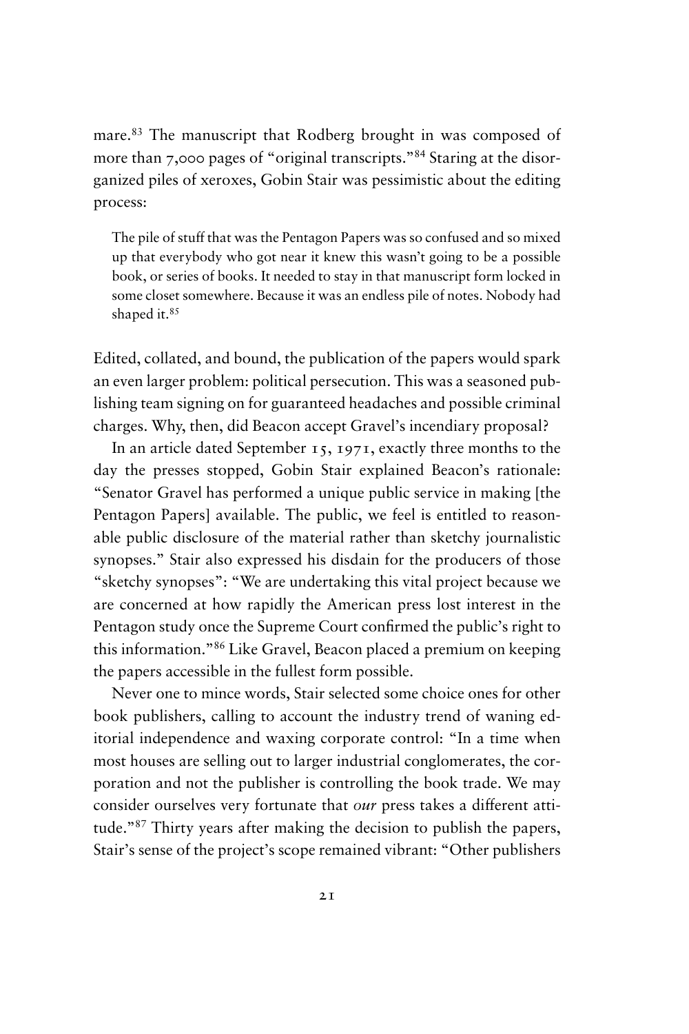mare.[83] The manuscript that Rodberg brought in was composed of more than 7,000 pages of "original transcripts."[84] Staring at the disorganized piles of xeroxes, Gobin Stair was pessimistic about the editing process:

> The pile of stuff that was the Pentagon Papers was so confused and so mixed up that everybody who got near it knew this wasn't going to be a possible book, or series of books. It needed to stay in that manuscript form locked in some closet somewhere. Because it was an endless pile of notes. Nobody had shaped it.[85]

Edited, collated, and bound, the publication of the papers would spark an even larger problem: political persecution. This was a seasoned publishing team signing on for guaranteed headaches and possible criminal charges. Why, then, did Beacon accept Gravel's incendiary proposal?

In an article dated September 15, 1971, exactly three months to the day the presses stopped, Gobin Stair explained Beacon's rationale: "Senator Gravel has performed a unique public service in making [the Pentagon Papers] available. The public, we feel is entitled to reasonable public disclosure of the material rather than sketchy journalistic synopses." Stair also expressed his disdain for the producers of those "sketchy synopses": "We are undertaking this vital project because we are concerned at how rapidly the American press lost interest in the Pentagon study once the Supreme Court confirmed the public's right to this information."[86] Like Gravel, Beacon placed a premium on keeping the papers accessible in the fullest form possible.

Never one to mince words, Stair selected some choice ones for other book publishers, calling to account the industry trend of waning editorial independence and waxing corporate control: "In a time when most houses are selling out to larger industrial conglomerates, the corporation and not the publisher is controlling the book trade. We may consider ourselves very fortunate that *our* press takes a different attitude."[87] Thirty years after making the decision to publish the papers, Stair's sense of the project's scope remained vibrant: "Other publishers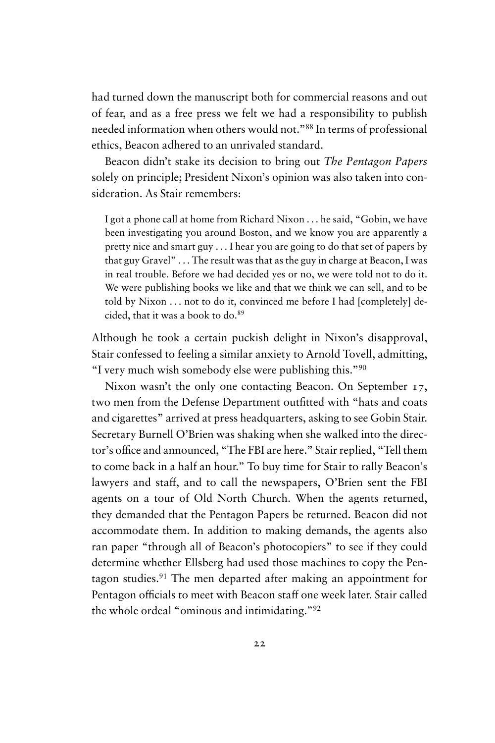had turned down the manuscript both for commercial reasons and out of fear, and as a free press we felt we had a responsibility to publish needed information when others would not."[88] In terms of professional ethics, Beacon adhered to an unrivaled standard.

Beacon didn't stake its decision to bring out *The Pentagon Papers* solely on principle; President Nixon's opinion was also taken into consideration. As Stair remembers:

> I got a phone call at home from Richard Nixon . . . he said, "Gobin, we have been investigating you around Boston, and we know you are apparently a pretty nice and smart guy . . . I hear you are going to do that set of papers by that guy Gravel" . . . The result was that as the guy in charge at Beacon, I was in real trouble. Before we had decided yes or no, we were told not to do it. We were publishing books we like and that we think we can sell, and to be told by Nixon . . . not to do it, convinced me before I had [completely] decided, that it was a book to do.[89]

Although he took a certain puckish delight in Nixon's disapproval, Stair confessed to feeling a similar anxiety to Arnold Tovell, admitting, "I very much wish somebody else were publishing this."[90]

Nixon wasn't the only one contacting Beacon. On September 17, two men from the Defense Department outfitted with "hats and coats and cigarettes" arrived at press headquarters, asking to see Gobin Stair. Secretary Burnell O'Brien was shaking when she walked into the director's office and announced, "The FBI are here." Stair replied, "Tell them to come back in a half an hour." To buy time for Stair to rally Beacon's lawyers and staff, and to call the newspapers, O'Brien sent the FBI agents on a tour of Old North Church. When the agents returned, they demanded that the Pentagon Papers be returned. Beacon did not accommodate them. In addition to making demands, the agents also ran paper "through all of Beacon's photocopiers" to see if they could determine whether Ellsberg had used those machines to copy the Pentagon studies.[91] The men departed after making an appointment for Pentagon officials to meet with Beacon staff one week later. Stair called the whole ordeal "ominous and intimidating."[92]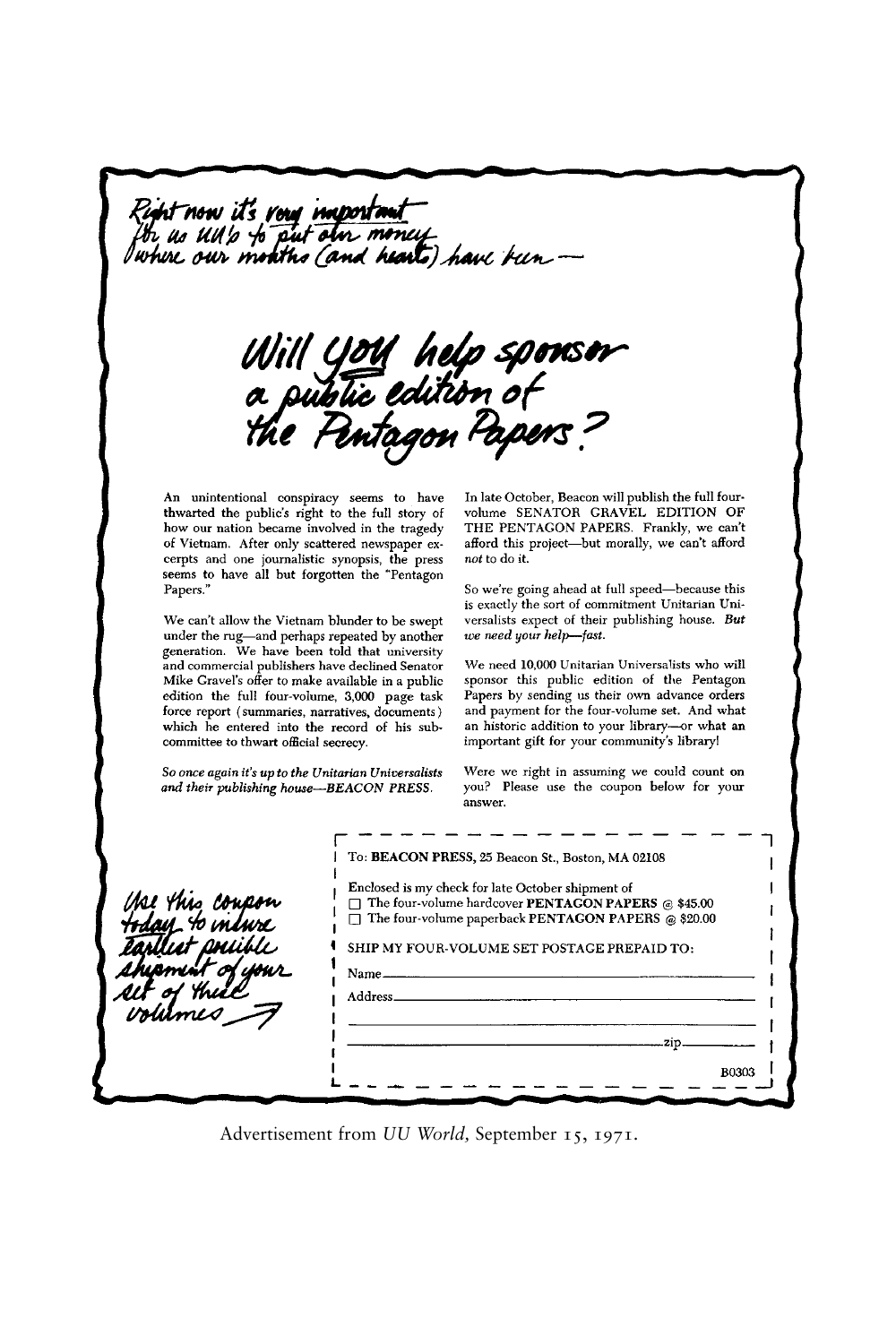*Right now it's very important for us UU's to put our money where our mouths (and hearts) have been—*

# *Will you help sponsor a public edition of the Pentagon Papers?*

An unintentional conspiracy seems to have thwarted the public's right to the full story of how our nation became involved in the tragedy of Vietnam. After only scattered newspaper excerpts and one journalistic synopsis, the press seems to have all but forgotten the "Pentagon Papers."

We can't allow the Vietnam blunder to be swept under the rug—and perhaps repeated by another generation. We have been told that university and commercial publishers have declined Senator Mike Gravel's offer to make available in a public edition the full four-volume, 3,000 page task force report (summaries, narratives, documents) which he entered into the record of his subcommittee to thwart official secrecy.

*So once again it's up to the Unitarian Universalists and their publishing house—BEACON PRESS.*

In late October, Beacon will publish the full four-volume SENATOR GRAVEL EDITION OF THE PENTAGON PAPERS. Frankly, we can't afford this project—but morally, we can't afford *not* to do it.

So we're going ahead at full speed—because this is exactly the sort of commitment Unitarian Universalists expect of their publishing house. *But we need your help—fast.*

We need 10,000 Unitarian Universalists who will sponsor this public edition of the Pentagon Papers by sending us their own advance orders and payment for the four-volume set. And what an historic addition to your library—or what an important gift for your community's library!

Were we right in assuming we could count on you? Please use the coupon below for your answer.

*Use this coupon today to insure earliest possible shipment of your set of these volumes*

To: **BEACON PRESS**, 25 Beacon St., Boston, MA 02108

Enclosed is my check for late October shipment of
- ☐ The four-volume hardcover **PENTAGON PAPERS** @ $45.00
- ☐ The four-volume paperback **PENTAGON PAPERS** @ $20.00

SHIP MY FOUR-VOLUME SET POSTAGE PREPAID TO:

Name______________________________

Address____________________________

__________________________________

__________________________zip______

B0303

Advertisement from *UU World*, September 15, 1971.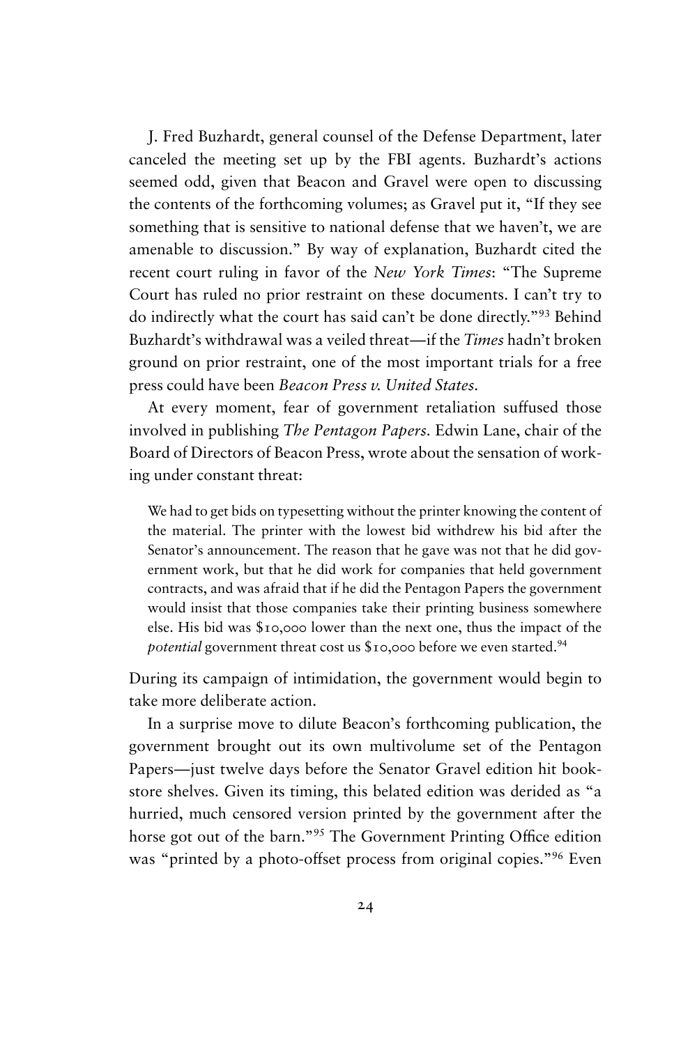J. Fred Buzhardt, general counsel of the Defense Department, later canceled the meeting set up by the FBI agents. Buzhardt's actions seemed odd, given that Beacon and Gravel were open to discussing the contents of the forthcoming volumes; as Gravel put it, "If they see something that is sensitive to national defense that we haven't, we are amenable to discussion." By way of explanation, Buzhardt cited the recent court ruling in favor of the *New York Times*: "The Supreme Court has ruled no prior restraint on these documents. I can't try to do indirectly what the court has said can't be done directly."[93] Behind Buzhardt's withdrawal was a veiled threat—if the *Times* hadn't broken ground on prior restraint, one of the most important trials for a free press could have been *Beacon Press v. United States*.

At every moment, fear of government retaliation suffused those involved in publishing *The Pentagon Papers*. Edwin Lane, chair of the Board of Directors of Beacon Press, wrote about the sensation of working under constant threat:

> We had to get bids on typesetting without the printer knowing the content of the material. The printer with the lowest bid withdrew his bid after the Senator's announcement. The reason that he gave was not that he did government work, but that he did work for companies that held government contracts, and was afraid that if he did the Pentagon Papers the government would insist that those companies take their printing business somewhere else. His bid was $10,000 lower than the next one, thus the impact of the *potential* government threat cost us $10,000 before we even started.[94]

During its campaign of intimidation, the government would begin to take more deliberate action.

In a surprise move to dilute Beacon's forthcoming publication, the government brought out its own multivolume set of the Pentagon Papers—just twelve days before the Senator Gravel edition hit bookstore shelves. Given its timing, this belated edition was derided as "a hurried, much censored version printed by the government after the horse got out of the barn."[95] The Government Printing Office edition was "printed by a photo-offset process from original copies."[96] Even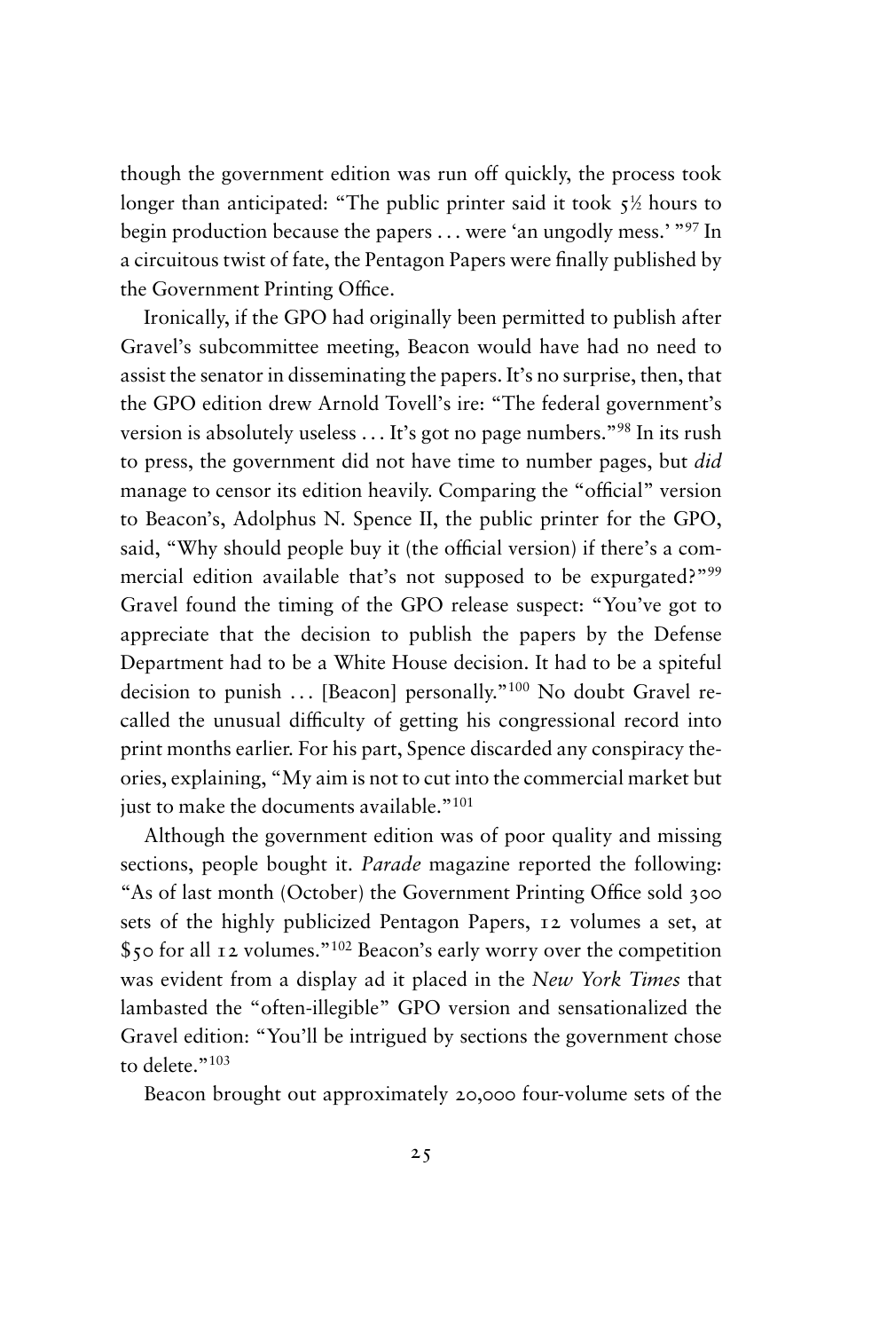though the government edition was run off quickly, the process took longer than anticipated: "The public printer said it took 5½ hours to begin production because the papers . . . were 'an ungodly mess.' "[97] In a circuitous twist of fate, the Pentagon Papers were finally published by the Government Printing Office.

Ironically, if the GPO had originally been permitted to publish after Gravel's subcommittee meeting, Beacon would have had no need to assist the senator in disseminating the papers. It's no surprise, then, that the GPO edition drew Arnold Tovell's ire: "The federal government's version is absolutely useless . . . It's got no page numbers."[98] In its rush to press, the government did not have time to number pages, but *did* manage to censor its edition heavily. Comparing the "official" version to Beacon's, Adolphus N. Spence II, the public printer for the GPO, said, "Why should people buy it (the official version) if there's a commercial edition available that's not supposed to be expurgated?"[99] Gravel found the timing of the GPO release suspect: "You've got to appreciate that the decision to publish the papers by the Defense Department had to be a White House decision. It had to be a spiteful decision to punish . . . [Beacon] personally."[100] No doubt Gravel recalled the unusual difficulty of getting his congressional record into print months earlier. For his part, Spence discarded any conspiracy theories, explaining, "My aim is not to cut into the commercial market but just to make the documents available."[101]

Although the government edition was of poor quality and missing sections, people bought it. *Parade* magazine reported the following: "As of last month (October) the Government Printing Office sold 300 sets of the highly publicized Pentagon Papers, 12 volumes a set, at $50 for all 12 volumes."[102] Beacon's early worry over the competition was evident from a display ad it placed in the *New York Times* that lambasted the "often-illegible" GPO version and sensationalized the Gravel edition: "You'll be intrigued by sections the government chose to delete."[103]

Beacon brought out approximately 20,000 four-volume sets of the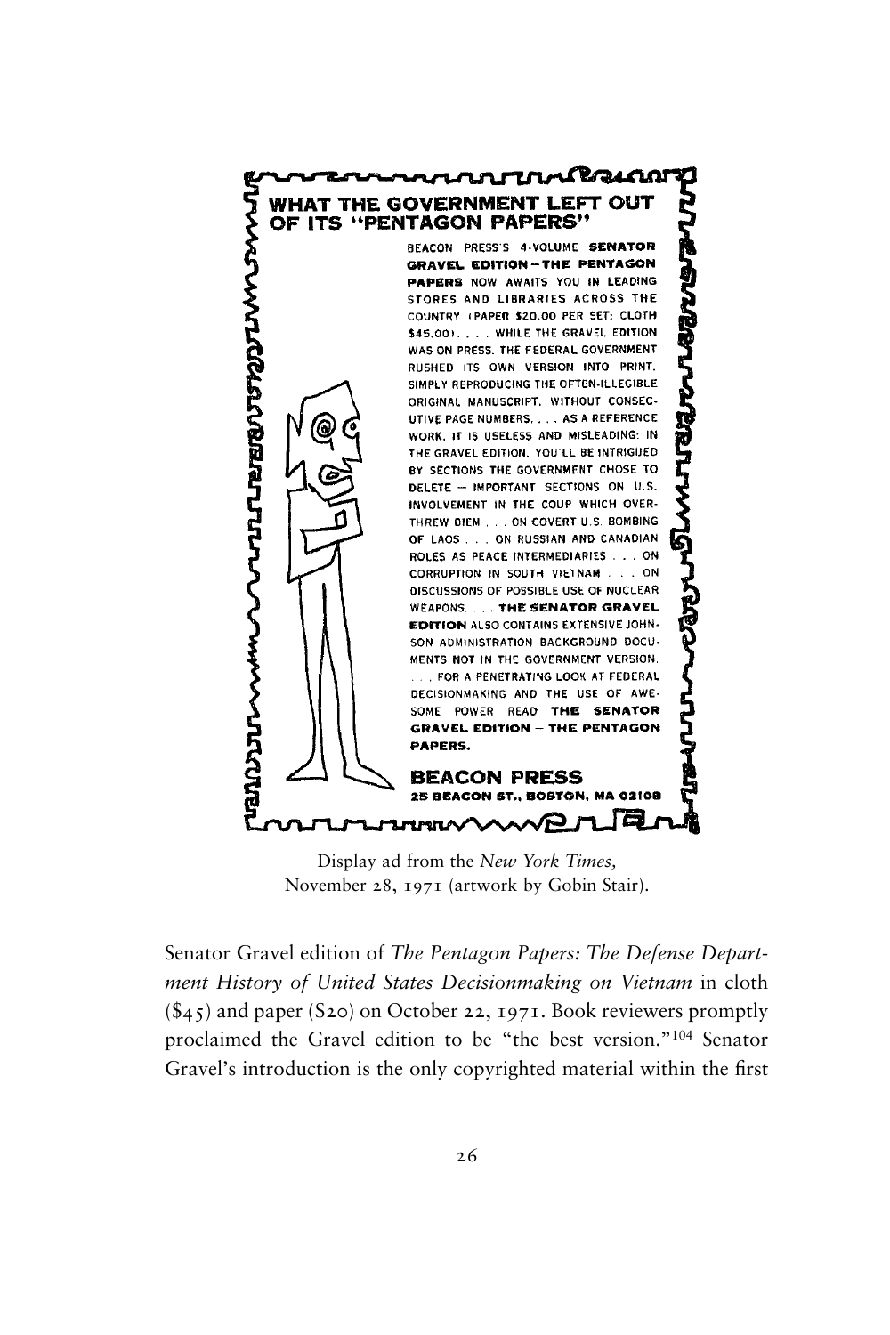WHAT THE GOVERNMENT LEFT OUT OF ITS "PENTAGON PAPERS"

BEACON PRESS'S 4-VOLUME **SENATOR GRAVEL EDITION—THE PENTAGON PAPERS** NOW AWAITS YOU IN LEADING STORES AND LIBRARIES ACROSS THE COUNTRY (PAPER $20.00 PER SET; CLOTH $45.00). . . . WHILE THE GRAVEL EDITION WAS ON PRESS, THE FEDERAL GOVERNMENT RUSHED ITS OWN VERSION INTO PRINT, SIMPLY REPRODUCING THE OFTEN-ILLEGIBLE ORIGINAL MANUSCRIPT, WITHOUT CONSECUTIVE PAGE NUMBERS. . . . AS A REFERENCE WORK, IT IS USELESS AND MISLEADING: IN THE GRAVEL EDITION, YOU'LL BE INTRIGUED BY SECTIONS THE GOVERNMENT CHOSE TO DELETE — IMPORTANT SECTIONS ON U.S. INVOLVEMENT IN THE COUP WHICH OVERTHREW DIEM . . . ON COVERT U.S. BOMBING OF LAOS . . . ON RUSSIAN AND CANADIAN ROLES AS PEACE INTERMEDIARIES . . . ON CORRUPTION IN SOUTH VIETNAM . . . ON DISCUSSIONS OF POSSIBLE USE OF NUCLEAR WEAPONS. . . . **THE SENATOR GRAVEL EDITION** ALSO CONTAINS EXTENSIVE JOHNSON ADMINISTRATION BACKGROUND DOCUMENTS NOT IN THE GOVERNMENT VERSION. . . . FOR A PENETRATING LOOK AT FEDERAL DECISIONMAKING AND THE USE OF AWESOME POWER READ **THE SENATOR GRAVEL EDITION — THE PENTAGON PAPERS.**

**BEACON PRESS**
**25 BEACON ST., BOSTON, MA 02108**

Display ad from the *New York Times*, November 28, 1971 (artwork by Gobin Stair).

Senator Gravel edition of *The Pentagon Papers: The Defense Department History of United States Decisionmaking on Vietnam* in cloth ($45) and paper ($20) on October 22, 1971. Book reviewers promptly proclaimed the Gravel edition to be "the best version."[104] Senator Gravel's introduction is the only copyrighted material within the first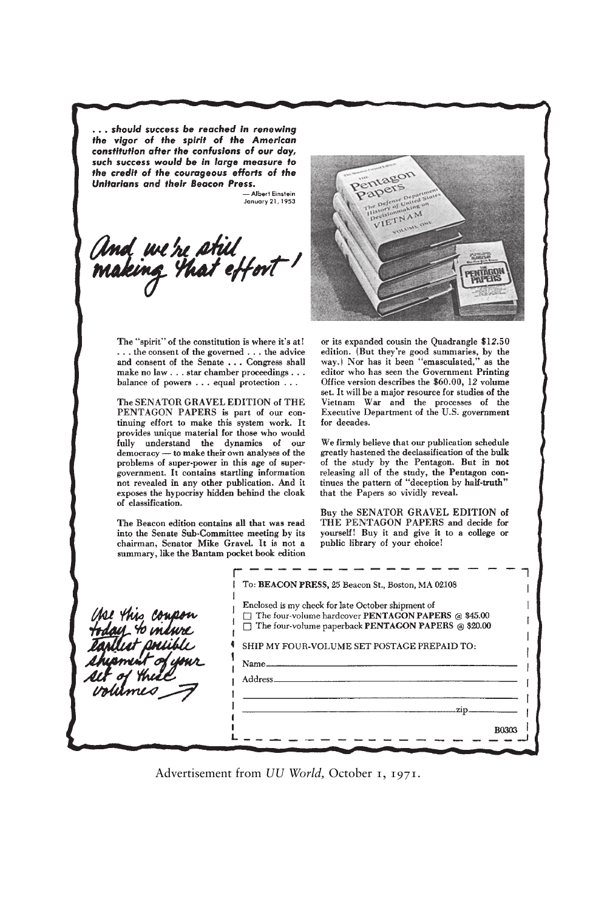***. . . should success be reached in renewing the vigor of the spirit of the American constitution after the confusions of our day, such success would be in large measure to the credit of the courageous efforts of the Unitarians and their Beacon Press.***

— Albert Einstein
January 21, 1953

*And we're still making that effort!*

The "spirit" of the constitution is where it's at! . . . the consent of the governed . . . the advice and consent of the Senate . . . Congress shall make no law . . . star chamber proceedings . . . balance of powers . . . equal protection . . .

The SENATOR GRAVEL EDITION of THE PENTAGON PAPERS is part of our continuing effort to make this system work. It provides unique material for those who would fully understand the dynamics of our democracy — to make their own analyses of the problems of super-power in this age of super-government. It contains startling information not revealed in any other publication. And it exposes the hypocrisy hidden behind the cloak of classification.

The Beacon edition contains all that was read into the Senate Sub-Committee meeting by its chairman, Senator Mike Gravel. It is not a summary, like the Bantam pocket book edition or its expanded cousin the Quadrangle $12.50 edition. (But they're good summaries, by the way.) Nor has it been "emasculated," as the editor who has seen the Government Printing Office version describes the $60.00, 12 volume set. It will be a major resource for studies of the Vietnam War and the processes of the Executive Department of the U.S. government for decades.

We firmly believe that our publication schedule greatly hastened the declassification of the bulk of the study by the Pentagon. But in **not** releasing all of the study, the Pentagon continues the pattern of "deception by half-truth" that the Papers so vividly reveal.

Buy the SENATOR GRAVEL EDITION of THE PENTAGON PAPERS and decide for yourself! Buy it and give it to a college or public library of your choice!

*Use this coupon today to insure earliest possible shipment of your set of these volumes →*

To: **BEACON PRESS**, 25 Beacon St., Boston, MA 02108

Enclosed is my check for late October shipment of

☐ The four-volume hardcover **PENTAGON PAPERS** @ $45.00
☐ The four-volume paperback **PENTAGON PAPERS** @ $20.00

SHIP MY FOUR-VOLUME SET POSTAGE PREPAID TO:

Name\_\_\_\_\_\_\_\_\_\_\_\_\_\_\_\_\_\_\_\_\_\_\_\_\_\_\_\_\_\_\_\_\_\_\_\_\_\_\_\_

Address\_\_\_\_\_\_\_\_\_\_\_\_\_\_\_\_\_\_\_\_\_\_\_\_\_\_\_\_\_\_\_\_\_\_\_\_\_\_

\_\_\_\_\_\_\_\_\_\_\_\_\_\_\_\_\_\_\_\_\_\_\_\_\_\_\_\_\_\_\_\_\_\_\_\_\_\_\_\_\_\_\_\_\_

\_\_\_\_\_\_\_\_\_\_\_\_\_\_\_\_\_\_\_\_\_\_\_\_\_\_\_\_\_\_\_\_\_\_zip\_\_\_\_\_\_\_\_\_

B0303

Advertisement from *UU World,* October 1, 1971.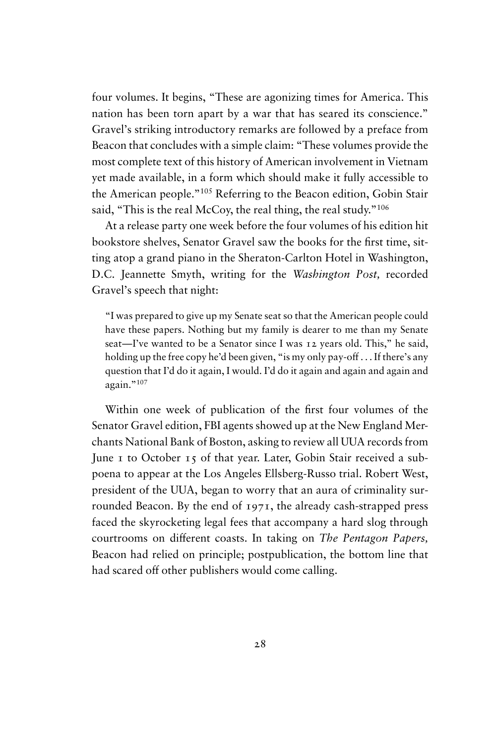four volumes. It begins, "These are agonizing times for America. This nation has been torn apart by a war that has seared its conscience." Gravel's striking introductory remarks are followed by a preface from Beacon that concludes with a simple claim: "These volumes provide the most complete text of this history of American involvement in Vietnam yet made available, in a form which should make it fully accessible to the American people."[105] Referring to the Beacon edition, Gobin Stair said, "This is the real McCoy, the real thing, the real study."[106]

At a release party one week before the four volumes of his edition hit bookstore shelves, Senator Gravel saw the books for the first time, sitting atop a grand piano in the Sheraton-Carlton Hotel in Washington, D.C. Jeannette Smyth, writing for the *Washington Post,* recorded Gravel's speech that night:

> "I was prepared to give up my Senate seat so that the American people could have these papers. Nothing but my family is dearer to me than my Senate seat—I've wanted to be a Senator since I was 12 years old. This," he said, holding up the free copy he'd been given, "is my only pay-off . . . If there's any question that I'd do it again, I would. I'd do it again and again and again and again."[107]

Within one week of publication of the first four volumes of the Senator Gravel edition, FBI agents showed up at the New England Merchants National Bank of Boston, asking to review all UUA records from June 1 to October 15 of that year. Later, Gobin Stair received a subpoena to appear at the Los Angeles Ellsberg-Russo trial. Robert West, president of the UUA, began to worry that an aura of criminality surrounded Beacon. By the end of 1971, the already cash-strapped press faced the skyrocketing legal fees that accompany a hard slog through courtrooms on different coasts. In taking on *The Pentagon Papers,* Beacon had relied on principle; postpublication, the bottom line that had scared off other publishers would come calling.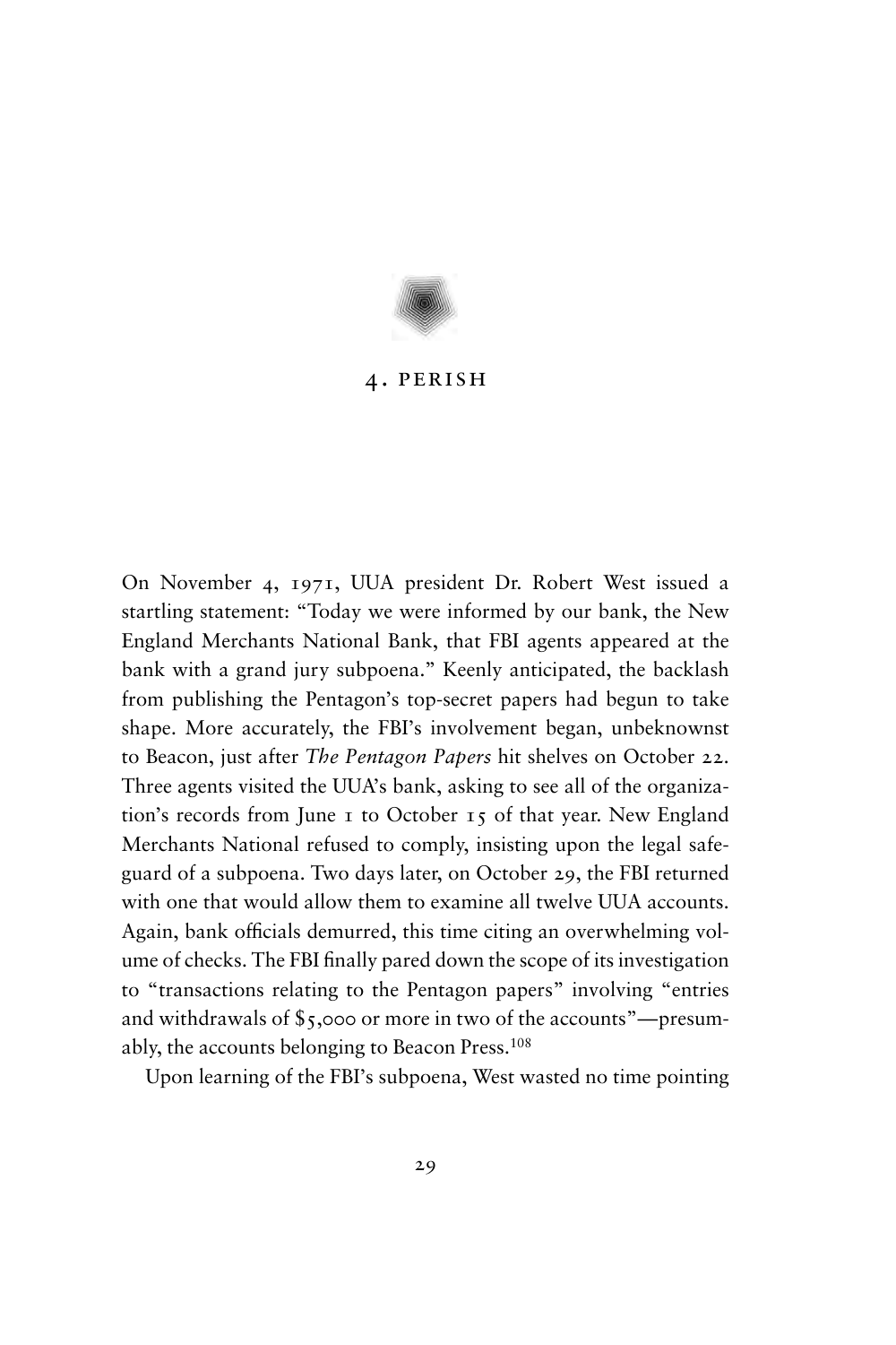## 4. PERISH

On November 4, 1971, UUA president Dr. Robert West issued a startling statement: "Today we were informed by our bank, the New England Merchants National Bank, that FBI agents appeared at the bank with a grand jury subpoena." Keenly anticipated, the backlash from publishing the Pentagon's top-secret papers had begun to take shape. More accurately, the FBI's involvement began, unbeknownst to Beacon, just after *The Pentagon Papers* hit shelves on October 22. Three agents visited the UUA's bank, asking to see all of the organization's records from June 1 to October 15 of that year. New England Merchants National refused to comply, insisting upon the legal safeguard of a subpoena. Two days later, on October 29, the FBI returned with one that would allow them to examine all twelve UUA accounts. Again, bank officials demurred, this time citing an overwhelming volume of checks. The FBI finally pared down the scope of its investigation to "transactions relating to the Pentagon papers" involving "entries and withdrawals of $5,000 or more in two of the accounts"—presumably, the accounts belonging to Beacon Press.[108]

Upon learning of the FBI's subpoena, West wasted no time pointing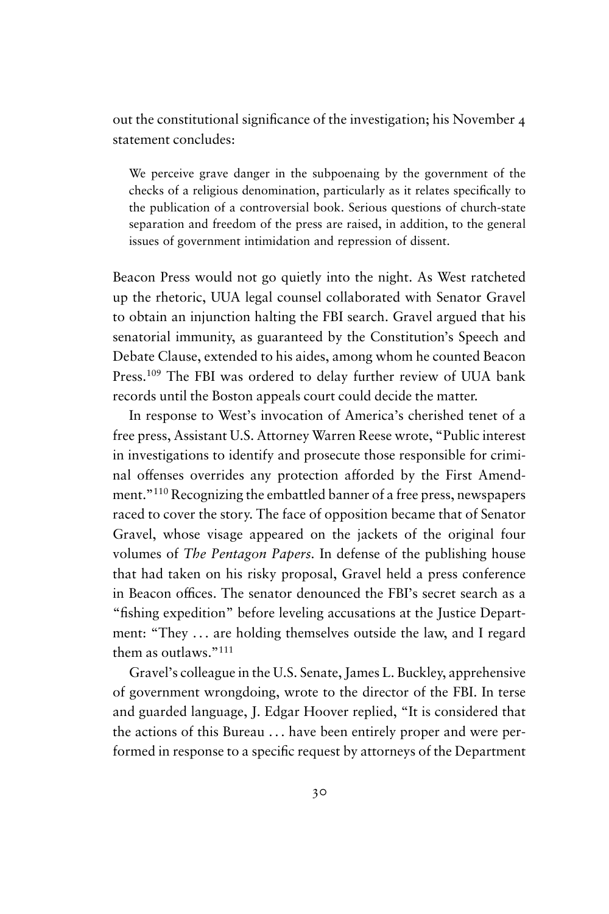out the constitutional significance of the investigation; his November 4 statement concludes:

> We perceive grave danger in the subpoenaing by the government of the checks of a religious denomination, particularly as it relates specifically to the publication of a controversial book. Serious questions of church-state separation and freedom of the press are raised, in addition, to the general issues of government intimidation and repression of dissent.

Beacon Press would not go quietly into the night. As West ratcheted up the rhetoric, UUA legal counsel collaborated with Senator Gravel to obtain an injunction halting the FBI search. Gravel argued that his senatorial immunity, as guaranteed by the Constitution's Speech and Debate Clause, extended to his aides, among whom he counted Beacon Press.[109] The FBI was ordered to delay further review of UUA bank records until the Boston appeals court could decide the matter.

In response to West's invocation of America's cherished tenet of a free press, Assistant U.S. Attorney Warren Reese wrote, "Public interest in investigations to identify and prosecute those responsible for criminal offenses overrides any protection afforded by the First Amendment."[110] Recognizing the embattled banner of a free press, newspapers raced to cover the story. The face of opposition became that of Senator Gravel, whose visage appeared on the jackets of the original four volumes of *The Pentagon Papers*. In defense of the publishing house that had taken on his risky proposal, Gravel held a press conference in Beacon offices. The senator denounced the FBI's secret search as a "fishing expedition" before leveling accusations at the Justice Department: "They . . . are holding themselves outside the law, and I regard them as outlaws."[111]

Gravel's colleague in the U.S. Senate, James L. Buckley, apprehensive of government wrongdoing, wrote to the director of the FBI. In terse and guarded language, J. Edgar Hoover replied, "It is considered that the actions of this Bureau . . . have been entirely proper and were performed in response to a specific request by attorneys of the Department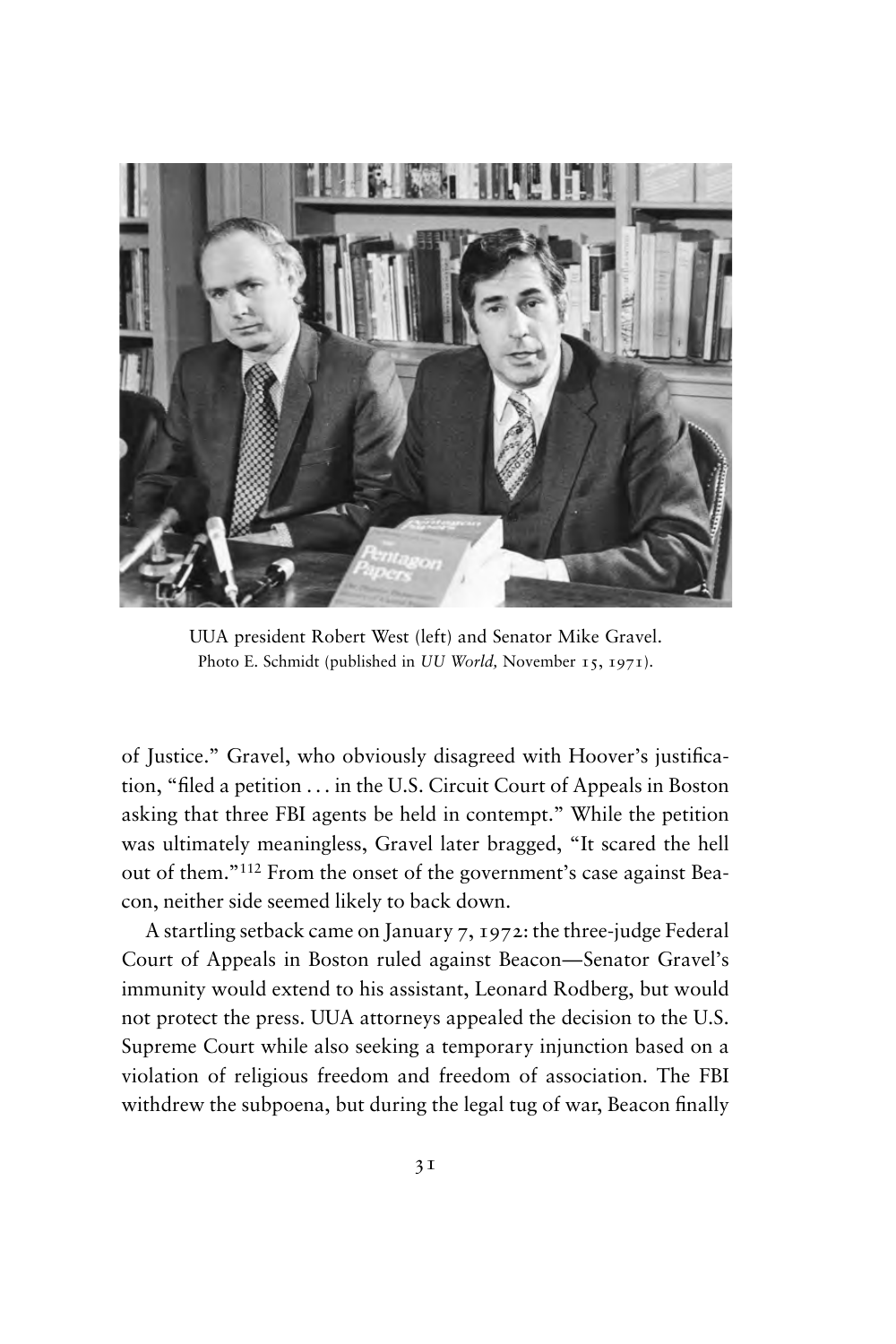UUA president Robert West (left) and Senator Mike Gravel.
Photo E. Schmidt (published in *UU World,* November 15, 1971).

of Justice." Gravel, who obviously disagreed with Hoover's justification, "filed a petition . . . in the U.S. Circuit Court of Appeals in Boston asking that three FBI agents be held in contempt." While the petition was ultimately meaningless, Gravel later bragged, "It scared the hell out of them."[112] From the onset of the government's case against Beacon, neither side seemed likely to back down.

A startling setback came on January 7, 1972: the three-judge Federal Court of Appeals in Boston ruled against Beacon—Senator Gravel's immunity would extend to his assistant, Leonard Rodberg, but would not protect the press. UUA attorneys appealed the decision to the U.S. Supreme Court while also seeking a temporary injunction based on a violation of religious freedom and freedom of association. The FBI withdrew the subpoena, but during the legal tug of war, Beacon finally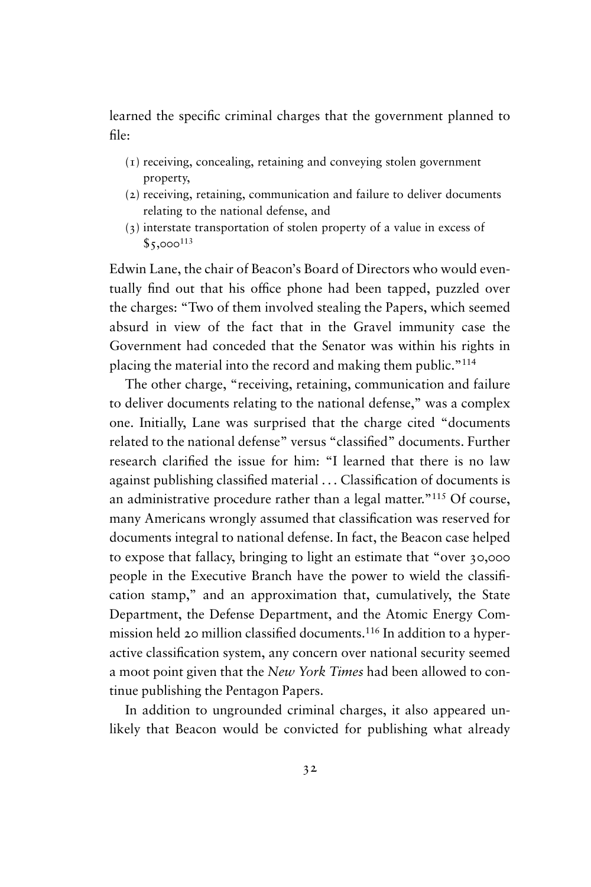learned the specific criminal charges that the government planned to file:

(1) receiving, concealing, retaining and conveying stolen government property,
(2) receiving, retaining, communication and failure to deliver documents relating to the national defense, and
(3) interstate transportation of stolen property of a value in excess of $5,000[113]

Edwin Lane, the chair of Beacon's Board of Directors who would eventually find out that his office phone had been tapped, puzzled over the charges: "Two of them involved stealing the Papers, which seemed absurd in view of the fact that in the Gravel immunity case the Government had conceded that the Senator was within his rights in placing the material into the record and making them public."[114]

The other charge, "receiving, retaining, communication and failure to deliver documents relating to the national defense," was a complex one. Initially, Lane was surprised that the charge cited "documents related to the national defense" versus "classified" documents. Further research clarified the issue for him: "I learned that there is no law against publishing classified material . . . Classification of documents is an administrative procedure rather than a legal matter."[115] Of course, many Americans wrongly assumed that classification was reserved for documents integral to national defense. In fact, the Beacon case helped to expose that fallacy, bringing to light an estimate that "over 30,000 people in the Executive Branch have the power to wield the classification stamp," and an approximation that, cumulatively, the State Department, the Defense Department, and the Atomic Energy Commission held 20 million classified documents.[116] In addition to a hyperactive classification system, any concern over national security seemed a moot point given that the *New York Times* had been allowed to continue publishing the Pentagon Papers.

In addition to ungrounded criminal charges, it also appeared unlikely that Beacon would be convicted for publishing what already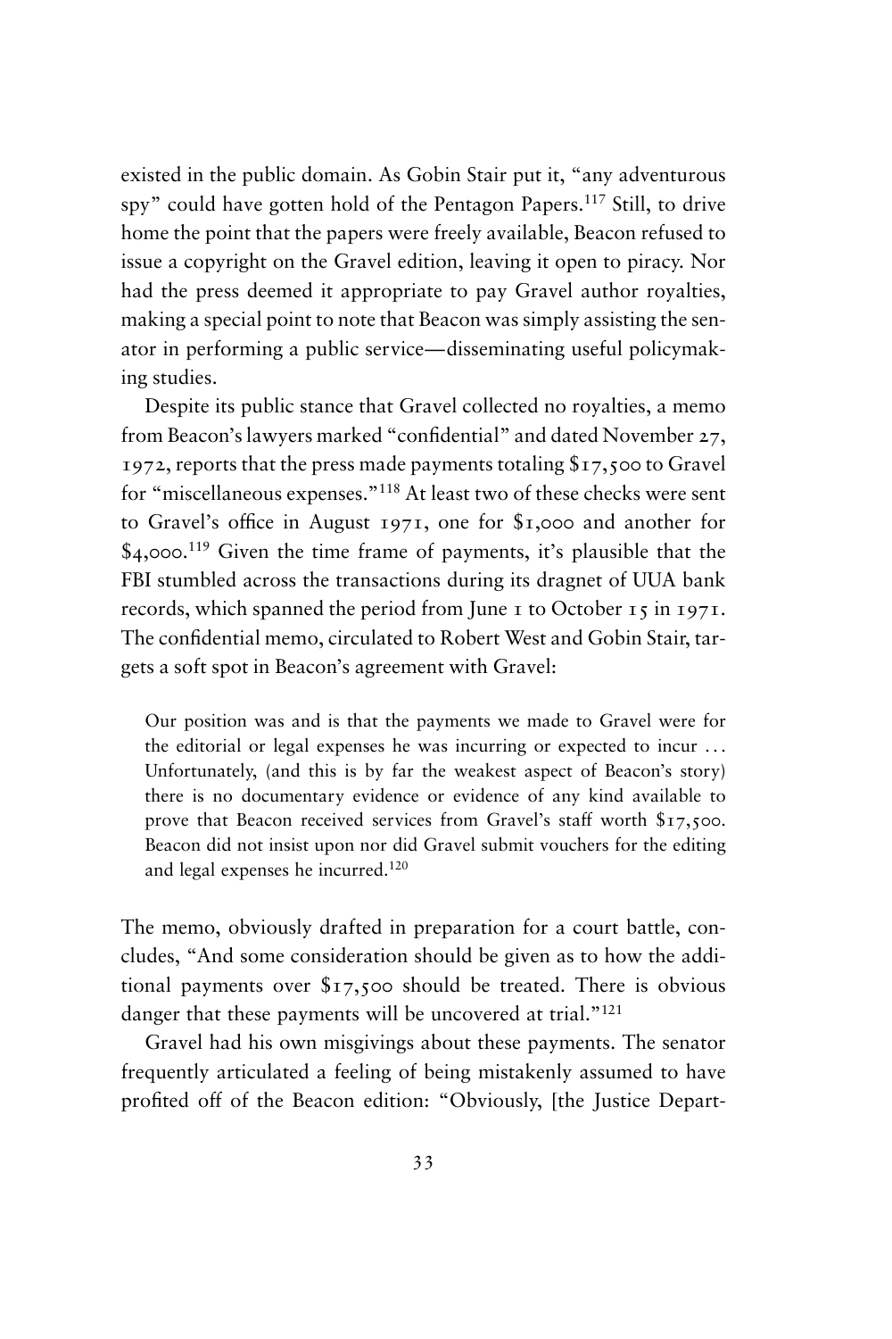existed in the public domain. As Gobin Stair put it, "any adventurous spy" could have gotten hold of the Pentagon Papers.[117] Still, to drive home the point that the papers were freely available, Beacon refused to issue a copyright on the Gravel edition, leaving it open to piracy. Nor had the press deemed it appropriate to pay Gravel author royalties, making a special point to note that Beacon was simply assisting the senator in performing a public service—disseminating useful policymaking studies.

Despite its public stance that Gravel collected no royalties, a memo from Beacon's lawyers marked "confidential" and dated November 27, 1972, reports that the press made payments totaling $17,500 to Gravel for "miscellaneous expenses."[118] At least two of these checks were sent to Gravel's office in August 1971, one for $1,000 and another for $4,000.[119] Given the time frame of payments, it's plausible that the FBI stumbled across the transactions during its dragnet of UUA bank records, which spanned the period from June 1 to October 15 in 1971. The confidential memo, circulated to Robert West and Gobin Stair, targets a soft spot in Beacon's agreement with Gravel:

> Our position was and is that the payments we made to Gravel were for the editorial or legal expenses he was incurring or expected to incur ... Unfortunately, (and this is by far the weakest aspect of Beacon's story) there is no documentary evidence or evidence of any kind available to prove that Beacon received services from Gravel's staff worth $17,500. Beacon did not insist upon nor did Gravel submit vouchers for the editing and legal expenses he incurred.[120]

The memo, obviously drafted in preparation for a court battle, concludes, "And some consideration should be given as to how the additional payments over $17,500 should be treated. There is obvious danger that these payments will be uncovered at trial."[121]

Gravel had his own misgivings about these payments. The senator frequently articulated a feeling of being mistakenly assumed to have profited off of the Beacon edition: "Obviously, [the Justice Depart-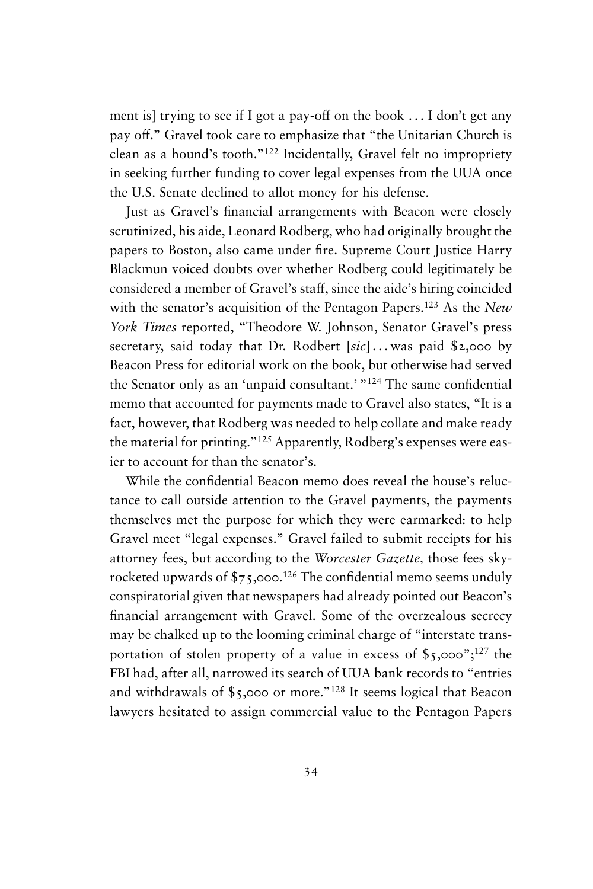ment is] trying to see if I got a pay-off on the book . . . I don't get any pay off." Gravel took care to emphasize that "the Unitarian Church is clean as a hound's tooth."[122] Incidentally, Gravel felt no impropriety in seeking further funding to cover legal expenses from the UUA once the U.S. Senate declined to allot money for his defense.

Just as Gravel's financial arrangements with Beacon were closely scrutinized, his aide, Leonard Rodberg, who had originally brought the papers to Boston, also came under fire. Supreme Court Justice Harry Blackmun voiced doubts over whether Rodberg could legitimately be considered a member of Gravel's staff, since the aide's hiring coincided with the senator's acquisition of the Pentagon Papers.[123] As the *New York Times* reported, "Theodore W. Johnson, Senator Gravel's press secretary, said today that Dr. Rodbert [*sic*] . . . was paid $2,000 by Beacon Press for editorial work on the book, but otherwise had served the Senator only as an 'unpaid consultant.'"[124] The same confidential memo that accounted for payments made to Gravel also states, "It is a fact, however, that Rodberg was needed to help collate and make ready the material for printing."[125] Apparently, Rodberg's expenses were easier to account for than the senator's.

While the confidential Beacon memo does reveal the house's reluctance to call outside attention to the Gravel payments, the payments themselves met the purpose for which they were earmarked: to help Gravel meet "legal expenses." Gravel failed to submit receipts for his attorney fees, but according to the *Worcester Gazette,* those fees skyrocketed upwards of $75,000.[126] The confidential memo seems unduly conspiratorial given that newspapers had already pointed out Beacon's financial arrangement with Gravel. Some of the overzealous secrecy may be chalked up to the looming criminal charge of "interstate transportation of stolen property of a value in excess of $5,000";[127] the FBI had, after all, narrowed its search of UUA bank records to "entries and withdrawals of $5,000 or more."[128] It seems logical that Beacon lawyers hesitated to assign commercial value to the Pentagon Papers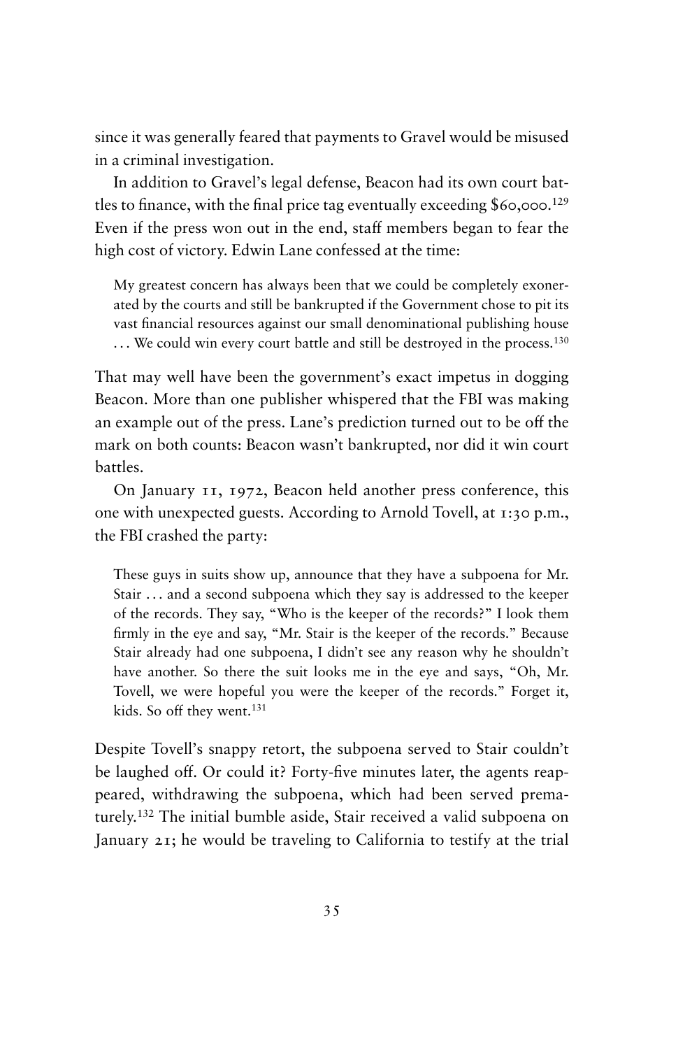since it was generally feared that payments to Gravel would be misused in a criminal investigation.

In addition to Gravel's legal defense, Beacon had its own court battles to finance, with the final price tag eventually exceeding $60,000.[129] Even if the press won out in the end, staff members began to fear the high cost of victory. Edwin Lane confessed at the time:

> My greatest concern has always been that we could be completely exonerated by the courts and still be bankrupted if the Government chose to pit its vast financial resources against our small denominational publishing house . . . We could win every court battle and still be destroyed in the process.[130]

That may well have been the government's exact impetus in dogging Beacon. More than one publisher whispered that the FBI was making an example out of the press. Lane's prediction turned out to be off the mark on both counts: Beacon wasn't bankrupted, nor did it win court battles.

On January 11, 1972, Beacon held another press conference, this one with unexpected guests. According to Arnold Tovell, at 1:30 p.m., the FBI crashed the party:

> These guys in suits show up, announce that they have a subpoena for Mr. Stair . . . and a second subpoena which they say is addressed to the keeper of the records. They say, "Who is the keeper of the records?" I look them firmly in the eye and say, "Mr. Stair is the keeper of the records." Because Stair already had one subpoena, I didn't see any reason why he shouldn't have another. So there the suit looks me in the eye and says, "Oh, Mr. Tovell, we were hopeful you were the keeper of the records." Forget it, kids. So off they went.[131]

Despite Tovell's snappy retort, the subpoena served to Stair couldn't be laughed off. Or could it? Forty-five minutes later, the agents reappeared, withdrawing the subpoena, which had been served prematurely.[132] The initial bumble aside, Stair received a valid subpoena on January 21; he would be traveling to California to testify at the trial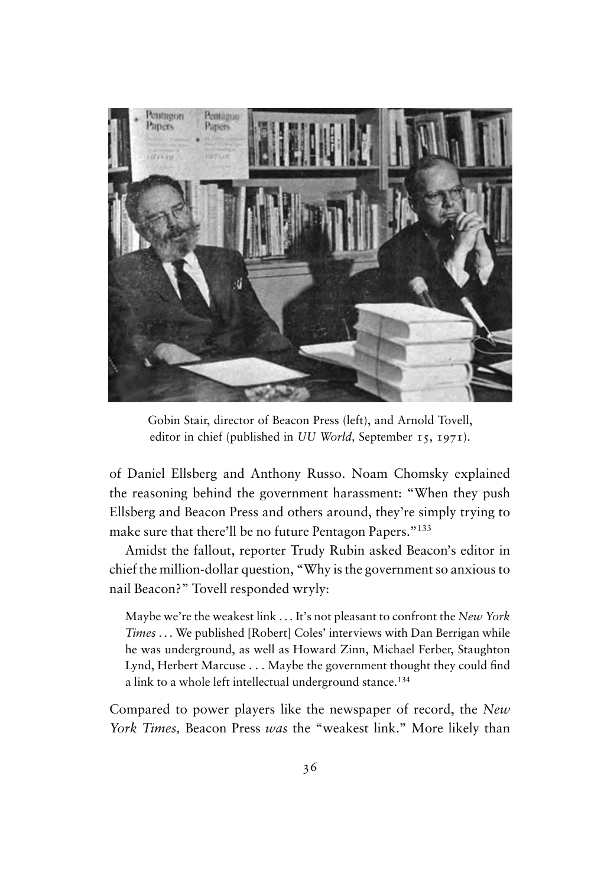Gobin Stair, director of Beacon Press (left), and Arnold Tovell, editor in chief (published in *UU World,* September 15, 1971).

of Daniel Ellsberg and Anthony Russo. Noam Chomsky explained the reasoning behind the government harassment: “When they push Ellsberg and Beacon Press and others around, they’re simply trying to make sure that there’ll be no future Pentagon Papers.”[133]

Amidst the fallout, reporter Trudy Rubin asked Beacon’s editor in chief the million-dollar question, “Why is the government so anxious to nail Beacon?” Tovell responded wryly:

> Maybe we’re the weakest link . . . It’s not pleasant to confront the *New York Times* . . . We published [Robert] Coles’ interviews with Dan Berrigan while he was underground, as well as Howard Zinn, Michael Ferber, Staughton Lynd, Herbert Marcuse . . . Maybe the government thought they could find a link to a whole left intellectual underground stance.[134]

Compared to power players like the newspaper of record, the *New York Times,* Beacon Press *was* the “weakest link.” More likely than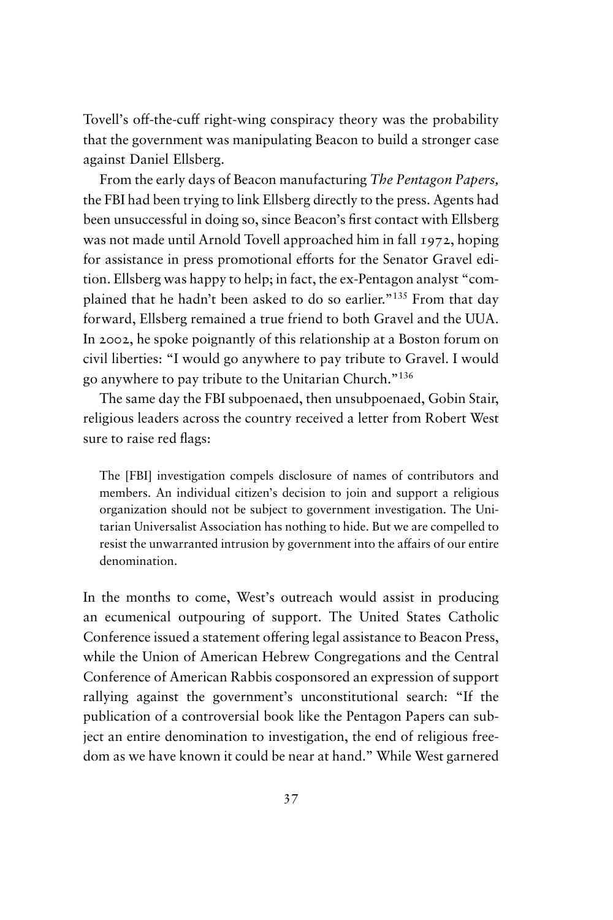Tovell's off-the-cuff right-wing conspiracy theory was the probability that the government was manipulating Beacon to build a stronger case against Daniel Ellsberg.

From the early days of Beacon manufacturing *The Pentagon Papers,* the FBI had been trying to link Ellsberg directly to the press. Agents had been unsuccessful in doing so, since Beacon's first contact with Ellsberg was not made until Arnold Tovell approached him in fall 1972, hoping for assistance in press promotional efforts for the Senator Gravel edition. Ellsberg was happy to help; in fact, the ex-Pentagon analyst "complained that he hadn't been asked to do so earlier."[135] From that day forward, Ellsberg remained a true friend to both Gravel and the UUA. In 2002, he spoke poignantly of this relationship at a Boston forum on civil liberties: "I would go anywhere to pay tribute to Gravel. I would go anywhere to pay tribute to the Unitarian Church."[136]

The same day the FBI subpoenaed, then unsubpoenaed, Gobin Stair, religious leaders across the country received a letter from Robert West sure to raise red flags:

> The [FBI] investigation compels disclosure of names of contributors and members. An individual citizen's decision to join and support a religious organization should not be subject to government investigation. The Unitarian Universalist Association has nothing to hide. But we are compelled to resist the unwarranted intrusion by government into the affairs of our entire denomination.

In the months to come, West's outreach would assist in producing an ecumenical outpouring of support. The United States Catholic Conference issued a statement offering legal assistance to Beacon Press, while the Union of American Hebrew Congregations and the Central Conference of American Rabbis cosponsored an expression of support rallying against the government's unconstitutional search: "If the publication of a controversial book like the Pentagon Papers can subject an entire denomination to investigation, the end of religious freedom as we have known it could be near at hand." While West garnered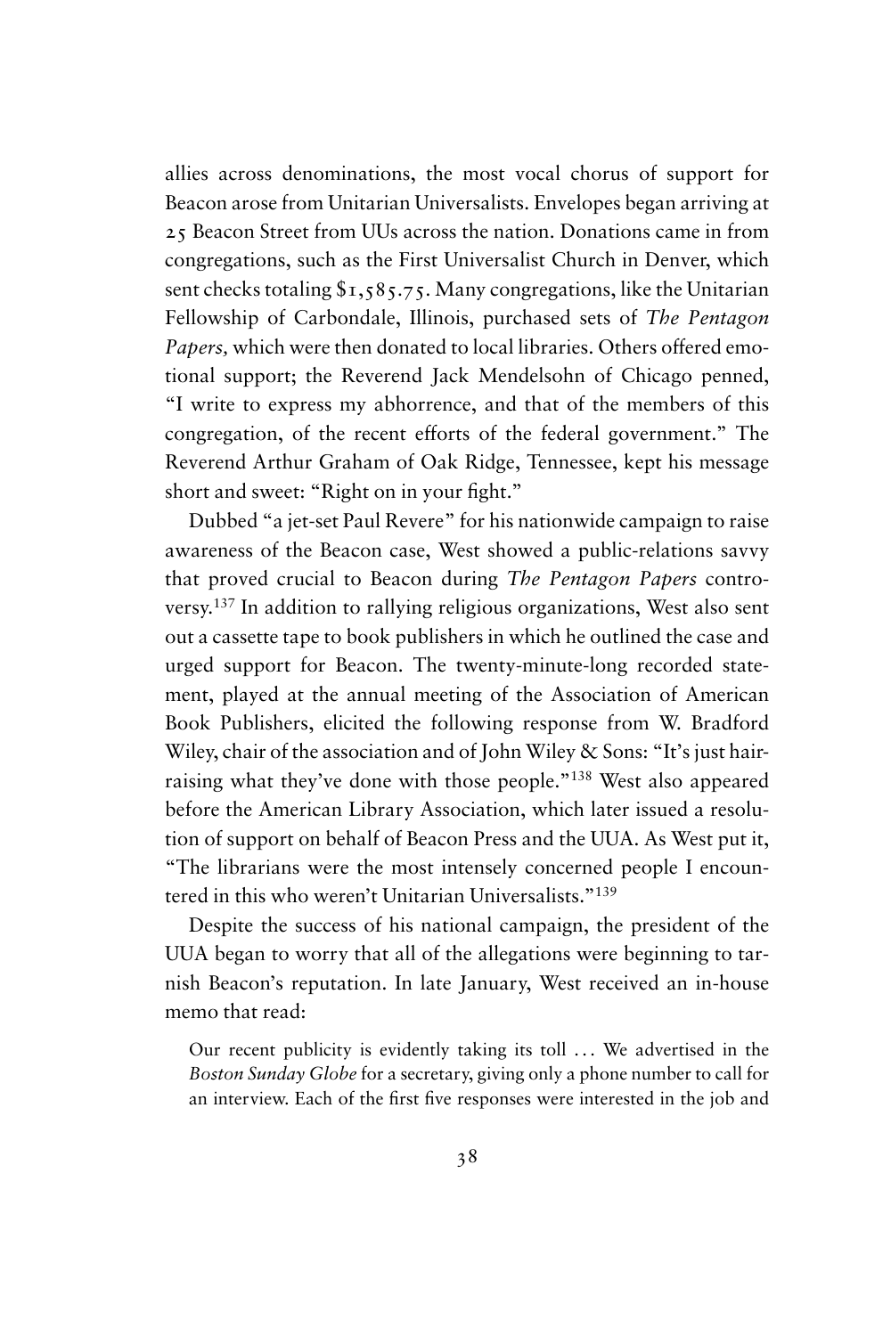allies across denominations, the most vocal chorus of support for Beacon arose from Unitarian Universalists. Envelopes began arriving at 25 Beacon Street from UUs across the nation. Donations came in from congregations, such as the First Universalist Church in Denver, which sent checks totaling $1,585.75. Many congregations, like the Unitarian Fellowship of Carbondale, Illinois, purchased sets of *The Pentagon Papers,* which were then donated to local libraries. Others offered emotional support; the Reverend Jack Mendelsohn of Chicago penned, "I write to express my abhorrence, and that of the members of this congregation, of the recent efforts of the federal government." The Reverend Arthur Graham of Oak Ridge, Tennessee, kept his message short and sweet: "Right on in your fight."

Dubbed "a jet-set Paul Revere" for his nationwide campaign to raise awareness of the Beacon case, West showed a public-relations savvy that proved crucial to Beacon during *The Pentagon Papers* controversy.[137] In addition to rallying religious organizations, West also sent out a cassette tape to book publishers in which he outlined the case and urged support for Beacon. The twenty-minute-long recorded statement, played at the annual meeting of the Association of American Book Publishers, elicited the following response from W. Bradford Wiley, chair of the association and of John Wiley & Sons: "It's just hair-raising what they've done with those people."[138] West also appeared before the American Library Association, which later issued a resolution of support on behalf of Beacon Press and the UUA. As West put it, "The librarians were the most intensely concerned people I encountered in this who weren't Unitarian Universalists."[139]

Despite the success of his national campaign, the president of the UUA began to worry that all of the allegations were beginning to tarnish Beacon's reputation. In late January, West received an in-house memo that read:

> Our recent publicity is evidently taking its toll . . . We advertised in the *Boston Sunday Globe* for a secretary, giving only a phone number to call for an interview. Each of the first five responses were interested in the job and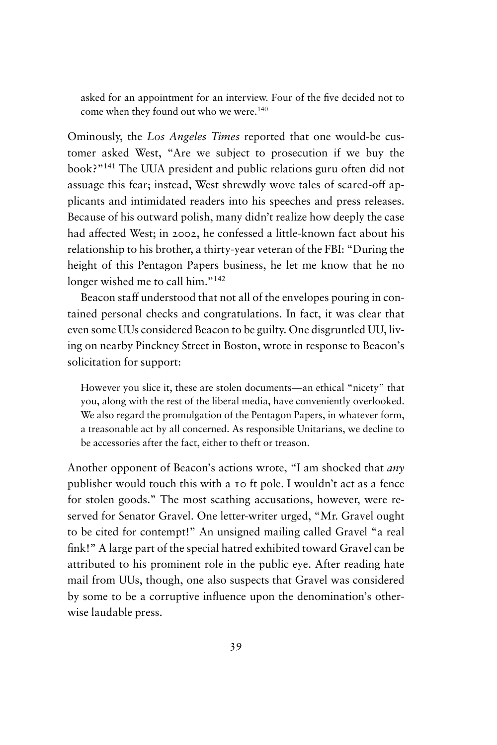> asked for an appointment for an interview. Four of the five decided not to come when they found out who we were.[140]

Ominously, the *Los Angeles Times* reported that one would-be customer asked West, "Are we subject to prosecution if we buy the book?"[141] The UUA president and public relations guru often did not assuage this fear; instead, West shrewdly wove tales of scared-off applicants and intimidated readers into his speeches and press releases. Because of his outward polish, many didn't realize how deeply the case had affected West; in 2002, he confessed a little-known fact about his relationship to his brother, a thirty-year veteran of the FBI: "During the height of this Pentagon Papers business, he let me know that he no longer wished me to call him."[142]

Beacon staff understood that not all of the envelopes pouring in contained personal checks and congratulations. In fact, it was clear that even some UUs considered Beacon to be guilty. One disgruntled UU, living on nearby Pinckney Street in Boston, wrote in response to Beacon's solicitation for support:

> However you slice it, these are stolen documents—an ethical "nicety" that you, along with the rest of the liberal media, have conveniently overlooked. We also regard the promulgation of the Pentagon Papers, in whatever form, a treasonable act by all concerned. As responsible Unitarians, we decline to be accessories after the fact, either to theft or treason.

Another opponent of Beacon's actions wrote, "I am shocked that *any* publisher would touch this with a 10 ft pole. I wouldn't act as a fence for stolen goods." The most scathing accusations, however, were reserved for Senator Gravel. One letter-writer urged, "Mr. Gravel ought to be cited for contempt!" An unsigned mailing called Gravel "a real fink!" A large part of the special hatred exhibited toward Gravel can be attributed to his prominent role in the public eye. After reading hate mail from UUs, though, one also suspects that Gravel was considered by some to be a corruptive influence upon the denomination's otherwise laudable press.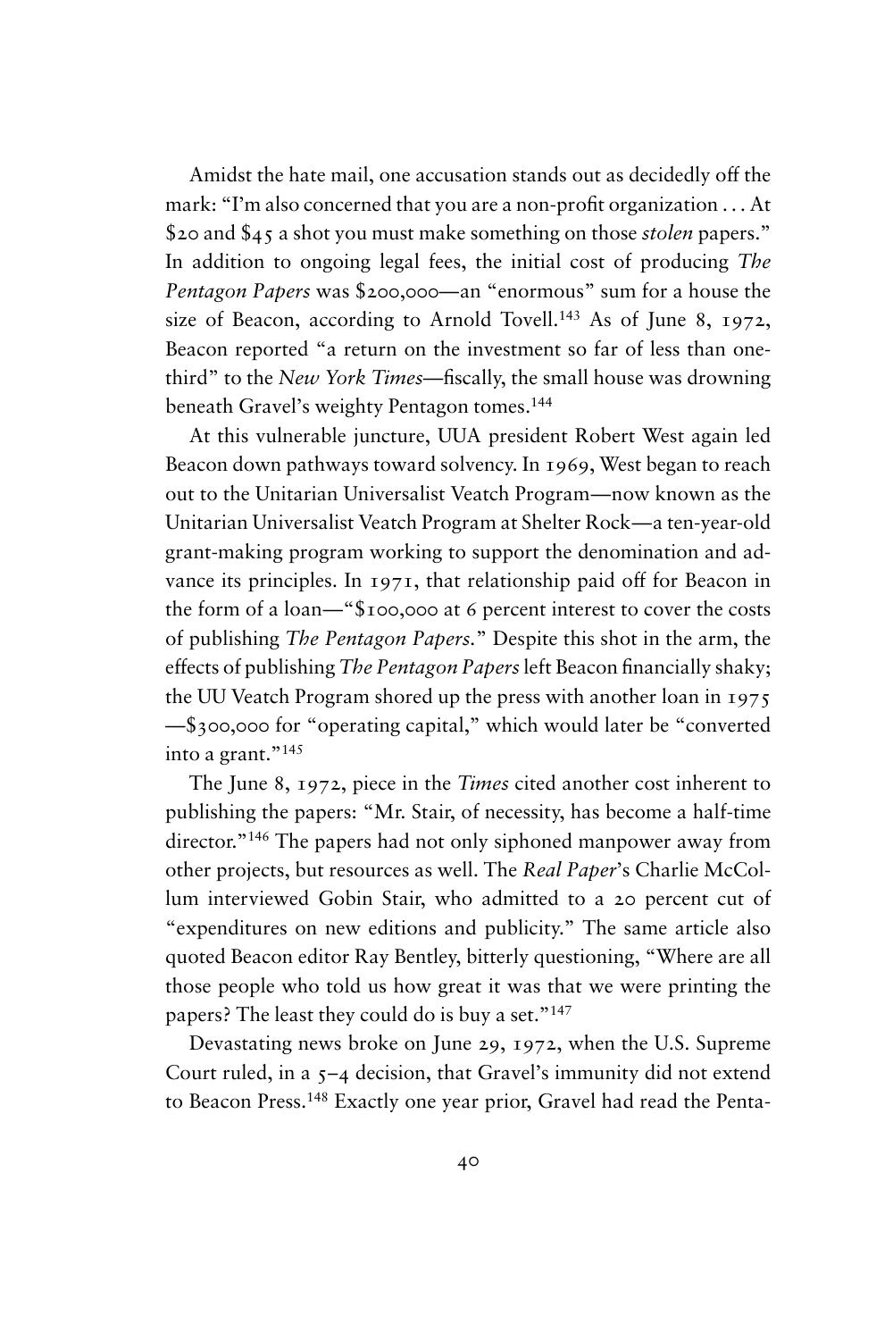Amidst the hate mail, one accusation stands out as decidedly off the mark: "I'm also concerned that you are a non-profit organization . . . At $20 and $45 a shot you must make something on those *stolen* papers." In addition to ongoing legal fees, the initial cost of producing *The Pentagon Papers* was $200,000—an "enormous" sum for a house the size of Beacon, according to Arnold Tovell.[143] As of June 8, 1972, Beacon reported "a return on the investment so far of less than one-third" to the *New York Times*—fiscally, the small house was drowning beneath Gravel's weighty Pentagon tomes.[144]

At this vulnerable juncture, UUA president Robert West again led Beacon down pathways toward solvency. In 1969, West began to reach out to the Unitarian Universalist Veatch Program—now known as the Unitarian Universalist Veatch Program at Shelter Rock—a ten-year-old grant-making program working to support the denomination and advance its principles. In 1971, that relationship paid off for Beacon in the form of a loan—"$100,000 at 6 percent interest to cover the costs of publishing *The Pentagon Papers*." Despite this shot in the arm, the effects of publishing *The Pentagon Papers* left Beacon financially shaky; the UU Veatch Program shored up the press with another loan in 1975—$300,000 for "operating capital," which would later be "converted into a grant."[145]

The June 8, 1972, piece in the *Times* cited another cost inherent to publishing the papers: "Mr. Stair, of necessity, has become a half-time director."[146] The papers had not only siphoned manpower away from other projects, but resources as well. The *Real Paper*'s Charlie McCollum interviewed Gobin Stair, who admitted to a 20 percent cut of "expenditures on new editions and publicity." The same article also quoted Beacon editor Ray Bentley, bitterly questioning, "Where are all those people who told us how great it was that we were printing the papers? The least they could do is buy a set."[147]

Devastating news broke on June 29, 1972, when the U.S. Supreme Court ruled, in a 5–4 decision, that Gravel's immunity did not extend to Beacon Press.[148] Exactly one year prior, Gravel had read the Penta-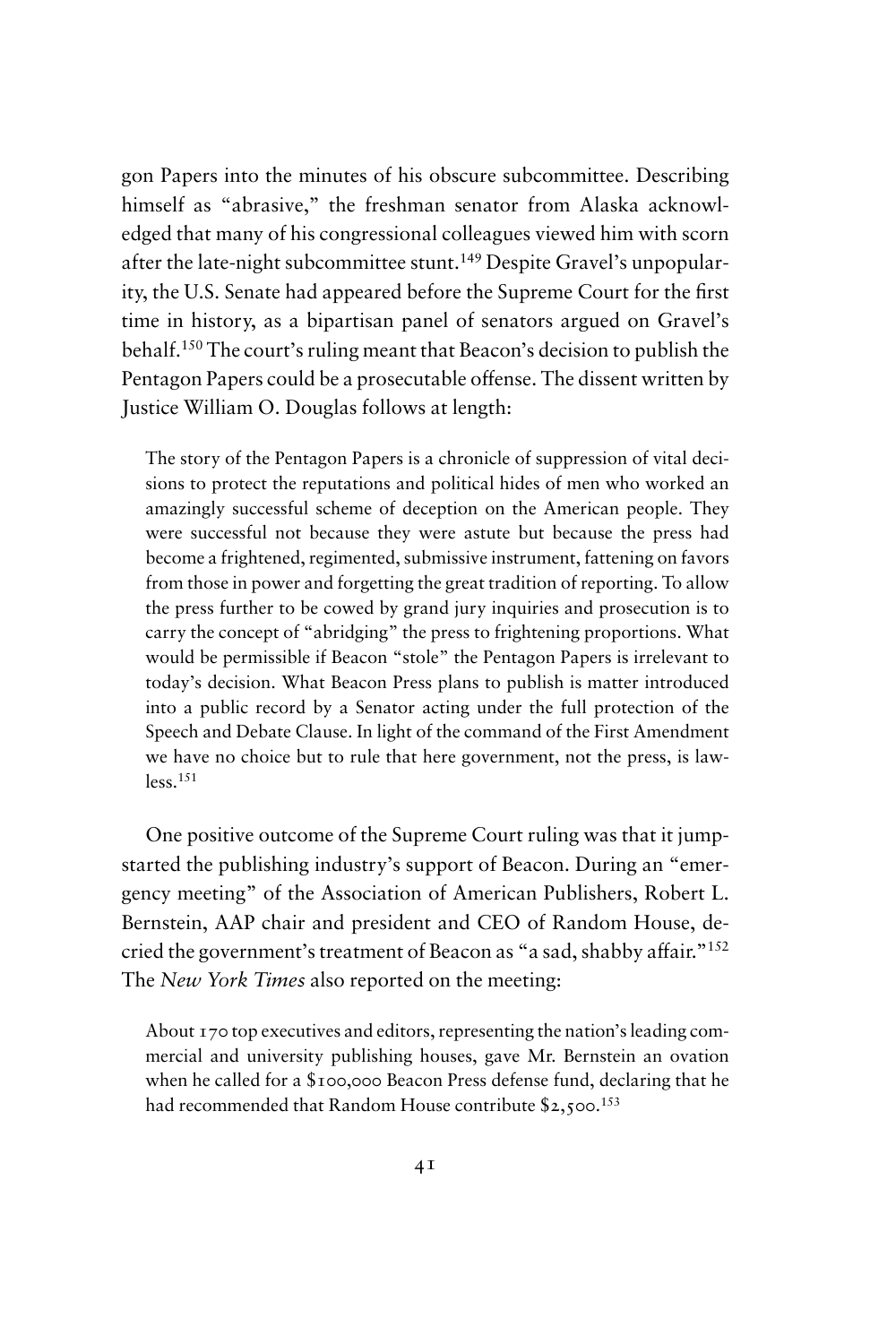gon Papers into the minutes of his obscure subcommittee. Describing himself as "abrasive," the freshman senator from Alaska acknowledged that many of his congressional colleagues viewed him with scorn after the late-night subcommittee stunt.[149] Despite Gravel's unpopularity, the U.S. Senate had appeared before the Supreme Court for the first time in history, as a bipartisan panel of senators argued on Gravel's behalf.[150] The court's ruling meant that Beacon's decision to publish the Pentagon Papers could be a prosecutable offense. The dissent written by Justice William O. Douglas follows at length:

> The story of the Pentagon Papers is a chronicle of suppression of vital decisions to protect the reputations and political hides of men who worked an amazingly successful scheme of deception on the American people. They were successful not because they were astute but because the press had become a frightened, regimented, submissive instrument, fattening on favors from those in power and forgetting the great tradition of reporting. To allow the press further to be cowed by grand jury inquiries and prosecution is to carry the concept of "abridging" the press to frightening proportions. What would be permissible if Beacon "stole" the Pentagon Papers is irrelevant to today's decision. What Beacon Press plans to publish is matter introduced into a public record by a Senator acting under the full protection of the Speech and Debate Clause. In light of the command of the First Amendment we have no choice but to rule that here government, not the press, is lawless.[151]

One positive outcome of the Supreme Court ruling was that it jump-started the publishing industry's support of Beacon. During an "emergency meeting" of the Association of American Publishers, Robert L. Bernstein, AAP chair and president and CEO of Random House, decried the government's treatment of Beacon as "a sad, shabby affair."[152] The *New York Times* also reported on the meeting:

> About 170 top executives and editors, representing the nation's leading commercial and university publishing houses, gave Mr. Bernstein an ovation when he called for a $100,000 Beacon Press defense fund, declaring that he had recommended that Random House contribute $2,500.[153]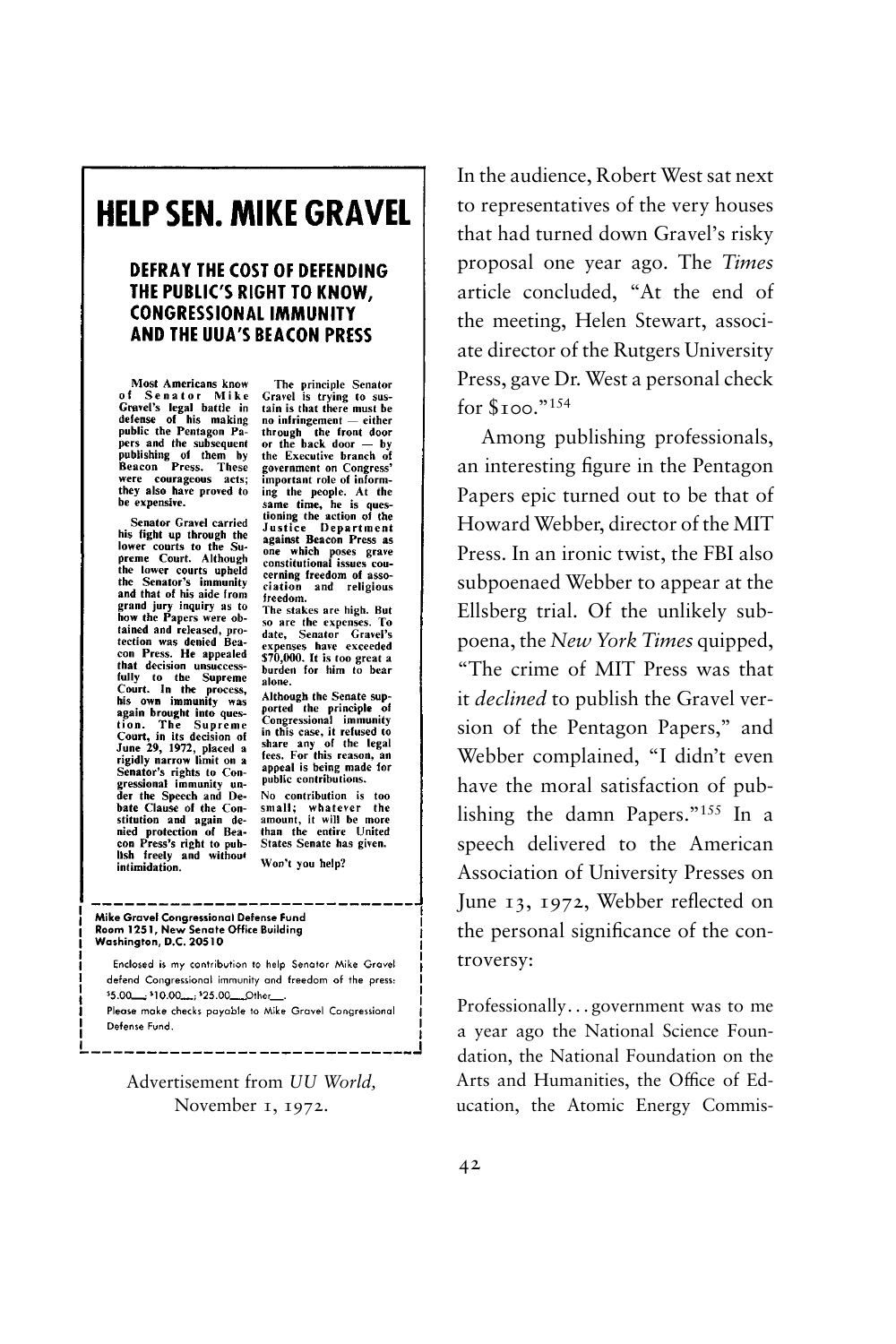# HELP SEN. MIKE GRAVEL

### DEFRAY THE COST OF DEFENDING THE PUBLIC'S RIGHT TO KNOW, CONGRESSIONAL IMMUNITY AND THE UUA'S BEACON PRESS

**Most Americans know of Senator Mike Gravel's legal battle in defense of his making public the Pentagon Papers and the subsequent publishing of them by Beacon Press. These were courageous acts; they also have proved to be expensive.**

**Senator Gravel carried his fight up through the lower courts to the Supreme Court. Although the lower courts upheld the Senator's immunity and that of his aide from grand jury inquiry as to how the Papers were obtained and released, protection was denied Beacon Press. He appealed that decision unsuccessfully to the Supreme Court. In the process, his own immunity was again brought into question. The Supreme Court, in its decision of June 29, 1972, placed a rigidly narrow limit on a Senator's rights to Congressional immunity under the Speech and Debate Clause of the Constitution and again denied protection of Beacon Press's right to publish freely and without intimidation.**

**The principle Senator Gravel is trying to sustain is that there must be no infringement — either through the front door or the back door — by the Executive branch of government on Congress' important role of informing the people. At the same time, he is questioning the action of the Justice Department against Beacon Press as one which poses grave constitutional issues concerning freedom of association and religious freedom.**

**The stakes are high. But so are the expenses. To date, Senator Gravel's expenses have exceeded $70,000. It is too great a burden for him to bear alone.**

**Although the Senate supported the principle of Congressional immunity in this case, it refused to share any of the legal fees. For this reason, an appeal is being made for public contributions.**

**No contribution is too small; whatever the amount, it will be more than the entire United States Senate has given.**

**Won't you help?**

**Mike Gravel Congressional Defense Fund**
**Room 1251, New Senate Office Building**
**Washington, D.C. 20510**

Enclosed is my contribution to help Senator Mike Gravel defend Congressional immunity and freedom of the press: $5.00___ $10.00___ $25.00___ Other___.

Please make checks payable to Mike Gravel Congressional Defense Fund.

Advertisement from *UU World*, November 1, 1972.

In the audience, Robert West sat next to representatives of the very houses that had turned down Gravel's risky proposal one year ago. The *Times* article concluded, "At the end of the meeting, Helen Stewart, associate director of the Rutgers University Press, gave Dr. West a personal check for $100."[154]

Among publishing professionals, an interesting figure in the Pentagon Papers epic turned out to be that of Howard Webber, director of the MIT Press. In an ironic twist, the FBI also subpoenaed Webber to appear at the Ellsberg trial. Of the unlikely subpoena, the *New York Times* quipped, "The crime of MIT Press was that it *declined* to publish the Gravel version of the Pentagon Papers," and Webber complained, "I didn't even have the moral satisfaction of publishing the damn Papers."[155] In a speech delivered to the American Association of University Presses on June 13, 1972, Webber reflected on the personal significance of the controversy:

> Professionally . . . government was to me a year ago the National Science Foundation, the National Foundation on the Arts and Humanities, the Office of Education, the Atomic Energy Commis-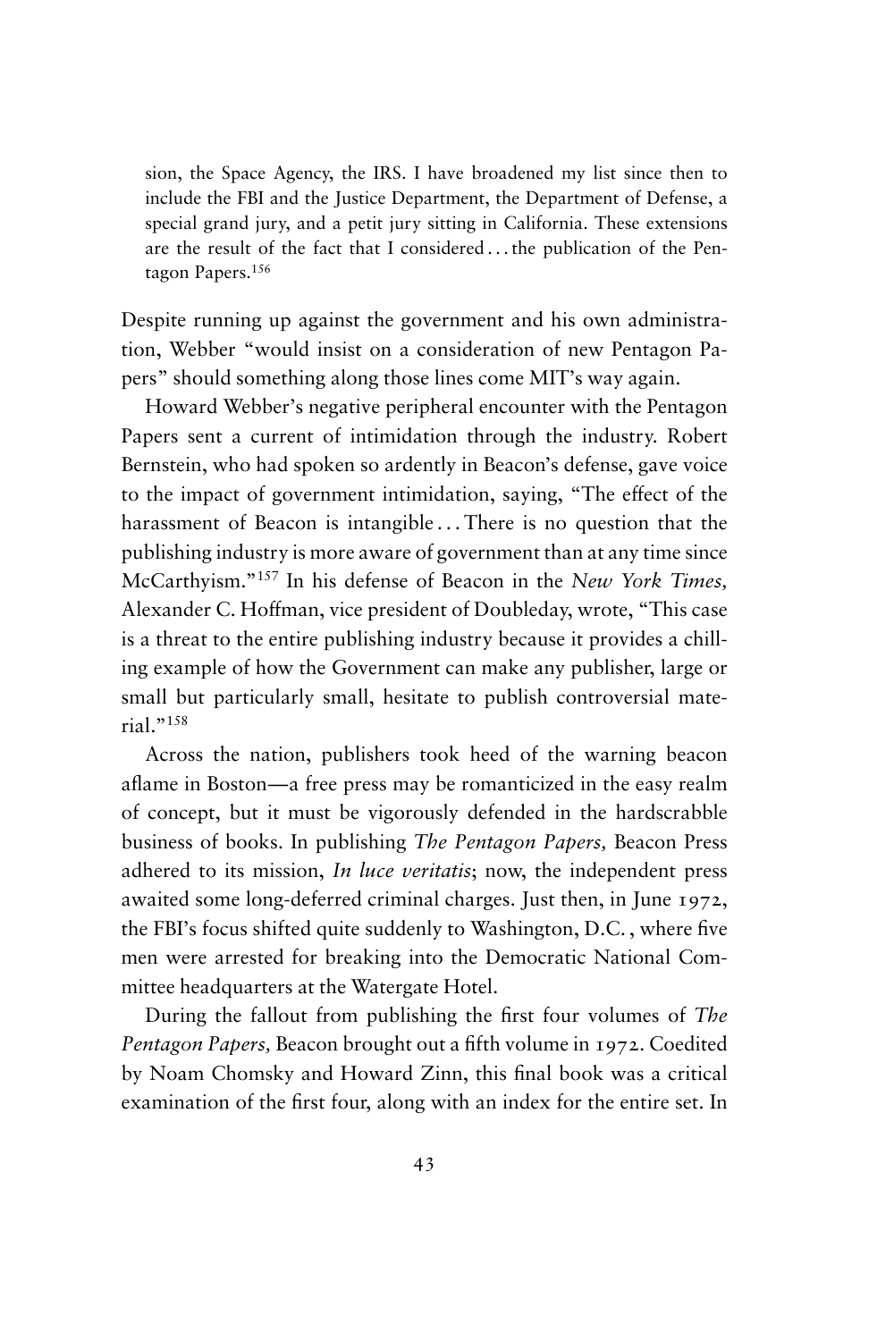sion, the Space Agency, the IRS. I have broadened my list since then to include the FBI and the Justice Department, the Department of Defense, a special grand jury, and a petit jury sitting in California. These extensions are the result of the fact that I considered . . . the publication of the Pentagon Papers.[156]

Despite running up against the government and his own administration, Webber "would insist on a consideration of new Pentagon Papers" should something along those lines come MIT's way again.

Howard Webber's negative peripheral encounter with the Pentagon Papers sent a current of intimidation through the industry. Robert Bernstein, who had spoken so ardently in Beacon's defense, gave voice to the impact of government intimidation, saying, "The effect of the harassment of Beacon is intangible . . . There is no question that the publishing industry is more aware of government than at any time since McCarthyism."[157] In his defense of Beacon in the *New York Times,* Alexander C. Hoffman, vice president of Doubleday, wrote, "This case is a threat to the entire publishing industry because it provides a chilling example of how the Government can make any publisher, large or small but particularly small, hesitate to publish controversial material."[158]

Across the nation, publishers took heed of the warning beacon aflame in Boston—a free press may be romanticized in the easy realm of concept, but it must be vigorously defended in the hardscrabble business of books. In publishing *The Pentagon Papers,* Beacon Press adhered to its mission, *In luce veritatis*; now, the independent press awaited some long-deferred criminal charges. Just then, in June 1972, the FBI's focus shifted quite suddenly to Washington, D.C. , where five men were arrested for breaking into the Democratic National Committee headquarters at the Watergate Hotel.

During the fallout from publishing the first four volumes of *The Pentagon Papers,* Beacon brought out a fifth volume in 1972. Coedited by Noam Chomsky and Howard Zinn, this final book was a critical examination of the first four, along with an index for the entire set. In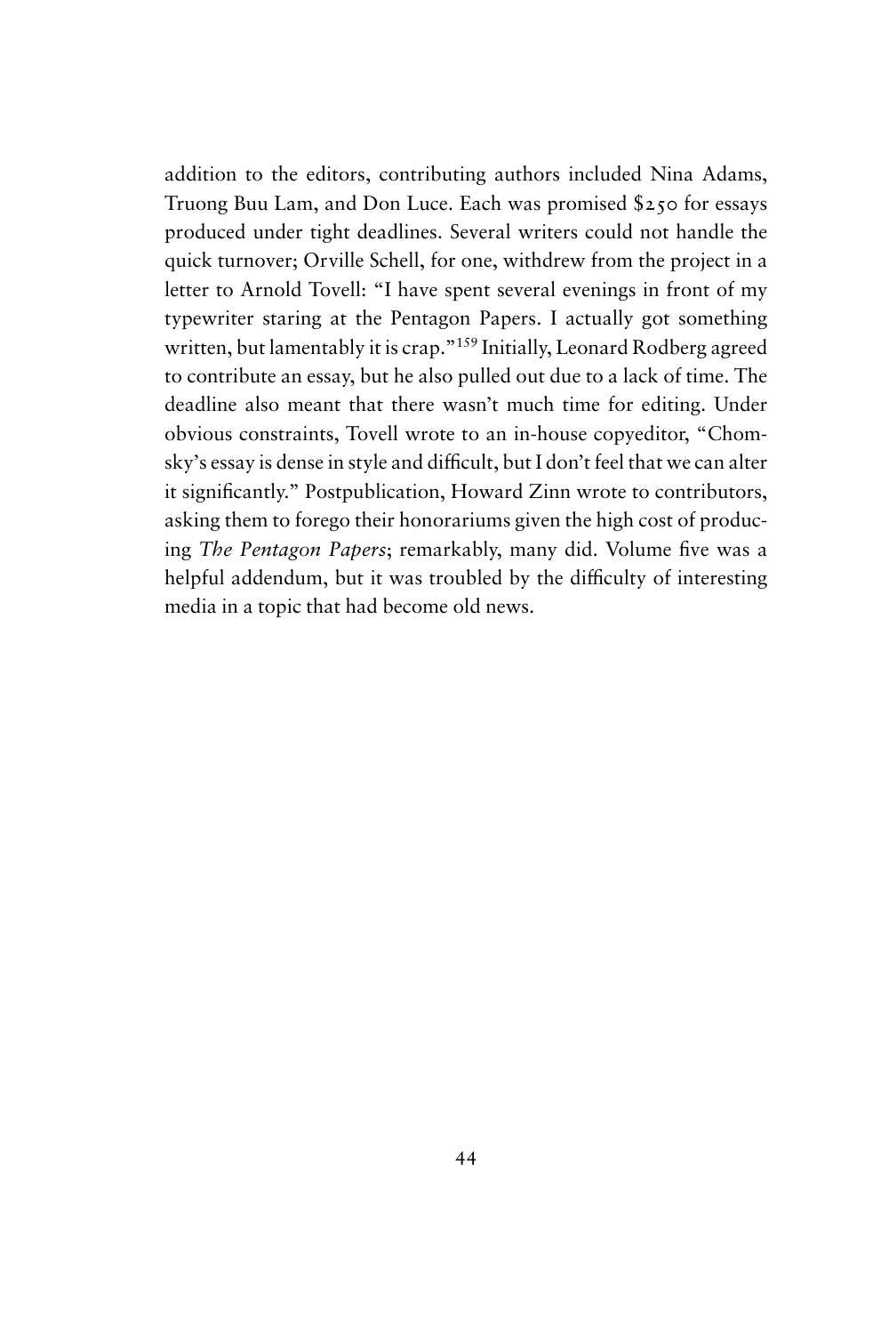addition to the editors, contributing authors included Nina Adams, Truong Buu Lam, and Don Luce. Each was promised $250 for essays produced under tight deadlines. Several writers could not handle the quick turnover; Orville Schell, for one, withdrew from the project in a letter to Arnold Tovell: "I have spent several evenings in front of my typewriter staring at the Pentagon Papers. I actually got something written, but lamentably it is crap."[159] Initially, Leonard Rodberg agreed to contribute an essay, but he also pulled out due to a lack of time. The deadline also meant that there wasn't much time for editing. Under obvious constraints, Tovell wrote to an in-house copyeditor, "Chomsky's essay is dense in style and difficult, but I don't feel that we can alter it significantly." Postpublication, Howard Zinn wrote to contributors, asking them to forego their honorariums given the high cost of producing *The Pentagon Papers*; remarkably, many did. Volume five was a helpful addendum, but it was troubled by the difficulty of interesting media in a topic that had become old news.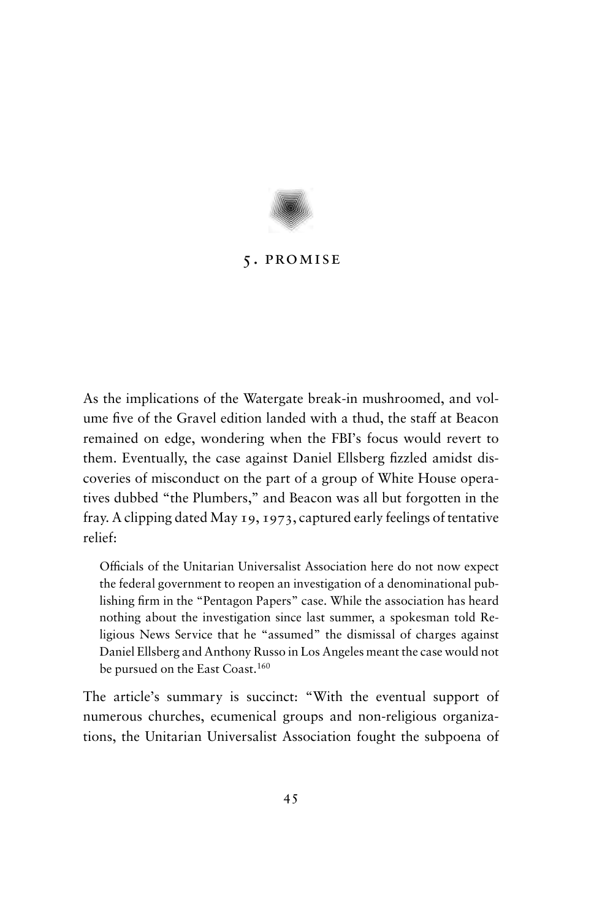## 5. PROMISE

As the implications of the Watergate break-in mushroomed, and volume five of the Gravel edition landed with a thud, the staff at Beacon remained on edge, wondering when the FBI's focus would revert to them. Eventually, the case against Daniel Ellsberg fizzled amidst discoveries of misconduct on the part of a group of White House operatives dubbed "the Plumbers," and Beacon was all but forgotten in the fray. A clipping dated May 19, 1973, captured early feelings of tentative relief:

> Officials of the Unitarian Universalist Association here do not now expect the federal government to reopen an investigation of a denominational publishing firm in the "Pentagon Papers" case. While the association has heard nothing about the investigation since last summer, a spokesman told Religious News Service that he "assumed" the dismissal of charges against Daniel Ellsberg and Anthony Russo in Los Angeles meant the case would not be pursued on the East Coast.[160]

The article's summary is succinct: "With the eventual support of numerous churches, ecumenical groups and non-religious organizations, the Unitarian Universalist Association fought the subpoena of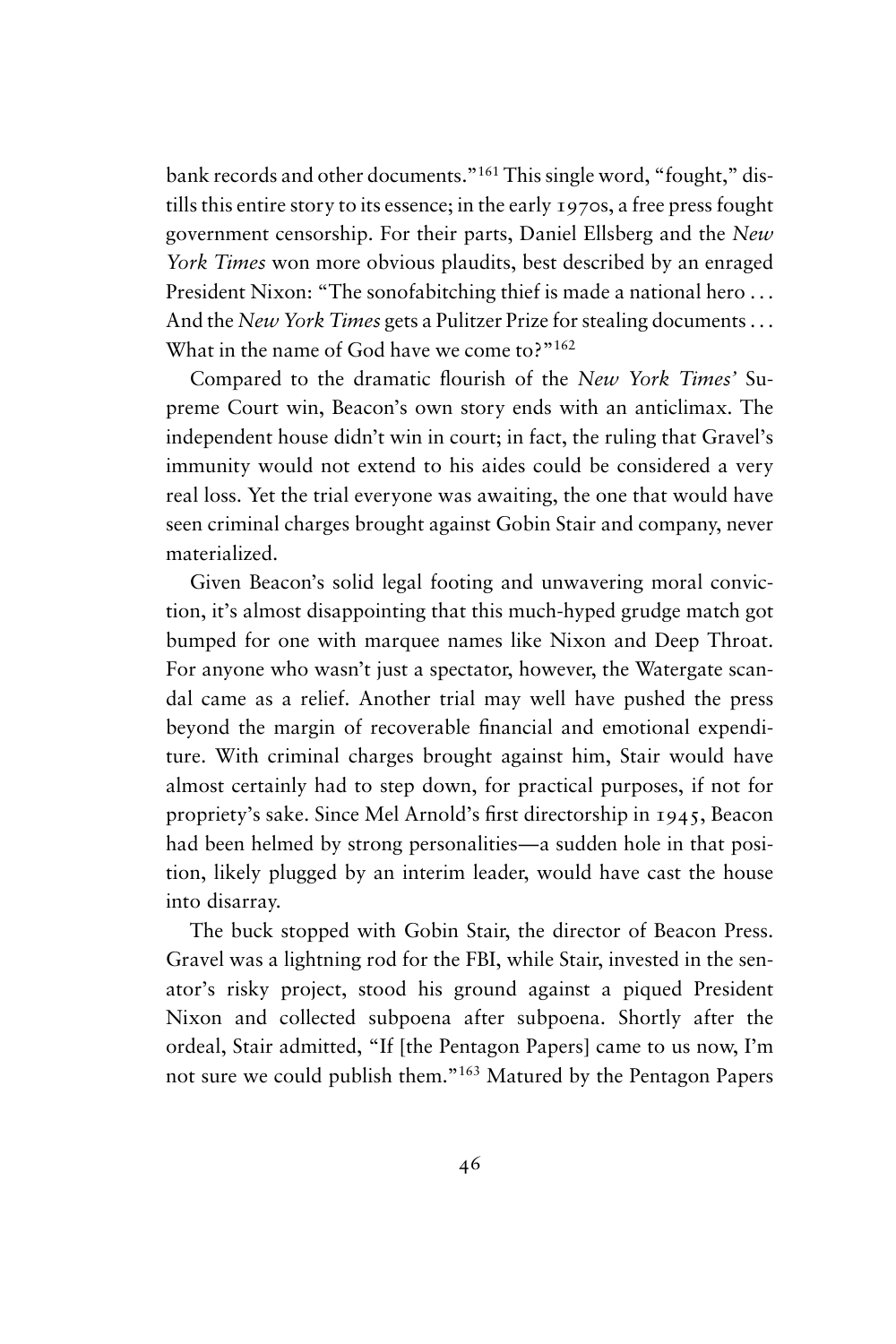bank records and other documents."[161] This single word, "fought," distills this entire story to its essence; in the early 1970s, a free press fought government censorship. For their parts, Daniel Ellsberg and the *New York Times* won more obvious plaudits, best described by an enraged President Nixon: "The sonofabitching thief is made a national hero . . . And the *New York Times* gets a Pulitzer Prize for stealing documents . . . What in the name of God have we come to?"[162]

Compared to the dramatic flourish of the *New York Times'* Supreme Court win, Beacon's own story ends with an anticlimax. The independent house didn't win in court; in fact, the ruling that Gravel's immunity would not extend to his aides could be considered a very real loss. Yet the trial everyone was awaiting, the one that would have seen criminal charges brought against Gobin Stair and company, never materialized.

Given Beacon's solid legal footing and unwavering moral conviction, it's almost disappointing that this much-hyped grudge match got bumped for one with marquee names like Nixon and Deep Throat. For anyone who wasn't just a spectator, however, the Watergate scandal came as a relief. Another trial may well have pushed the press beyond the margin of recoverable financial and emotional expenditure. With criminal charges brought against him, Stair would have almost certainly had to step down, for practical purposes, if not for propriety's sake. Since Mel Arnold's first directorship in 1945, Beacon had been helmed by strong personalities—a sudden hole in that position, likely plugged by an interim leader, would have cast the house into disarray.

The buck stopped with Gobin Stair, the director of Beacon Press. Gravel was a lightning rod for the FBI, while Stair, invested in the senator's risky project, stood his ground against a piqued President Nixon and collected subpoena after subpoena. Shortly after the ordeal, Stair admitted, "If [the Pentagon Papers] came to us now, I'm not sure we could publish them."[163] Matured by the Pentagon Papers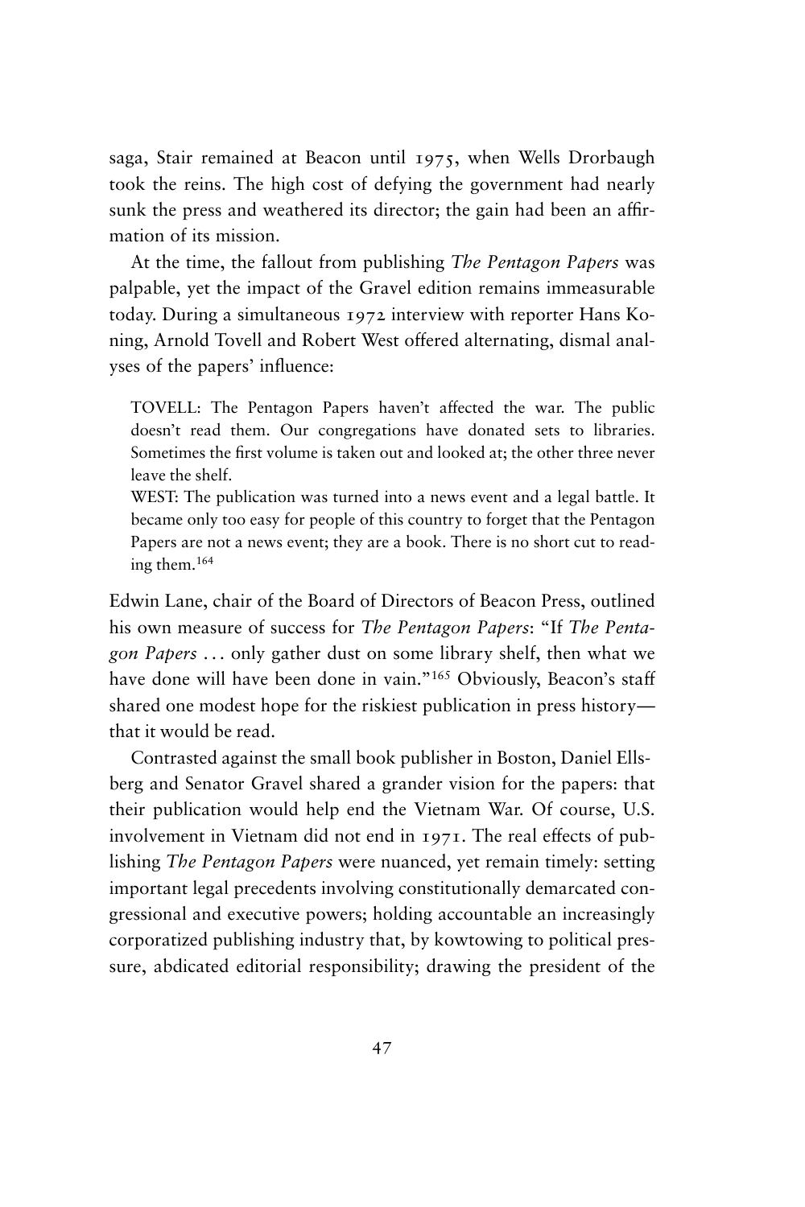saga, Stair remained at Beacon until 1975, when Wells Drorbaugh took the reins. The high cost of defying the government had nearly sunk the press and weathered its director; the gain had been an affirmation of its mission.

At the time, the fallout from publishing *The Pentagon Papers* was palpable, yet the impact of the Gravel edition remains immeasurable today. During a simultaneous 1972 interview with reporter Hans Koning, Arnold Tovell and Robert West offered alternating, dismal analyses of the papers' influence:

> TOVELL: The Pentagon Papers haven't affected the war. The public doesn't read them. Our congregations have donated sets to libraries. Sometimes the first volume is taken out and looked at; the other three never leave the shelf.
>
> WEST: The publication was turned into a news event and a legal battle. It became only too easy for people of this country to forget that the Pentagon Papers are not a news event; they are a book. There is no short cut to reading them.[164]

Edwin Lane, chair of the Board of Directors of Beacon Press, outlined his own measure of success for *The Pentagon Papers*: "If *The Pentagon Papers* . . . only gather dust on some library shelf, then what we have done will have been done in vain."[165] Obviously, Beacon's staff shared one modest hope for the riskiest publication in press history—that it would be read.

Contrasted against the small book publisher in Boston, Daniel Ellsberg and Senator Gravel shared a grander vision for the papers: that their publication would help end the Vietnam War. Of course, U.S. involvement in Vietnam did not end in 1971. The real effects of publishing *The Pentagon Papers* were nuanced, yet remain timely: setting important legal precedents involving constitutionally demarcated congressional and executive powers; holding accountable an increasingly corporatized publishing industry that, by kowtowing to political pressure, abdicated editorial responsibility; drawing the president of the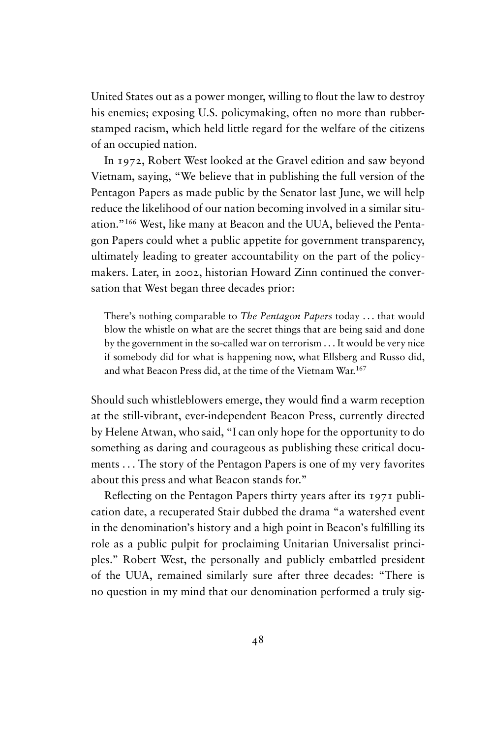United States out as a power monger, willing to flout the law to destroy his enemies; exposing U.S. policymaking, often no more than rubber-stamped racism, which held little regard for the welfare of the citizens of an occupied nation.

In 1972, Robert West looked at the Gravel edition and saw beyond Vietnam, saying, "We believe that in publishing the full version of the Pentagon Papers as made public by the Senator last June, we will help reduce the likelihood of our nation becoming involved in a similar situation."[166] West, like many at Beacon and the UUA, believed the Pentagon Papers could whet a public appetite for government transparency, ultimately leading to greater accountability on the part of the policymakers. Later, in 2002, historian Howard Zinn continued the conversation that West began three decades prior:

> There's nothing comparable to *The Pentagon Papers* today . . . that would blow the whistle on what are the secret things that are being said and done by the government in the so-called war on terrorism . . . It would be very nice if somebody did for what is happening now, what Ellsberg and Russo did, and what Beacon Press did, at the time of the Vietnam War.[167]

Should such whistleblowers emerge, they would find a warm reception at the still-vibrant, ever-independent Beacon Press, currently directed by Helene Atwan, who said, "I can only hope for the opportunity to do something as daring and courageous as publishing these critical documents . . . The story of the Pentagon Papers is one of my very favorites about this press and what Beacon stands for."

Reflecting on the Pentagon Papers thirty years after its 1971 publication date, a recuperated Stair dubbed the drama "a watershed event in the denomination's history and a high point in Beacon's fulfilling its role as a public pulpit for proclaiming Unitarian Universalist principles." Robert West, the personally and publicly embattled president of the UUA, remained similarly sure after three decades: "There is no question in my mind that our denomination performed a truly sig-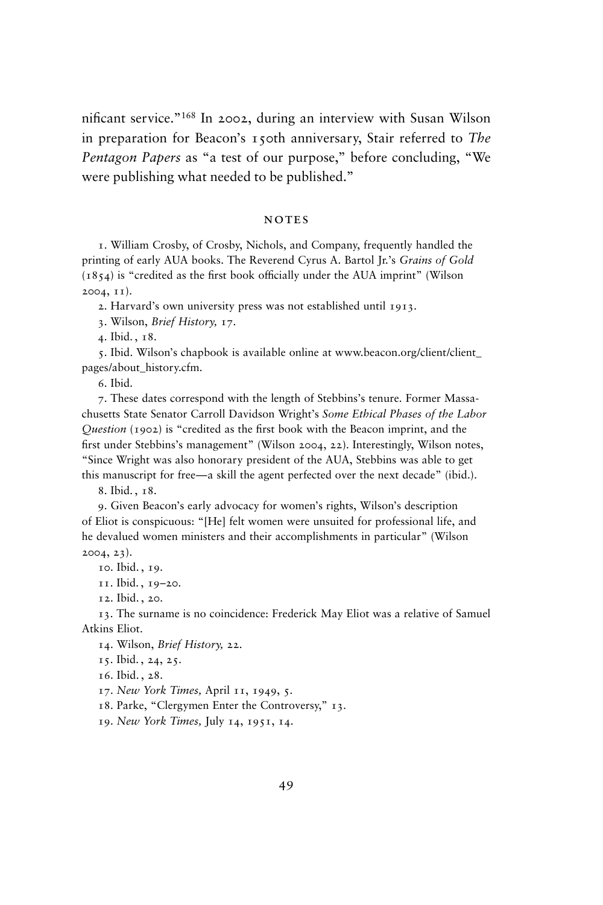nificant service."[168] In 2002, during an interview with Susan Wilson in preparation for Beacon's 150th anniversary, Stair referred to *The Pentagon Papers* as "a test of our purpose," before concluding, "We were publishing what needed to be published."

## NOTES

1. William Crosby, of Crosby, Nichols, and Company, frequently handled the printing of early AUA books. The Reverend Cyrus A. Bartol Jr.'s *Grains of Gold* (1854) is "credited as the first book officially under the AUA imprint" (Wilson 2004, 11).

2. Harvard's own university press was not established until 1913.

3. Wilson, *Brief History,* 17.

4. Ibid., 18.

5. Ibid. Wilson's chapbook is available online at www.beacon.org/client/client_pages/about_history.cfm.

6. Ibid.

7. These dates correspond with the length of Stebbins's tenure. Former Massachusetts State Senator Carroll Davidson Wright's *Some Ethical Phases of the Labor Question* (1902) is "credited as the first book with the Beacon imprint, and the first under Stebbins's management" (Wilson 2004, 22). Interestingly, Wilson notes, "Since Wright was also honorary president of the AUA, Stebbins was able to get this manuscript for free—a skill the agent perfected over the next decade" (ibid.).

8. Ibid., 18.

9. Given Beacon's early advocacy for women's rights, Wilson's description of Eliot is conspicuous: "[He] felt women were unsuited for professional life, and he devalued women ministers and their accomplishments in particular" (Wilson 2004, 23).

10. Ibid., 19.

11. Ibid., 19–20.

12. Ibid., 20.

13. The surname is no coincidence: Frederick May Eliot was a relative of Samuel Atkins Eliot.

14. Wilson, *Brief History,* 22.

15. Ibid., 24, 25.

16. Ibid., 28.

17. *New York Times,* April 11, 1949, 5.

18. Parke, "Clergymen Enter the Controversy," 13.

19. *New York Times,* July 14, 1951, 14.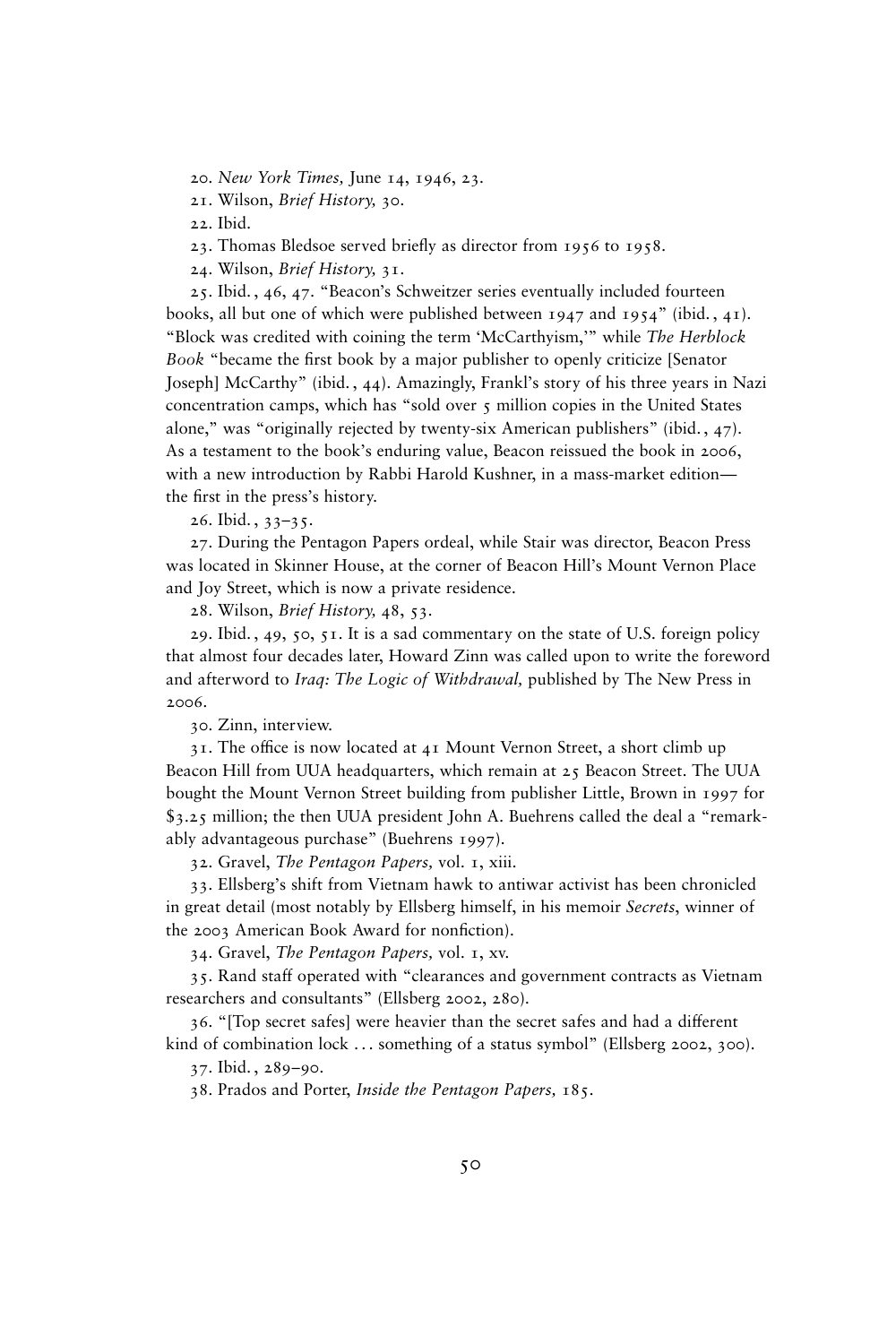20. *New York Times,* June 14, 1946, 23.

21. Wilson, *Brief History,* 30.

22. Ibid.

23. Thomas Bledsoe served briefly as director from 1956 to 1958.

24. Wilson, *Brief History,* 31.

25. Ibid., 46, 47. "Beacon's Schweitzer series eventually included fourteen books, all but one of which were published between 1947 and 1954" (ibid., 41). "Block was credited with coining the term 'McCarthyism,'" while *The Herblock Book* "became the first book by a major publisher to openly criticize [Senator Joseph] McCarthy" (ibid., 44). Amazingly, Frankl's story of his three years in Nazi concentration camps, which has "sold over 5 million copies in the United States alone," was "originally rejected by twenty-six American publishers" (ibid., 47). As a testament to the book's enduring value, Beacon reissued the book in 2006, with a new introduction by Rabbi Harold Kushner, in a mass-market edition—the first in the press's history.

26. Ibid., 33–35.

27. During the Pentagon Papers ordeal, while Stair was director, Beacon Press was located in Skinner House, at the corner of Beacon Hill's Mount Vernon Place and Joy Street, which is now a private residence.

28. Wilson, *Brief History,* 48, 53.

29. Ibid., 49, 50, 51. It is a sad commentary on the state of U.S. foreign policy that almost four decades later, Howard Zinn was called upon to write the foreword and afterword to *Iraq: The Logic of Withdrawal,* published by The New Press in 2006.

30. Zinn, interview.

31. The office is now located at 41 Mount Vernon Street, a short climb up Beacon Hill from UUA headquarters, which remain at 25 Beacon Street. The UUA bought the Mount Vernon Street building from publisher Little, Brown in 1997 for $3.25 million; the then UUA president John A. Buehrens called the deal a "remarkably advantageous purchase" (Buehrens 1997).

32. Gravel, *The Pentagon Papers,* vol. 1, xiii.

33. Ellsberg's shift from Vietnam hawk to antiwar activist has been chronicled in great detail (most notably by Ellsberg himself, in his memoir *Secrets*, winner of the 2003 American Book Award for nonfiction).

34. Gravel, *The Pentagon Papers,* vol. 1, xv.

35. Rand staff operated with "clearances and government contracts as Vietnam researchers and consultants" (Ellsberg 2002, 280).

36. "[Top secret safes] were heavier than the secret safes and had a different kind of combination lock ... something of a status symbol" (Ellsberg 2002, 300).

37. Ibid., 289–90.

38. Prados and Porter, *Inside the Pentagon Papers,* 185.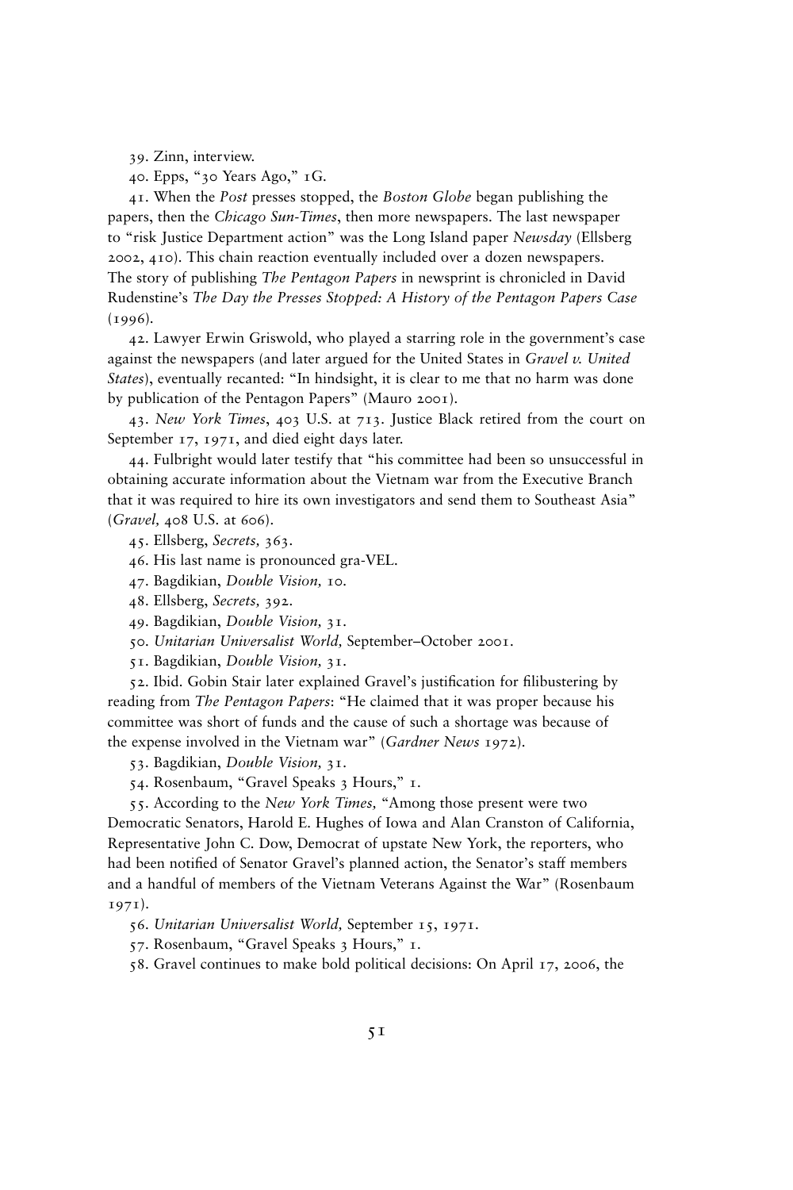39. Zinn, interview.

40. Epps, "30 Years Ago," 1G.

41. When the *Post* presses stopped, the *Boston Globe* began publishing the papers, then the *Chicago Sun-Times*, then more newspapers. The last newspaper to "risk Justice Department action" was the Long Island paper *Newsday* (Ellsberg 2002, 410). This chain reaction eventually included over a dozen newspapers. The story of publishing *The Pentagon Papers* in newsprint is chronicled in David Rudenstine's *The Day the Presses Stopped: A History of the Pentagon Papers Case* (1996).

42. Lawyer Erwin Griswold, who played a starring role in the government's case against the newspapers (and later argued for the United States in *Gravel v. United States*), eventually recanted: "In hindsight, it is clear to me that no harm was done by publication of the Pentagon Papers" (Mauro 2001).

43. *New York Times*, 403 U.S. at 713. Justice Black retired from the court on September 17, 1971, and died eight days later.

44. Fulbright would later testify that "his committee had been so unsuccessful in obtaining accurate information about the Vietnam war from the Executive Branch that it was required to hire its own investigators and send them to Southeast Asia" (*Gravel,* 408 U.S. at 606).

45. Ellsberg, *Secrets,* 363.

46. His last name is pronounced gra-VEL.

47. Bagdikian, *Double Vision,* 10.

48. Ellsberg, *Secrets,* 392.

49. Bagdikian, *Double Vision,* 31.

50. *Unitarian Universalist World,* September–October 2001.

51. Bagdikian, *Double Vision,* 31.

52. Ibid. Gobin Stair later explained Gravel's justification for filibustering by reading from *The Pentagon Papers*: "He claimed that it was proper because his committee was short of funds and the cause of such a shortage was because of the expense involved in the Vietnam war" (*Gardner News* 1972).

53. Bagdikian, *Double Vision,* 31.

54. Rosenbaum, "Gravel Speaks 3 Hours," 1.

55. According to the *New York Times,* "Among those present were two Democratic Senators, Harold E. Hughes of Iowa and Alan Cranston of California, Representative John C. Dow, Democrat of upstate New York, the reporters, who had been notified of Senator Gravel's planned action, the Senator's staff members and a handful of members of the Vietnam Veterans Against the War" (Rosenbaum 1971).

56. *Unitarian Universalist World,* September 15, 1971.

57. Rosenbaum, "Gravel Speaks 3 Hours," 1.

58. Gravel continues to make bold political decisions: On April 17, 2006, the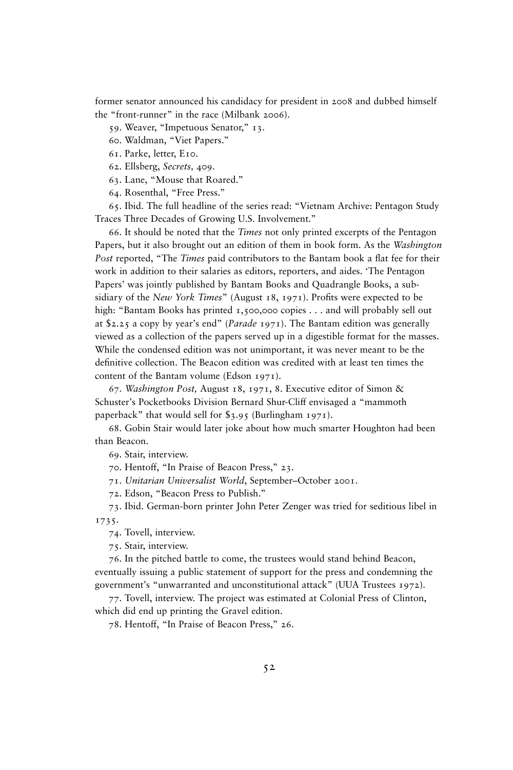former senator announced his candidacy for president in 2008 and dubbed himself the "front-runner" in the race (Milbank 2006).

59. Weaver, "Impetuous Senator," 13.

60. Waldman, "Viet Papers."

61. Parke, letter, E10.

62. Ellsberg, *Secrets,* 409.

63. Lane, "Mouse that Roared."

64. Rosenthal, "Free Press."

65. Ibid. The full headline of the series read: "Vietnam Archive: Pentagon Study Traces Three Decades of Growing U.S. Involvement."

66. It should be noted that the *Times* not only printed excerpts of the Pentagon Papers, but it also brought out an edition of them in book form. As the *Washington Post* reported, "The *Times* paid contributors to the Bantam book a flat fee for their work in addition to their salaries as editors, reporters, and aides. 'The Pentagon Papers' was jointly published by Bantam Books and Quadrangle Books, a subsidiary of the *New York Times*" (August 18, 1971). Profits were expected to be high: "Bantam Books has printed 1,500,000 copies . . . and will probably sell out at $2.25 a copy by year's end" (*Parade* 1971). The Bantam edition was generally viewed as a collection of the papers served up in a digestible format for the masses. While the condensed edition was not unimportant, it was never meant to be the definitive collection. The Beacon edition was credited with at least ten times the content of the Bantam volume (Edson 1971).

67. *Washington Post,* August 18, 1971, 8. Executive editor of Simon & Schuster's Pocketbooks Division Bernard Shur-Cliff envisaged a "mammoth paperback" that would sell for $3.95 (Burlingham 1971).

68. Gobin Stair would later joke about how much smarter Houghton had been than Beacon.

69. Stair, interview.

70. Hentoff, "In Praise of Beacon Press," 23.

71. *Unitarian Universalist World*, September–October 2001.

72. Edson, "Beacon Press to Publish."

73. Ibid. German-born printer John Peter Zenger was tried for seditious libel in 1735.

74. Tovell, interview.

75. Stair, interview.

76. In the pitched battle to come, the trustees would stand behind Beacon, eventually issuing a public statement of support for the press and condemning the government's "unwarranted and unconstitutional attack" (UUA Trustees 1972).

77. Tovell, interview. The project was estimated at Colonial Press of Clinton, which did end up printing the Gravel edition.

78. Hentoff, "In Praise of Beacon Press," 26.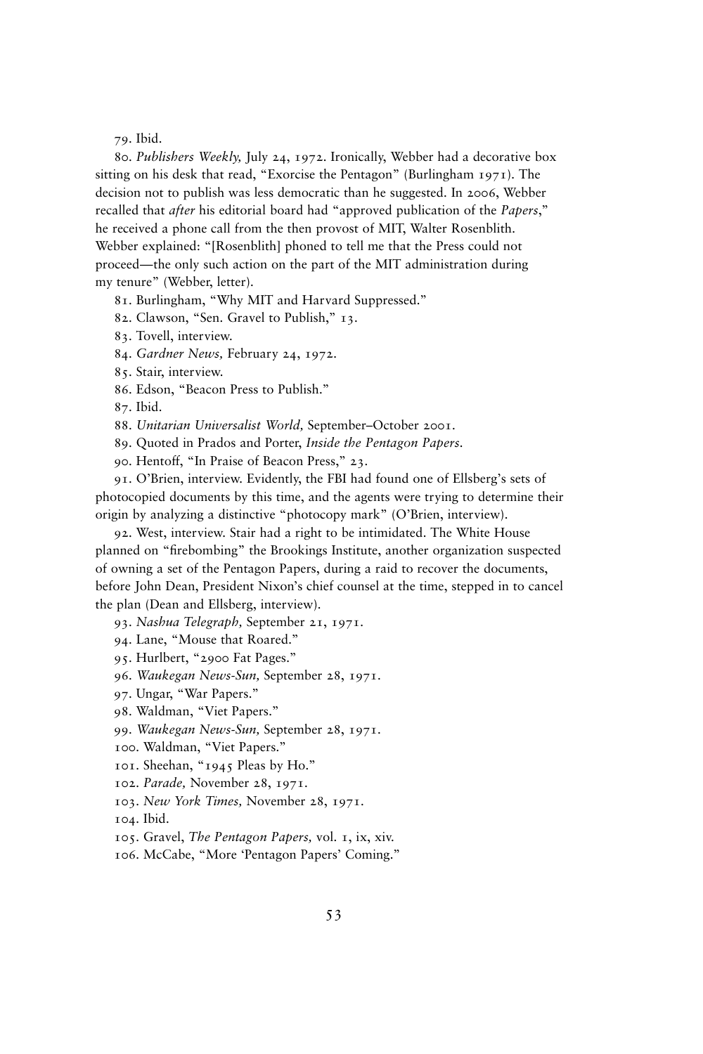79. Ibid.

80. *Publishers Weekly,* July 24, 1972. Ironically, Webber had a decorative box sitting on his desk that read, "Exorcise the Pentagon" (Burlingham 1971). The decision not to publish was less democratic than he suggested. In 2006, Webber recalled that *after* his editorial board had "approved publication of the *Papers*," he received a phone call from the then provost of MIT, Walter Rosenblith. Webber explained: "[Rosenblith] phoned to tell me that the Press could not proceed—the only such action on the part of the MIT administration during my tenure" (Webber, letter).

81. Burlingham, "Why MIT and Harvard Suppressed."

82. Clawson, "Sen. Gravel to Publish," 13.

83. Tovell, interview.

84. *Gardner News,* February 24, 1972.

85. Stair, interview.

86. Edson, "Beacon Press to Publish."

87. Ibid.

88. *Unitarian Universalist World,* September–October 2001.

89. Quoted in Prados and Porter, *Inside the Pentagon Papers.*

90. Hentoff, "In Praise of Beacon Press," 23.

91. O'Brien, interview. Evidently, the FBI had found one of Ellsberg's sets of photocopied documents by this time, and the agents were trying to determine their origin by analyzing a distinctive "photocopy mark" (O'Brien, interview).

92. West, interview. Stair had a right to be intimidated. The White House planned on "firebombing" the Brookings Institute, another organization suspected of owning a set of the Pentagon Papers, during a raid to recover the documents, before John Dean, President Nixon's chief counsel at the time, stepped in to cancel the plan (Dean and Ellsberg, interview).

93. *Nashua Telegraph,* September 21, 1971.

94. Lane, "Mouse that Roared."

95. Hurlbert, "2900 Fat Pages."

96. *Waukegan News-Sun,* September 28, 1971.

97. Ungar, "War Papers."

98. Waldman, "Viet Papers."

99. *Waukegan News-Sun,* September 28, 1971.

100. Waldman, "Viet Papers."

101. Sheehan, "1945 Pleas by Ho."

102. *Parade,* November 28, 1971.

103. *New York Times,* November 28, 1971.

104. Ibid.

105. Gravel, *The Pentagon Papers,* vol. 1, ix, xiv.

106. McCabe, "More 'Pentagon Papers' Coming."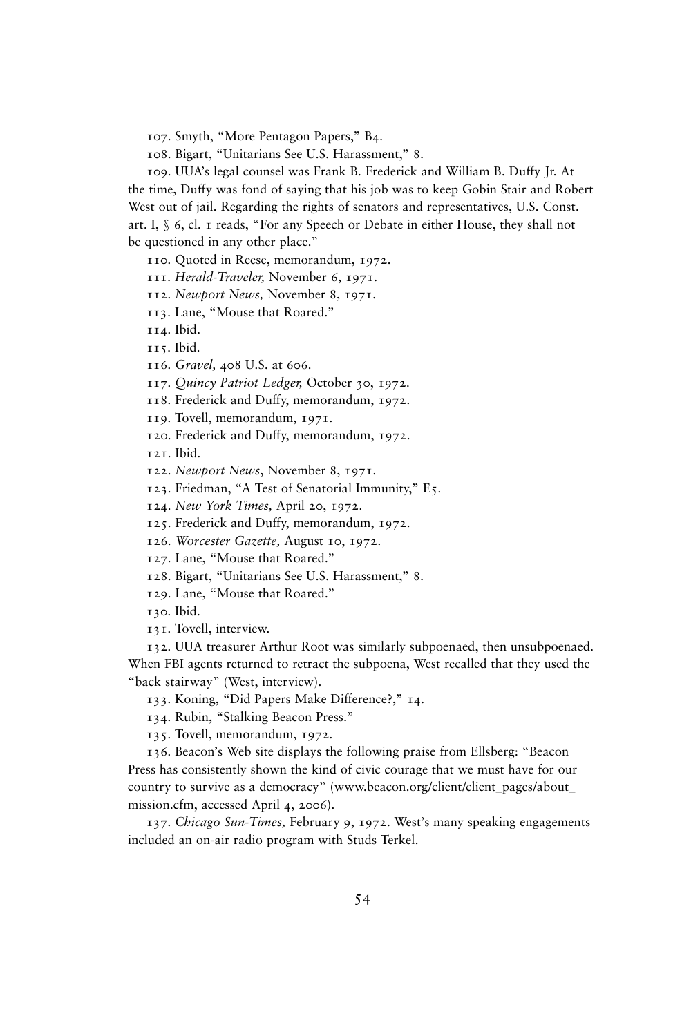107. Smyth, "More Pentagon Papers," B4.

108. Bigart, "Unitarians See U.S. Harassment," 8.

109. UUA's legal counsel was Frank B. Frederick and William B. Duffy Jr. At the time, Duffy was fond of saying that his job was to keep Gobin Stair and Robert West out of jail. Regarding the rights of senators and representatives, U.S. Const. art. I, § 6, cl. 1 reads, "For any Speech or Debate in either House, they shall not be questioned in any other place."

110. Quoted in Reese, memorandum, 1972.

111. *Herald-Traveler,* November 6, 1971.

112. *Newport News,* November 8, 1971.

113. Lane, "Mouse that Roared."

114. Ibid.

115. Ibid.

116. *Gravel,* 408 U.S. at 606.

117. *Quincy Patriot Ledger,* October 30, 1972.

118. Frederick and Duffy, memorandum, 1972.

119. Tovell, memorandum, 1971.

120. Frederick and Duffy, memorandum, 1972.

121. Ibid.

122. *Newport News*, November 8, 1971.

123. Friedman, "A Test of Senatorial Immunity," E5.

124. *New York Times,* April 20, 1972.

125. Frederick and Duffy, memorandum, 1972.

126. *Worcester Gazette,* August 10, 1972.

127. Lane, "Mouse that Roared."

128. Bigart, "Unitarians See U.S. Harassment," 8.

129. Lane, "Mouse that Roared."

130. Ibid.

131. Tovell, interview.

132. UUA treasurer Arthur Root was similarly subpoenaed, then unsubpoenaed. When FBI agents returned to retract the subpoena, West recalled that they used the "back stairway" (West, interview).

133. Koning, "Did Papers Make Difference?," 14.

134. Rubin, "Stalking Beacon Press."

135. Tovell, memorandum, 1972.

136. Beacon's Web site displays the following praise from Ellsberg: "Beacon Press has consistently shown the kind of civic courage that we must have for our country to survive as a democracy" (www.beacon.org/client/client_pages/about_mission.cfm, accessed April 4, 2006).

137. *Chicago Sun-Times,* February 9, 1972. West's many speaking engagements included an on-air radio program with Studs Terkel.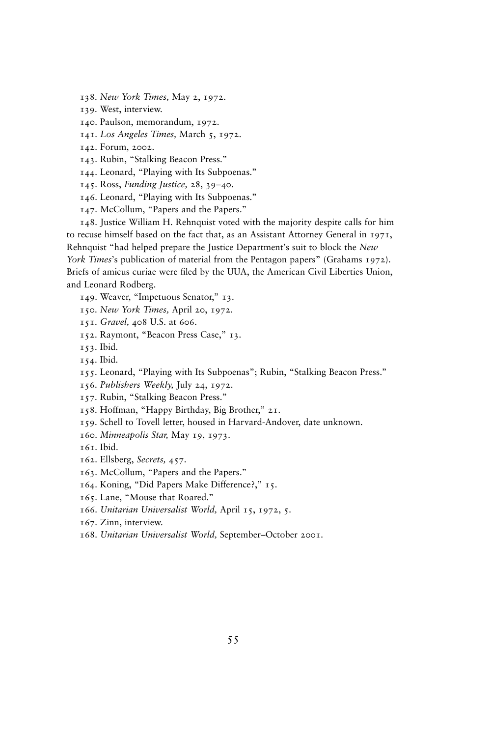138. *New York Times,* May 2, 1972.

139. West, interview.

140. Paulson, memorandum, 1972.

141. *Los Angeles Times,* March 5, 1972.

142. Forum, 2002.

143. Rubin, "Stalking Beacon Press."

144. Leonard, "Playing with Its Subpoenas."

145. Ross, *Funding Justice,* 28, 39–40.

146. Leonard, "Playing with Its Subpoenas."

147. McCollum, "Papers and the Papers."

148. Justice William H. Rehnquist voted with the majority despite calls for him to recuse himself based on the fact that, as an Assistant Attorney General in 1971, Rehnquist "had helped prepare the Justice Department's suit to block the *New York Times*'s publication of material from the Pentagon papers" (Grahams 1972). Briefs of amicus curiae were filed by the UUA, the American Civil Liberties Union, and Leonard Rodberg.

149. Weaver, "Impetuous Senator," 13.

150. *New York Times,* April 20, 1972.

151. *Gravel,* 408 U.S. at 606.

152. Raymont, "Beacon Press Case," 13.

153. Ibid.

154. Ibid.

155. Leonard, "Playing with Its Subpoenas"; Rubin, "Stalking Beacon Press."

156. *Publishers Weekly,* July 24, 1972.

157. Rubin, "Stalking Beacon Press."

158. Hoffman, "Happy Birthday, Big Brother," 21.

159. Schell to Tovell letter, housed in Harvard-Andover, date unknown.

160. *Minneapolis Star,* May 19, 1973.

161. Ibid.

162. Ellsberg, *Secrets,* 457.

163. McCollum, "Papers and the Papers."

164. Koning, "Did Papers Make Difference?," 15.

165. Lane, "Mouse that Roared."

166. *Unitarian Universalist World,* April 15, 1972, 5.

167. Zinn, interview.

168. *Unitarian Universalist World,* September–October 2001.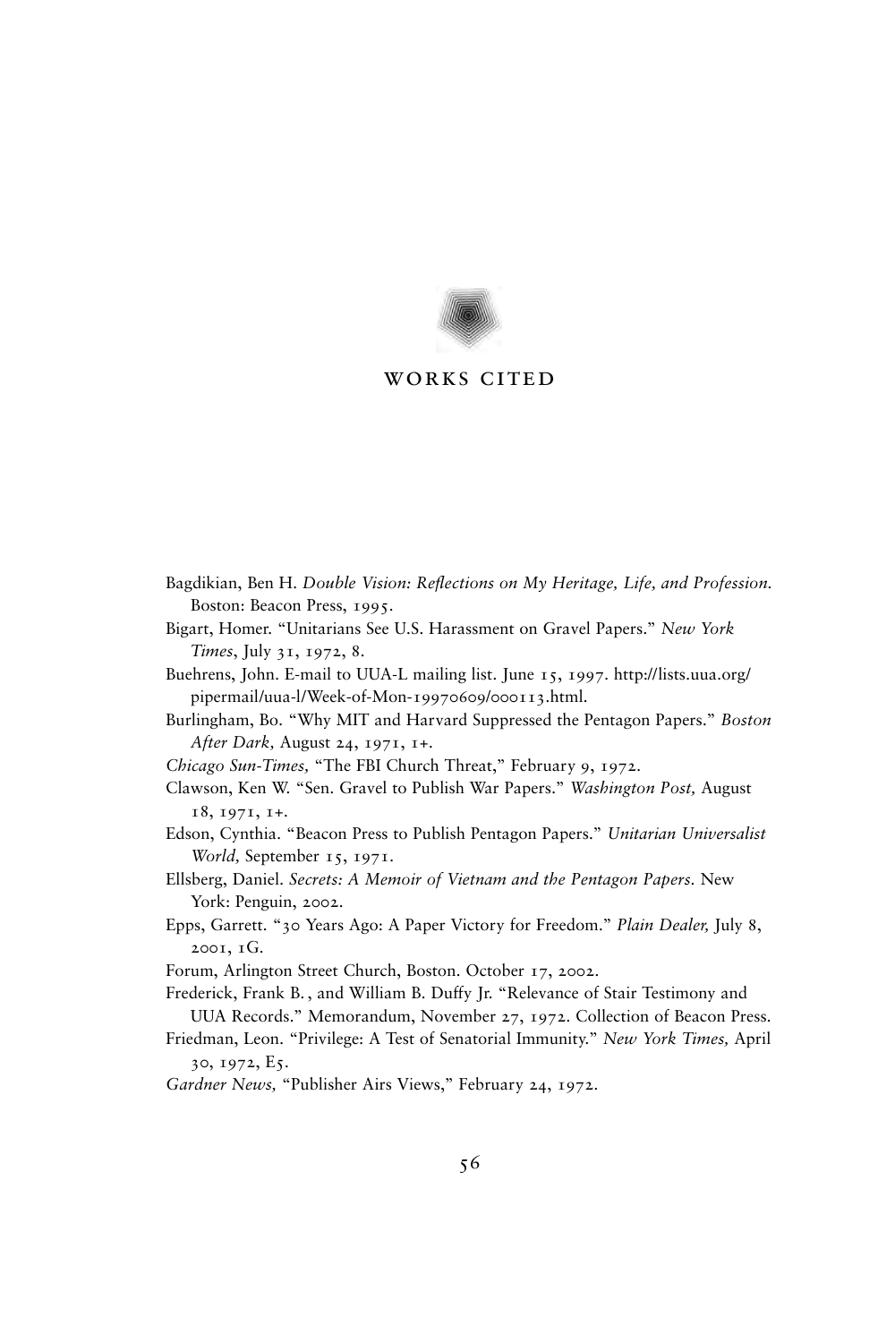# WORKS CITED

Bagdikian, Ben H. *Double Vision: Reflections on My Heritage, Life, and Profession.* Boston: Beacon Press, 1995.

Bigart, Homer. "Unitarians See U.S. Harassment on Gravel Papers." *New York Times*, July 31, 1972, 8.

Buehrens, John. E-mail to UUA-L mailing list. June 15, 1997. http://lists.uua.org/pipermail/uua-l/Week-of-Mon-19970609/000113.html.

Burlingham, Bo. "Why MIT and Harvard Suppressed the Pentagon Papers." *Boston After Dark,* August 24, 1971, 1+.

*Chicago Sun-Times,* "The FBI Church Threat," February 9, 1972.

Clawson, Ken W. "Sen. Gravel to Publish War Papers." *Washington Post,* August 18, 1971, 1+.

Edson, Cynthia. "Beacon Press to Publish Pentagon Papers." *Unitarian Universalist World,* September 15, 1971.

Ellsberg, Daniel. *Secrets: A Memoir of Vietnam and the Pentagon Papers.* New York: Penguin, 2002.

Epps, Garrett. "30 Years Ago: A Paper Victory for Freedom." *Plain Dealer,* July 8, 2001, 1G.

Forum, Arlington Street Church, Boston. October 17, 2002.

Frederick, Frank B., and William B. Duffy Jr. "Relevance of Stair Testimony and UUA Records." Memorandum, November 27, 1972. Collection of Beacon Press.

Friedman, Leon. "Privilege: A Test of Senatorial Immunity." *New York Times,* April 30, 1972, E5.

*Gardner News,* "Publisher Airs Views," February 24, 1972.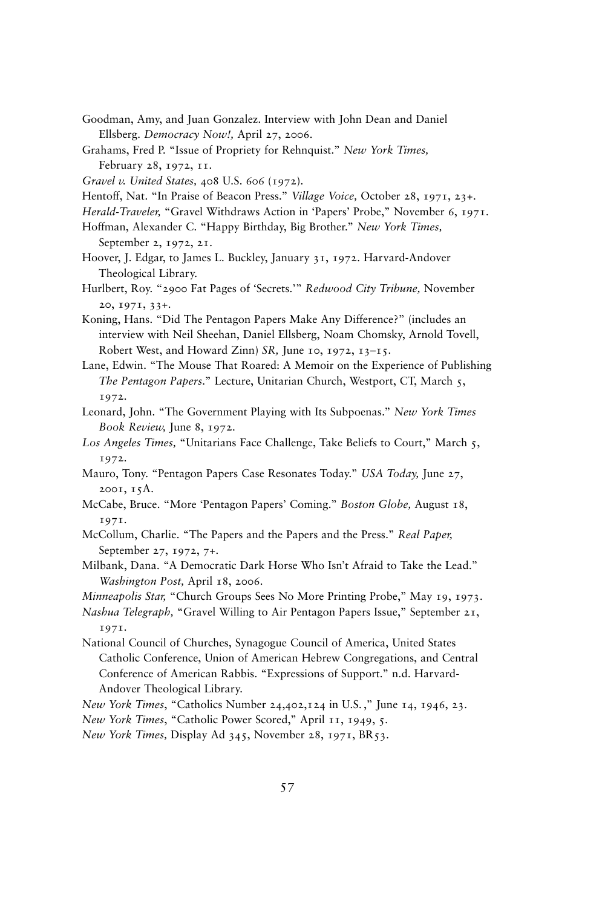Goodman, Amy, and Juan Gonzalez. Interview with John Dean and Daniel Ellsberg. *Democracy Now!,* April 27, 2006.

Grahams, Fred P. "Issue of Propriety for Rehnquist." *New York Times,* February 28, 1972, 11.

*Gravel v. United States,* 408 U.S. 606 (1972).

Hentoff, Nat. "In Praise of Beacon Press." *Village Voice,* October 28, 1971, 23+.

*Herald-Traveler,* "Gravel Withdraws Action in 'Papers' Probe," November 6, 1971.

Hoffman, Alexander C. "Happy Birthday, Big Brother." *New York Times,* September 2, 1972, 21.

Hoover, J. Edgar, to James L. Buckley, January 31, 1972. Harvard-Andover Theological Library.

Hurlbert, Roy. "2900 Fat Pages of 'Secrets.'" *Redwood City Tribune,* November 20, 1971, 33+.

Koning, Hans. "Did The Pentagon Papers Make Any Difference?" (includes an interview with Neil Sheehan, Daniel Ellsberg, Noam Chomsky, Arnold Tovell, Robert West, and Howard Zinn) *SR,* June 10, 1972, 13–15.

Lane, Edwin. "The Mouse That Roared: A Memoir on the Experience of Publishing *The Pentagon Papers*." Lecture, Unitarian Church, Westport, CT, March 5, 1972.

Leonard, John. "The Government Playing with Its Subpoenas." *New York Times Book Review,* June 8, 1972.

*Los Angeles Times,* "Unitarians Face Challenge, Take Beliefs to Court," March 5, 1972.

Mauro, Tony. "Pentagon Papers Case Resonates Today." *USA Today,* June 27, 2001, 15A.

McCabe, Bruce. "More 'Pentagon Papers' Coming." *Boston Globe,* August 18, 1971.

McCollum, Charlie. "The Papers and the Papers and the Press." *Real Paper,* September 27, 1972, 7+.

Milbank, Dana. "A Democratic Dark Horse Who Isn't Afraid to Take the Lead." *Washington Post,* April 18, 2006.

*Minneapolis Star,* "Church Groups Sees No More Printing Probe," May 19, 1973.

*Nashua Telegraph,* "Gravel Willing to Air Pentagon Papers Issue," September 21, 1971.

National Council of Churches, Synagogue Council of America, United States Catholic Conference, Union of American Hebrew Congregations, and Central Conference of American Rabbis. "Expressions of Support." n.d. Harvard-Andover Theological Library.

*New York Times*, "Catholics Number 24,402,124 in U.S.," June 14, 1946, 23.

*New York Times*, "Catholic Power Scored," April 11, 1949, 5.

*New York Times,* Display Ad 345, November 28, 1971, BR53.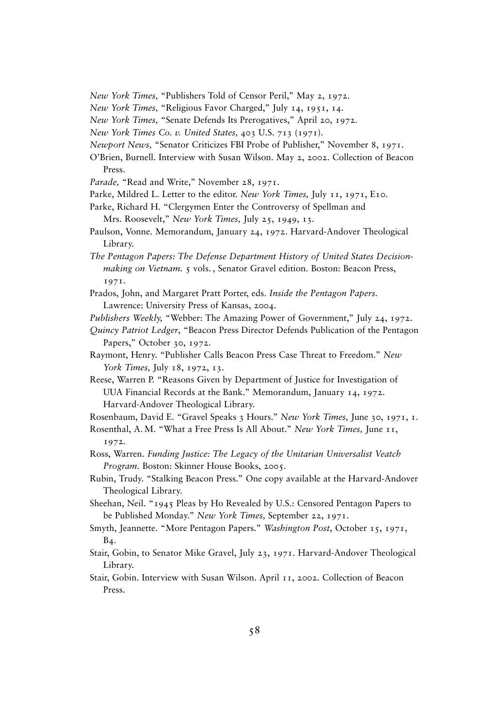*New York Times,* "Publishers Told of Censor Peril," May 2, 1972.

*New York Times,* "Religious Favor Charged," July 14, 1951, 14.

*New York Times,* "Senate Defends Its Prerogatives," April 20, 1972.

*New York Times Co. v. United States,* 403 U.S. 713 (1971).

*Newport News,* "Senator Criticizes FBI Probe of Publisher," November 8, 1971.

O'Brien, Burnell. Interview with Susan Wilson. May 2, 2002. Collection of Beacon Press.

*Parade,* "Read and Write," November 28, 1971.

Parke, Mildred L. Letter to the editor. *New York Times,* July 11, 1971, E10.

Parke, Richard H. "Clergymen Enter the Controversy of Spellman and Mrs. Roosevelt," *New York Times,* July 25, 1949, 13.

Paulson, Vonne. Memorandum, January 24, 1972. Harvard-Andover Theological Library.

*The Pentagon Papers: The Defense Department History of United States Decision-making on Vietnam.* 5 vols., Senator Gravel edition. Boston: Beacon Press, 1971.

Prados, John, and Margaret Pratt Porter, eds. *Inside the Pentagon Papers.* Lawrence: University Press of Kansas, 2004.

*Publishers Weekly,* "Webber: The Amazing Power of Government," July 24, 1972.

*Quincy Patriot Ledger*, "Beacon Press Director Defends Publication of the Pentagon Papers," October 30, 1972.

Raymont, Henry. "Publisher Calls Beacon Press Case Threat to Freedom." *New York Times,* July 18, 1972, 13.

Reese, Warren P. "Reasons Given by Department of Justice for Investigation of UUA Financial Records at the Bank." Memorandum, January 14, 1972. Harvard-Andover Theological Library.

Rosenbaum, David E. "Gravel Speaks 3 Hours." *New York Times,* June 30, 1971, 1.

Rosenthal, A. M. "What a Free Press Is All About." *New York Times,* June 11, 1972.

Ross, Warren. *Funding Justice: The Legacy of the Unitarian Universalist Veatch Program.* Boston: Skinner House Books, 2005.

Rubin, Trudy. "Stalking Beacon Press." One copy available at the Harvard-Andover Theological Library.

Sheehan, Neil. "1945 Pleas by Ho Revealed by U.S.: Censored Pentagon Papers to be Published Monday." *New York Times,* September 22, 1971.

Smyth, Jeannette. "More Pentagon Papers." *Washington Post*, October 15, 1971, B4.

Stair, Gobin, to Senator Mike Gravel, July 23, 1971. Harvard-Andover Theological Library.

Stair, Gobin. Interview with Susan Wilson. April 11, 2002. Collection of Beacon Press.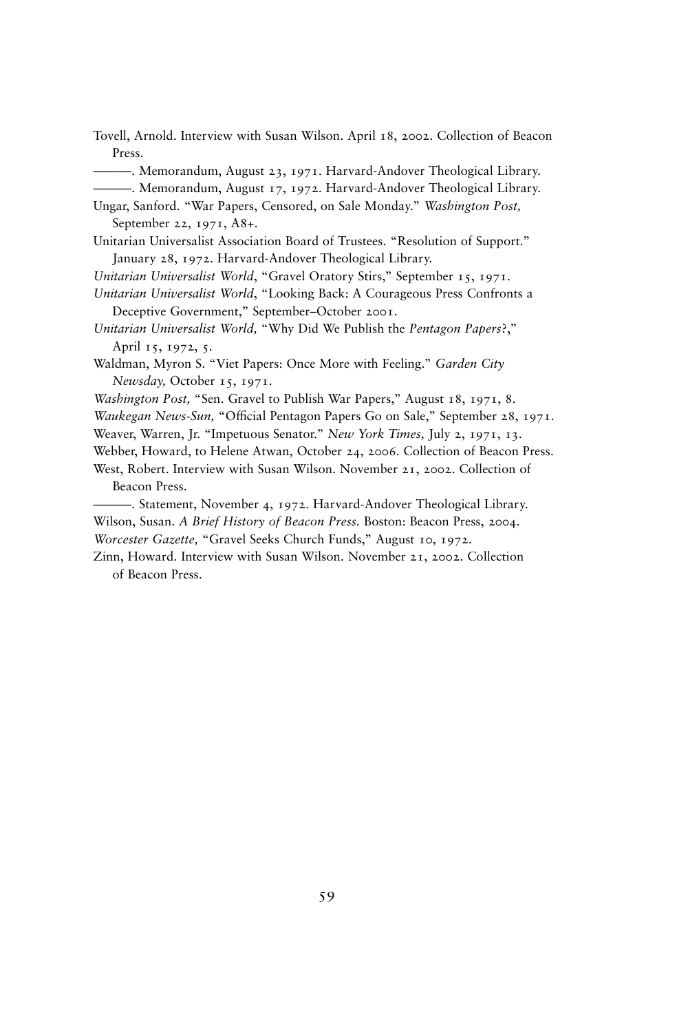Tovell, Arnold. Interview with Susan Wilson. April 18, 2002. Collection of Beacon Press.

———. Memorandum, August 23, 1971. Harvard-Andover Theological Library.

———. Memorandum, August 17, 1972. Harvard-Andover Theological Library.

Ungar, Sanford. "War Papers, Censored, on Sale Monday." *Washington Post,* September 22, 1971, A8+.

Unitarian Universalist Association Board of Trustees. "Resolution of Support." January 28, 1972. Harvard-Andover Theological Library.

*Unitarian Universalist World*, "Gravel Oratory Stirs," September 15, 1971.

*Unitarian Universalist World*, "Looking Back: A Courageous Press Confronts a Deceptive Government," September–October 2001.

*Unitarian Universalist World,* "Why Did We Publish the *Pentagon Papers*?," April 15, 1972, 5.

Waldman, Myron S. "Viet Papers: Once More with Feeling." *Garden City Newsday,* October 15, 1971.

*Washington Post,* "Sen. Gravel to Publish War Papers," August 18, 1971, 8.

*Waukegan News-Sun,* "Official Pentagon Papers Go on Sale," September 28, 1971.

Weaver, Warren, Jr. "Impetuous Senator." *New York Times,* July 2, 1971, 13.

Webber, Howard, to Helene Atwan, October 24, 2006. Collection of Beacon Press.

West, Robert. Interview with Susan Wilson. November 21, 2002. Collection of Beacon Press.

———. Statement, November 4, 1972. Harvard-Andover Theological Library.

Wilson, Susan. *A Brief History of Beacon Press.* Boston: Beacon Press, 2004.

*Worcester Gazette,* "Gravel Seeks Church Funds," August 10, 1972.

Zinn, Howard. Interview with Susan Wilson. November 21, 2002. Collection of Beacon Press.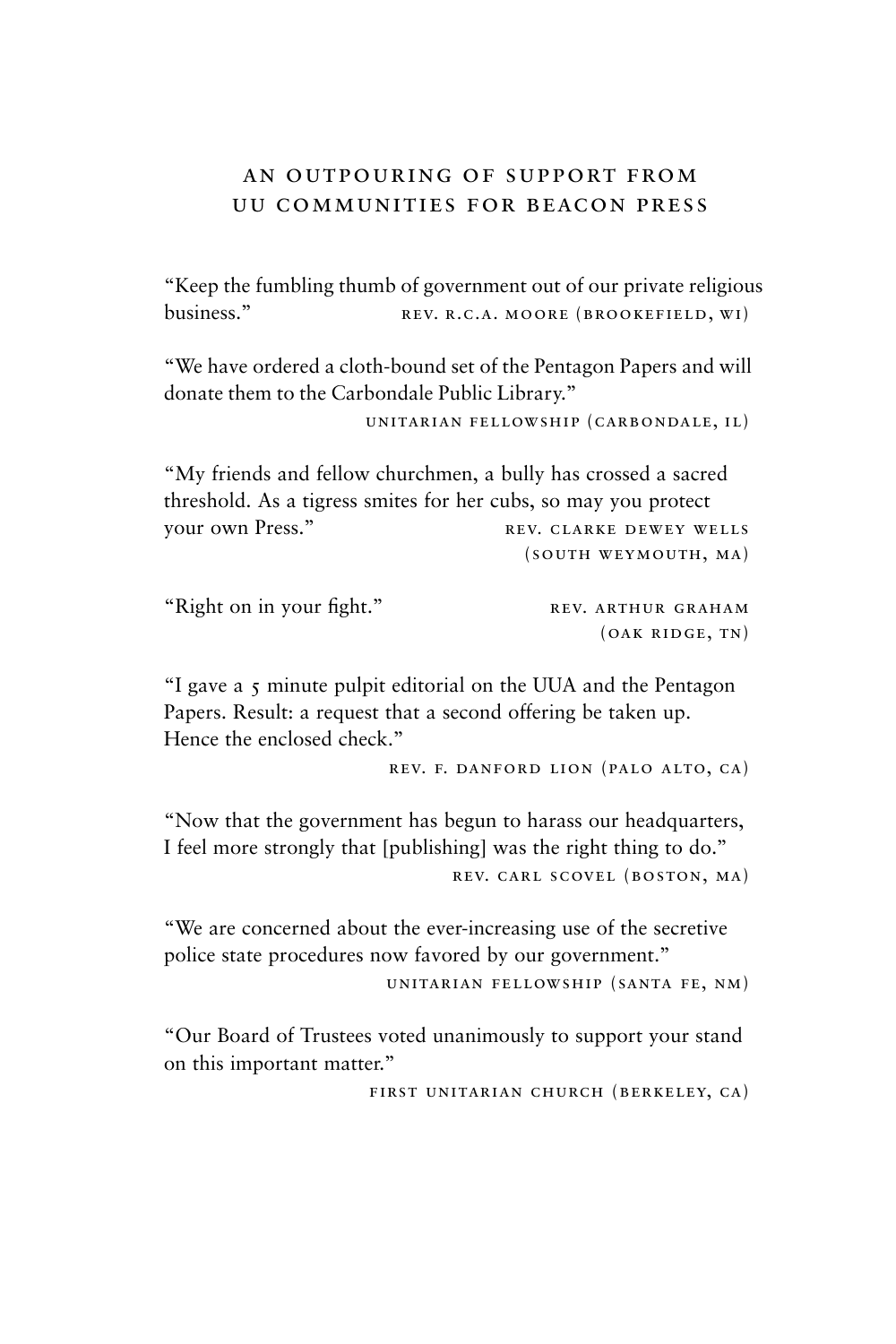## AN OUTPOURING OF SUPPORT FROM UU COMMUNITIES FOR BEACON PRESS

"Keep the fumbling thumb of government out of our private religious business."
REV. R.C.A. MOORE (BROOKEFIELD, WI)

"We have ordered a cloth-bound set of the Pentagon Papers and will donate them to the Carbondale Public Library."
UNITARIAN FELLOWSHIP (CARBONDALE, IL)

"My friends and fellow churchmen, a bully has crossed a sacred threshold. As a tigress smites for her cubs, so may you protect your own Press."
REV. CLARKE DEWEY WELLS (SOUTH WEYMOUTH, MA)

"Right on in your fight."
REV. ARTHUR GRAHAM (OAK RIDGE, TN)

"I gave a 5 minute pulpit editorial on the UUA and the Pentagon Papers. Result: a request that a second offering be taken up. Hence the enclosed check."
REV. F. DANFORD LION (PALO ALTO, CA)

"Now that the government has begun to harass our headquarters, I feel more strongly that [publishing] was the right thing to do."
REV. CARL SCOVEL (BOSTON, MA)

"We are concerned about the ever-increasing use of the secretive police state procedures now favored by our government."
UNITARIAN FELLOWSHIP (SANTA FE, NM)

"Our Board of Trustees voted unanimously to support your stand on this important matter."
FIRST UNITARIAN CHURCH (BERKELEY, CA)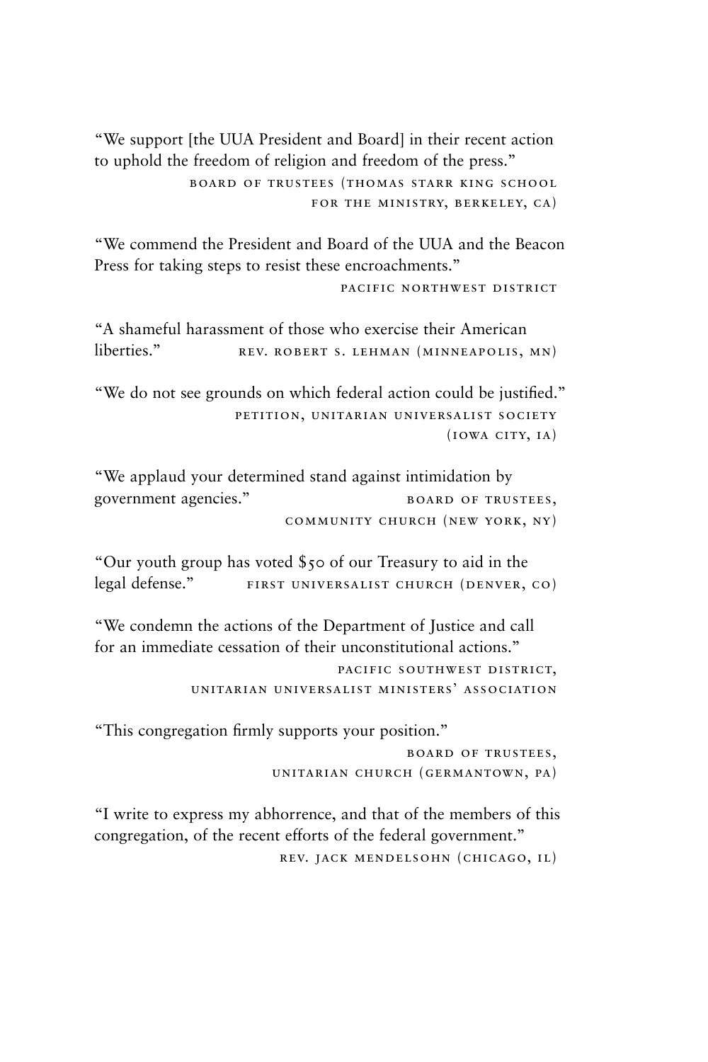"We support [the UUA President and Board] in their recent action to uphold the freedom of religion and freedom of the press."

BOARD OF TRUSTEES (THOMAS STARR KING SCHOOL FOR THE MINISTRY, BERKELEY, CA)

"We commend the President and Board of the UUA and the Beacon Press for taking steps to resist these encroachments."

PACIFIC NORTHWEST DISTRICT

"A shameful harassment of those who exercise their American liberties."

REV. ROBERT S. LEHMAN (MINNEAPOLIS, MN)

"We do not see grounds on which federal action could be justified."

PETITION, UNITARIAN UNIVERSALIST SOCIETY (IOWA CITY, IA)

"We applaud your determined stand against intimidation by government agencies."

BOARD OF TRUSTEES, COMMUNITY CHURCH (NEW YORK, NY)

"Our youth group has voted $50 of our Treasury to aid in the legal defense."

FIRST UNIVERSALIST CHURCH (DENVER, CO)

"We condemn the actions of the Department of Justice and call for an immediate cessation of their unconstitutional actions."

PACIFIC SOUTHWEST DISTRICT, UNITARIAN UNIVERSALIST MINISTERS' ASSOCIATION

"This congregation firmly supports your position."

BOARD OF TRUSTEES, UNITARIAN CHURCH (GERMANTOWN, PA)

"I write to express my abhorrence, and that of the members of this congregation, of the recent efforts of the federal government."

REV. JACK MENDELSOHN (CHICAGO, IL)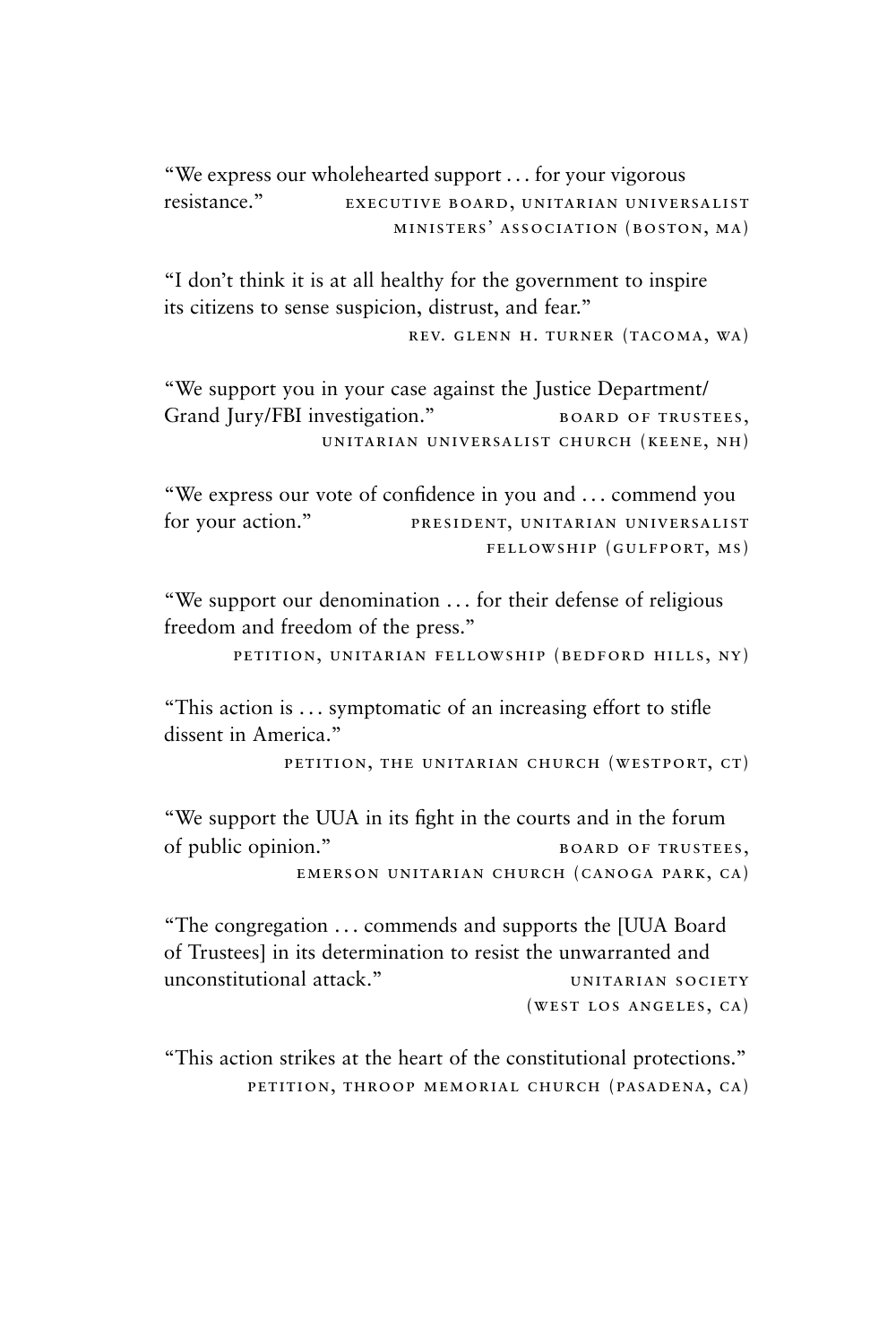"We express our wholehearted support . . . for your vigorous resistance."
EXECUTIVE BOARD, UNITARIAN UNIVERSALIST MINISTERS' ASSOCIATION (BOSTON, MA)

"I don't think it is at all healthy for the government to inspire its citizens to sense suspicion, distrust, and fear."
REV. GLENN H. TURNER (TACOMA, WA)

"We support you in your case against the Justice Department/Grand Jury/FBI investigation."
BOARD OF TRUSTEES, UNITARIAN UNIVERSALIST CHURCH (KEENE, NH)

"We express our vote of confidence in you and . . . commend you for your action."
PRESIDENT, UNITARIAN UNIVERSALIST FELLOWSHIP (GULFPORT, MS)

"We support our denomination . . . for their defense of religious freedom and freedom of the press."
PETITION, UNITARIAN FELLOWSHIP (BEDFORD HILLS, NY)

"This action is . . . symptomatic of an increasing effort to stifle dissent in America."
PETITION, THE UNITARIAN CHURCH (WESTPORT, CT)

"We support the UUA in its fight in the courts and in the forum of public opinion."
BOARD OF TRUSTEES, EMERSON UNITARIAN CHURCH (CANOGA PARK, CA)

"The congregation . . . commends and supports the [UUA Board of Trustees] in its determination to resist the unwarranted and unconstitutional attack."
UNITARIAN SOCIETY (WEST LOS ANGELES, CA)

"This action strikes at the heart of the constitutional protections."
PETITION, THROOP MEMORIAL CHURCH (PASADENA, CA)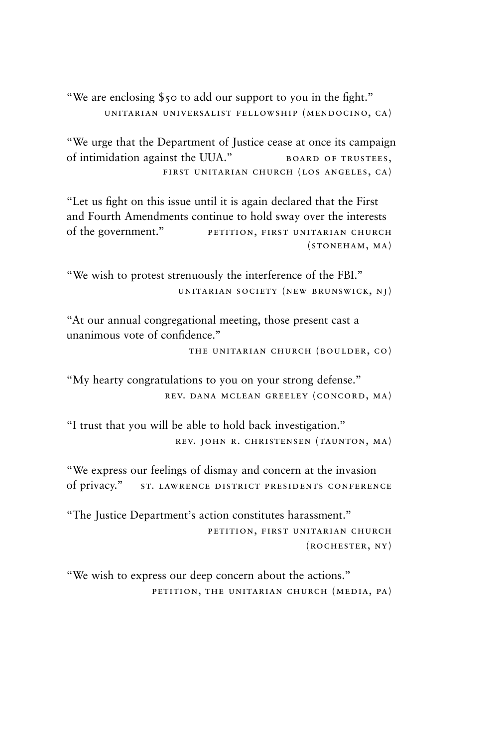"We are enclosing $50 to add our support to you in the fight."
UNITARIAN UNIVERSALIST FELLOWSHIP (MENDOCINO, CA)

"We urge that the Department of Justice cease at once its campaign of intimidation against the UUA."
BOARD OF TRUSTEES, FIRST UNITARIAN CHURCH (LOS ANGELES, CA)

"Let us fight on this issue until it is again declared that the First and Fourth Amendments continue to hold sway over the interests of the government."
PETITION, FIRST UNITARIAN CHURCH (STONEHAM, MA)

"We wish to protest strenuously the interference of the FBI."
UNITARIAN SOCIETY (NEW BRUNSWICK, NJ)

"At our annual congregational meeting, those present cast a unanimous vote of confidence."
THE UNITARIAN CHURCH (BOULDER, CO)

"My hearty congratulations to you on your strong defense."
REV. DANA MCLEAN GREELEY (CONCORD, MA)

"I trust that you will be able to hold back investigation."
REV. JOHN R. CHRISTENSEN (TAUNTON, MA)

"We express our feelings of dismay and concern at the invasion of privacy."
ST. LAWRENCE DISTRICT PRESIDENTS CONFERENCE

"The Justice Department's action constitutes harassment."
PETITION, FIRST UNITARIAN CHURCH (ROCHESTER, NY)

"We wish to express our deep concern about the actions."
PETITION, THE UNITARIAN CHURCH (MEDIA, PA)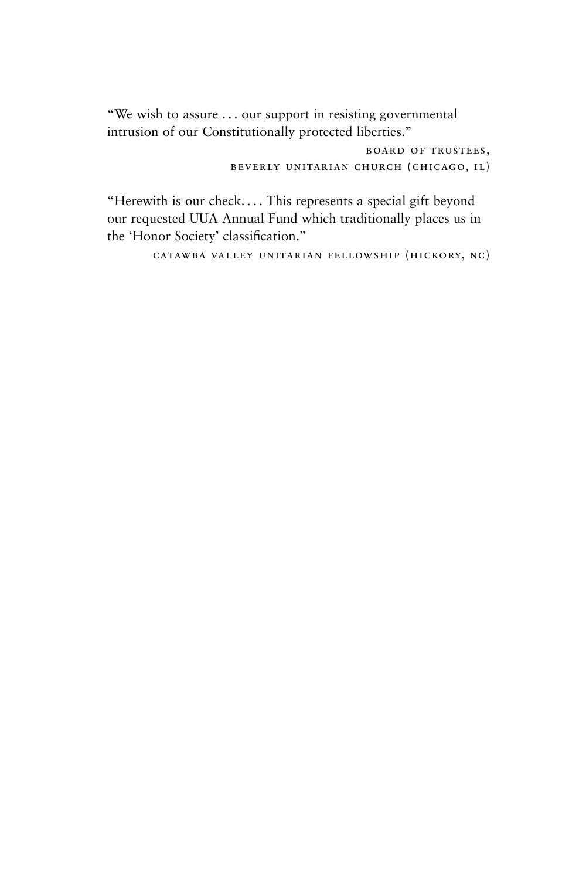"We wish to assure . . . our support in resisting governmental intrusion of our Constitutionally protected liberties."

BOARD OF TRUSTEES,
BEVERLY UNITARIAN CHURCH (CHICAGO, IL)

"Herewith is our check. . . . This represents a special gift beyond our requested UUA Annual Fund which traditionally places us in the 'Honor Society' classification."

CATAWBA VALLEY UNITARIAN FELLOWSHIP (HICKORY, NC)